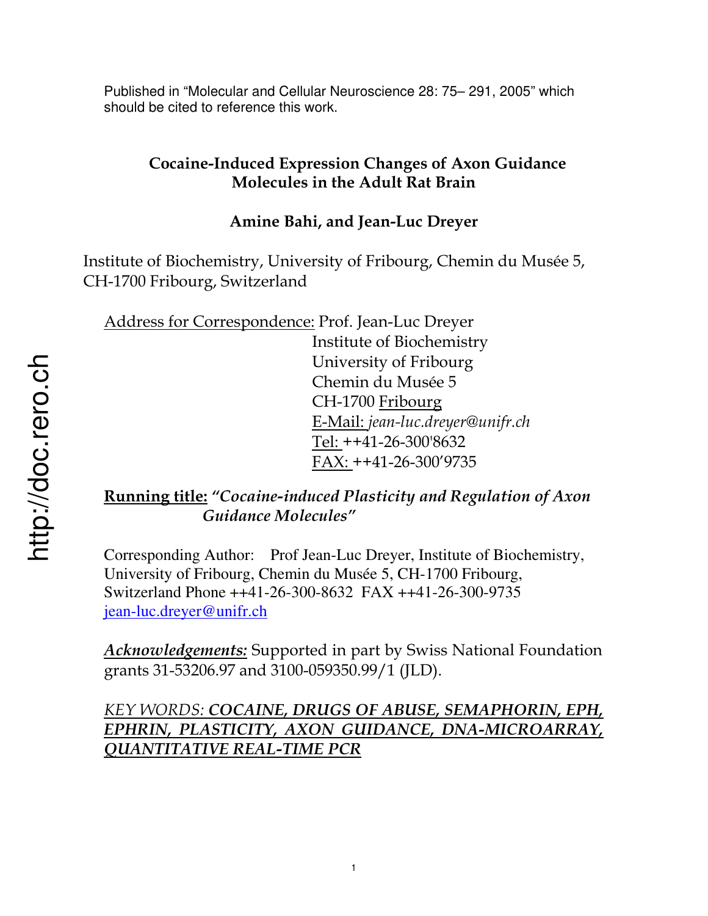Published in "Molecular and Cellular Neuroscience 28: 75– 291, 2005" which should be cited to reference this work.

# Cocaine-Induced Expression Changes of Axon Guidance Molecules in the Adult Rat Brain

**Amine Bahi, and Jean-Luc Dreyer**

Institute of Biochemistry, University of Fribourg, Chemin du Musée 5, CH-1700 Fribourg, Switzerland

Address for Correspondence: Prof. Jean-Luc Dreyer
Institute of Biochemistry
University of Fribourg
Chemin du Musée 5
CH-1700 Fribourg
E-Mail: *jean-luc.dreyer@unifr.ch*
Tel: ++41-26-300'8632
FAX: ++41-26-300'9735

**Running title:** ***"Cocaine-induced Plasticity and Regulation of Axon Guidance Molecules"***

Corresponding Author: Prof Jean-Luc Dreyer, Institute of Biochemistry, University of Fribourg, Chemin du Musée 5, CH-1700 Fribourg, Switzerland Phone ++41-26-300-8632 FAX ++41-26-300-9735 jean-luc.dreyer@unifr.ch

***Acknowledgements:*** Supported in part by Swiss National Foundation grants 31-53206.97 and 3100-059350.99/1 (JLD).

*KEY WORDS:* ***COCAINE, DRUGS OF ABUSE, SEMAPHORIN, EPH, EPHRIN, PLASTICITY, AXON GUIDANCE, DNA-MICROARRAY, QUANTITATIVE REAL-TIME PCR***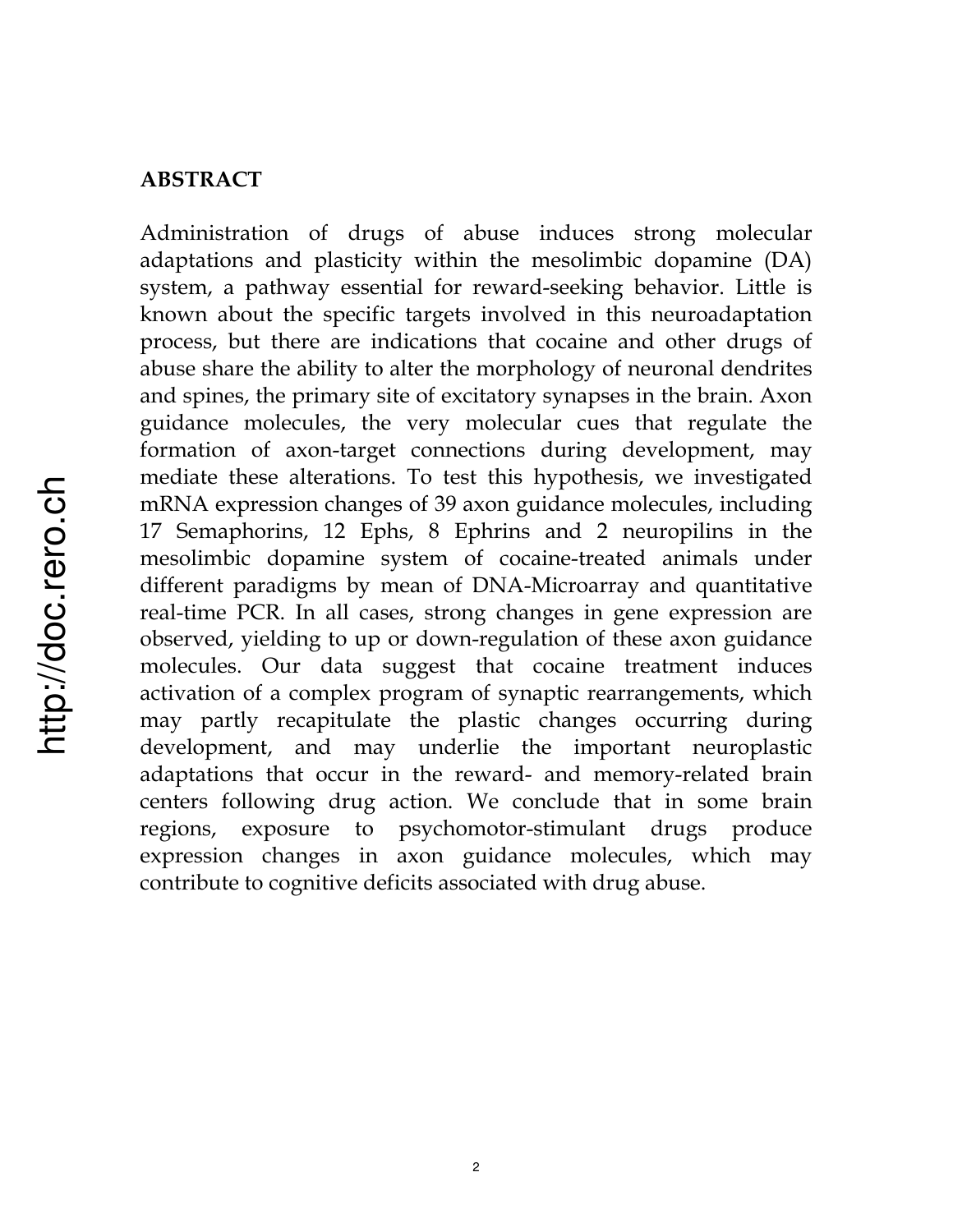## ABSTRACT

Administration of drugs of abuse induces strong molecular adaptations and plasticity within the mesolimbic dopamine (DA) system, a pathway essential for reward-seeking behavior. Little is known about the specific targets involved in this neuroadaptation process, but there are indications that cocaine and other drugs of abuse share the ability to alter the morphology of neuronal dendrites and spines, the primary site of excitatory synapses in the brain. Axon guidance molecules, the very molecular cues that regulate the formation of axon-target connections during development, may mediate these alterations. To test this hypothesis, we investigated mRNA expression changes of 39 axon guidance molecules, including 17 Semaphorins, 12 Ephs, 8 Ephrins and 2 neuropilins in the mesolimbic dopamine system of cocaine-treated animals under different paradigms by mean of DNA-Microarray and quantitative real-time PCR. In all cases, strong changes in gene expression are observed, yielding to up or down-regulation of these axon guidance molecules. Our data suggest that cocaine treatment induces activation of a complex program of synaptic rearrangements, which may partly recapitulate the plastic changes occurring during development, and may underlie the important neuroplastic adaptations that occur in the reward- and memory-related brain centers following drug action. We conclude that in some brain regions, exposure to psychomotor-stimulant drugs produce expression changes in axon guidance molecules, which may contribute to cognitive deficits associated with drug abuse.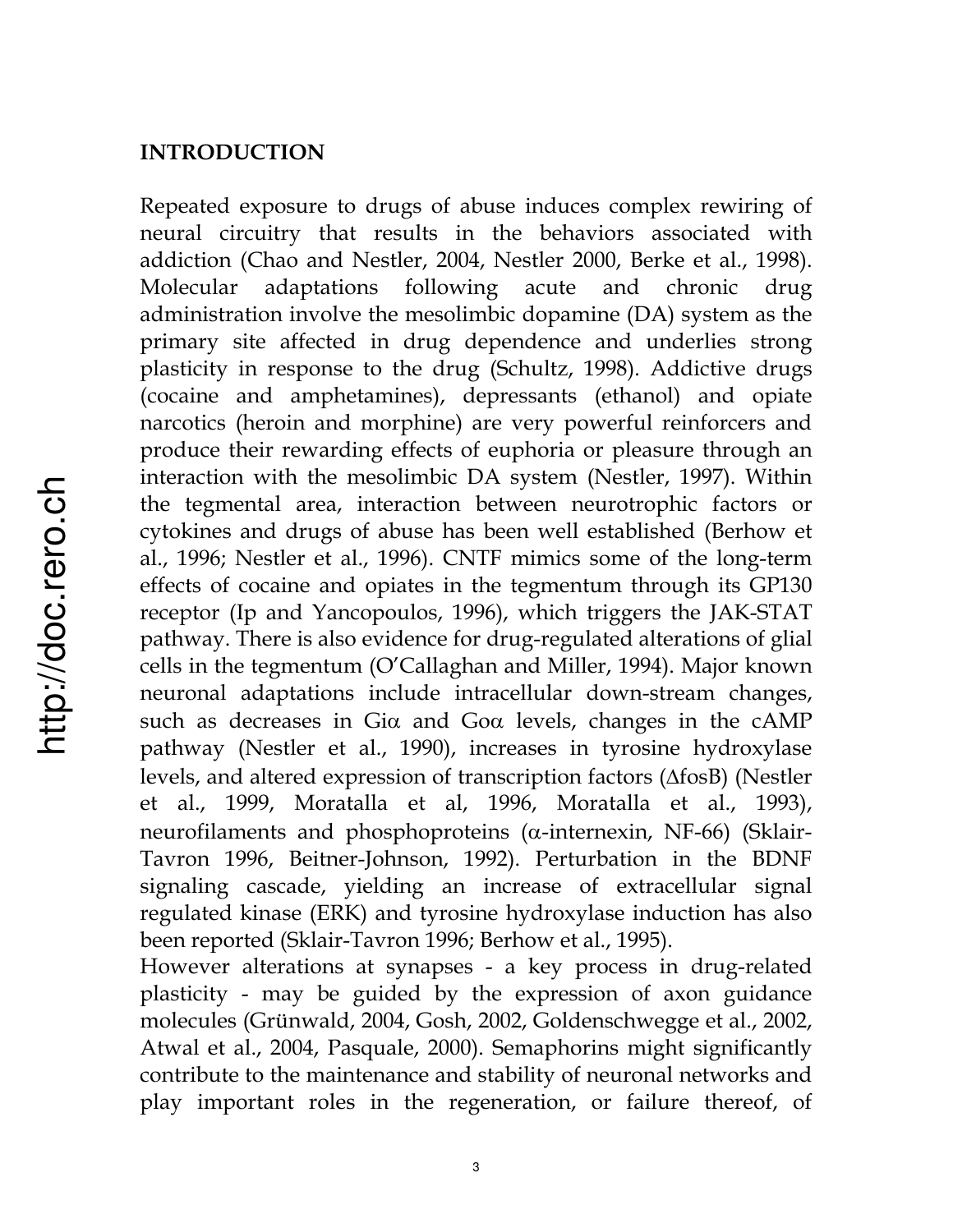## INTRODUCTION

Repeated exposure to drugs of abuse induces complex rewiring of neural circuitry that results in the behaviors associated with addiction (Chao and Nestler, 2004, Nestler 2000, Berke et al., 1998). Molecular adaptations following acute and chronic drug administration involve the mesolimbic dopamine (DA) system as the primary site affected in drug dependence and underlies strong plasticity in response to the drug (Schultz, 1998). Addictive drugs (cocaine and amphetamines), depressants (ethanol) and opiate narcotics (heroin and morphine) are very powerful reinforcers and produce their rewarding effects of euphoria or pleasure through an interaction with the mesolimbic DA system (Nestler, 1997). Within the tegmental area, interaction between neurotrophic factors or cytokines and drugs of abuse has been well established (Berhow et al., 1996; Nestler et al., 1996). CNTF mimics some of the long-term effects of cocaine and opiates in the tegmentum through its GP130 receptor (Ip and Yancopoulos, 1996), which triggers the JAK-STAT pathway. There is also evidence for drug-regulated alterations of glial cells in the tegmentum (O'Callaghan and Miller, 1994). Major known neuronal adaptations include intracellular down-stream changes, such as decreases in Gi$\alpha$ and Go$\alpha$ levels, changes in the cAMP pathway (Nestler et al., 1990), increases in tyrosine hydroxylase levels, and altered expression of transcription factors ($\Delta$fosB) (Nestler et al., 1999, Moratalla et al, 1996, Moratalla et al., 1993), neurofilaments and phosphoproteins ($\alpha$-internexin, NF-66) (Sklair-Tavron 1996, Beitner-Johnson, 1992). Perturbation in the BDNF signaling cascade, yielding an increase of extracellular signal regulated kinase (ERK) and tyrosine hydroxylase induction has also been reported (Sklair-Tavron 1996; Berhow et al., 1995).

However alterations at synapses - a key process in drug-related plasticity - may be guided by the expression of axon guidance molecules (Grünwald, 2004, Gosh, 2002, Goldenschwegge et al., 2002, Atwal et al., 2004, Pasquale, 2000). Semaphorins might significantly contribute to the maintenance and stability of neuronal networks and play important roles in the regeneration, or failure thereof, of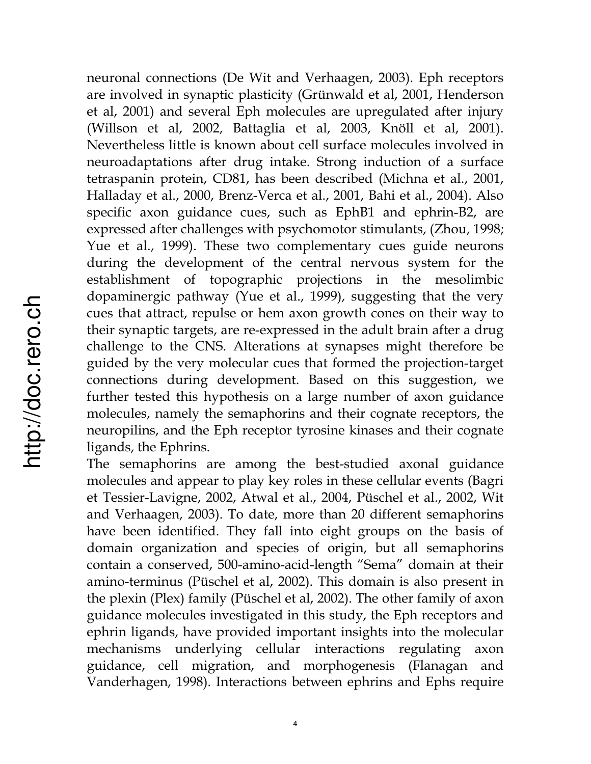neuronal connections (De Wit and Verhaagen, 2003). Eph receptors are involved in synaptic plasticity (Grünwald et al, 2001, Henderson et al, 2001) and several Eph molecules are upregulated after injury (Willson et al, 2002, Battaglia et al, 2003, Knöll et al, 2001). Nevertheless little is known about cell surface molecules involved in neuroadaptations after drug intake. Strong induction of a surface tetraspanin protein, CD81, has been described (Michna et al., 2001, Halladay et al., 2000, Brenz-Verca et al., 2001, Bahi et al., 2004). Also specific axon guidance cues, such as EphB1 and ephrin-B2, are expressed after challenges with psychomotor stimulants, (Zhou, 1998; Yue et al., 1999). These two complementary cues guide neurons during the development of the central nervous system for the establishment of topographic projections in the mesolimbic dopaminergic pathway (Yue et al., 1999), suggesting that the very cues that attract, repulse or hem axon growth cones on their way to their synaptic targets, are re-expressed in the adult brain after a drug challenge to the CNS. Alterations at synapses might therefore be guided by the very molecular cues that formed the projection-target connections during development. Based on this suggestion, we further tested this hypothesis on a large number of axon guidance molecules, namely the semaphorins and their cognate receptors, the neuropilins, and the Eph receptor tyrosine kinases and their cognate ligands, the Ephrins.

The semaphorins are among the best-studied axonal guidance molecules and appear to play key roles in these cellular events (Bagri et Tessier-Lavigne, 2002, Atwal et al., 2004, Püschel et al., 2002, Wit and Verhaagen, 2003). To date, more than 20 different semaphorins have been identified. They fall into eight groups on the basis of domain organization and species of origin, but all semaphorins contain a conserved, 500-amino-acid-length “Sema” domain at their amino-terminus (Püschel et al, 2002). This domain is also present in the plexin (Plex) family (Püschel et al, 2002). The other family of axon guidance molecules investigated in this study, the Eph receptors and ephrin ligands, have provided important insights into the molecular mechanisms underlying cellular interactions regulating axon guidance, cell migration, and morphogenesis (Flanagan and Vanderhagen, 1998). Interactions between ephrins and Ephs require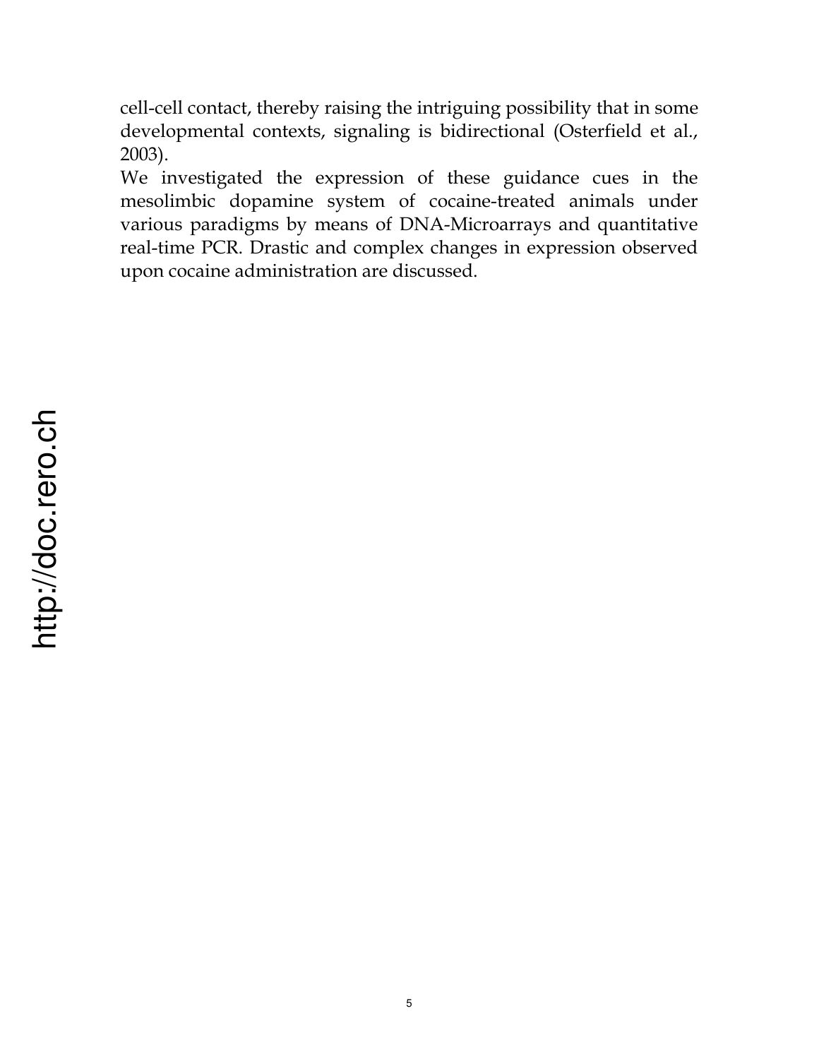cell-cell contact, thereby raising the intriguing possibility that in some developmental contexts, signaling is bidirectional (Osterfield et al., 2003).

We investigated the expression of these guidance cues in the mesolimbic dopamine system of cocaine-treated animals under various paradigms by means of DNA-Microarrays and quantitative real-time PCR. Drastic and complex changes in expression observed upon cocaine administration are discussed.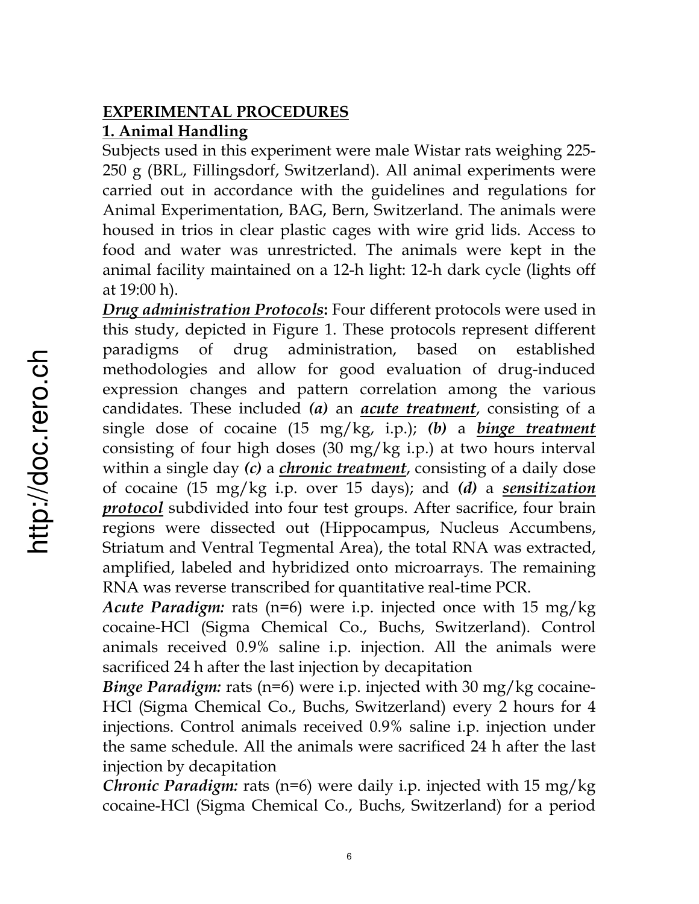## EXPERIMENTAL PROCEDURES

### 1. Animal Handling

Subjects used in this experiment were male Wistar rats weighing 225-250 g (BRL, Fillingsdorf, Switzerland). All animal experiments were carried out in accordance with the guidelines and regulations for Animal Experimentation, BAG, Bern, Switzerland. The animals were housed in trios in clear plastic cages with wire grid lids. Access to food and water was unrestricted. The animals were kept in the animal facility maintained on a 12-h light: 12-h dark cycle (lights off at 19:00 h).

***Drug administration Protocols*:** Four different protocols were used in this study, depicted in Figure 1. These protocols represent different paradigms of drug administration, based on established methodologies and allow for good evaluation of drug-induced expression changes and pattern correlation among the various candidates. These included ***(a)*** an ***acute treatment***, consisting of a single dose of cocaine (15 mg/kg, i.p.); ***(b)*** a ***binge treatment*** consisting of four high doses (30 mg/kg i.p.) at two hours interval within a single day ***(c)*** a ***chronic treatment***, consisting of a daily dose of cocaine (15 mg/kg i.p. over 15 days); and ***(d)*** a ***sensitization protocol*** subdivided into four test groups. After sacrifice, four brain regions were dissected out (Hippocampus, Nucleus Accumbens, Striatum and Ventral Tegmental Area), the total RNA was extracted, amplified, labeled and hybridized onto microarrays. The remaining RNA was reverse transcribed for quantitative real-time PCR.

***Acute Paradigm:*** rats (n=6) were i.p. injected once with 15 mg/kg cocaine-HCl (Sigma Chemical Co., Buchs, Switzerland). Control animals received 0.9% saline i.p. injection. All the animals were sacrificed 24 h after the last injection by decapitation

***Binge Paradigm:*** rats (n=6) were i.p. injected with 30 mg/kg cocaine-HCl (Sigma Chemical Co., Buchs, Switzerland) every 2 hours for 4 injections. Control animals received 0.9% saline i.p. injection under the same schedule. All the animals were sacrificed 24 h after the last injection by decapitation

***Chronic Paradigm:*** rats (n=6) were daily i.p. injected with 15 mg/kg cocaine-HCl (Sigma Chemical Co., Buchs, Switzerland) for a period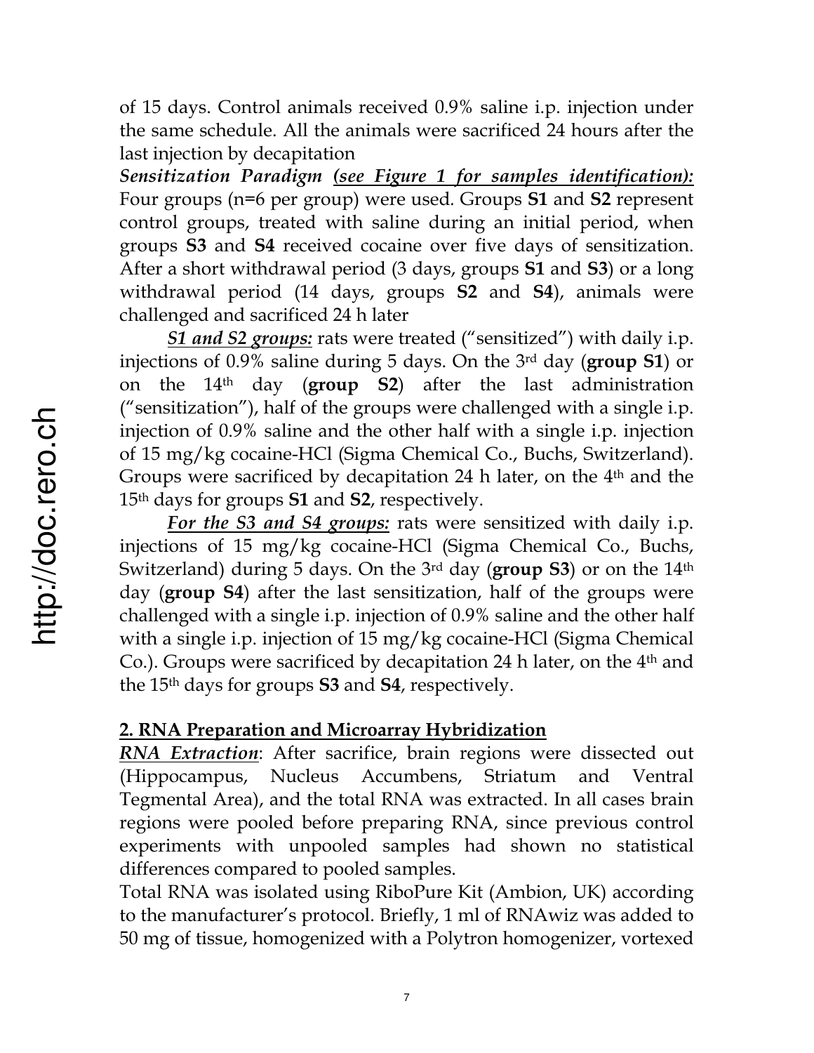of 15 days. Control animals received 0.9% saline i.p. injection under the same schedule. All the animals were sacrificed 24 hours after the last injection by decapitation

***Sensitization Paradigm*** ***<u>(see Figure 1 for samples identification):</u>*** Four groups (n=6 per group) were used. Groups **S1** and **S2** represent control groups, treated with saline during an initial period, when groups **S3** and **S4** received cocaine over five days of sensitization. After a short withdrawal period (3 days, groups **S1** and **S3**) or a long withdrawal period (14 days, groups **S2** and **S4**), animals were challenged and sacrificed 24 h later

***<u>S1 and S2 groups:</u>*** rats were treated ("sensitized") with daily i.p. injections of 0.9% saline during 5 days. On the 3rd day (**group S1**) or on the 14th day (**group S2**) after the last administration ("sensitization"), half of the groups were challenged with a single i.p. injection of 0.9% saline and the other half with a single i.p. injection of 15 mg/kg cocaine-HCl (Sigma Chemical Co., Buchs, Switzerland). Groups were sacrificed by decapitation 24 h later, on the 4th and the 15th days for groups **S1** and **S2**, respectively.

***<u>For the S3 and S4 groups:</u>*** rats were sensitized with daily i.p. injections of 15 mg/kg cocaine-HCl (Sigma Chemical Co., Buchs, Switzerland) during 5 days. On the 3rd day (**group S3**) or on the 14th day (**group S4**) after the last sensitization, half of the groups were challenged with a single i.p. injection of 0.9% saline and the other half with a single i.p. injection of 15 mg/kg cocaine-HCl (Sigma Chemical Co.). Groups were sacrificed by decapitation 24 h later, on the 4th and the 15th days for groups **S3** and **S4**, respectively.

## <u>2. RNA Preparation and Microarray Hybridization</u>

***<u>RNA Extraction</u>***: After sacrifice, brain regions were dissected out (Hippocampus, Nucleus Accumbens, Striatum and Ventral Tegmental Area), and the total RNA was extracted. In all cases brain regions were pooled before preparing RNA, since previous control experiments with unpooled samples had shown no statistical differences compared to pooled samples.

Total RNA was isolated using RiboPure Kit (Ambion, UK) according to the manufacturer's protocol. Briefly, 1 ml of RNAwiz was added to 50 mg of tissue, homogenized with a Polytron homogenizer, vortexed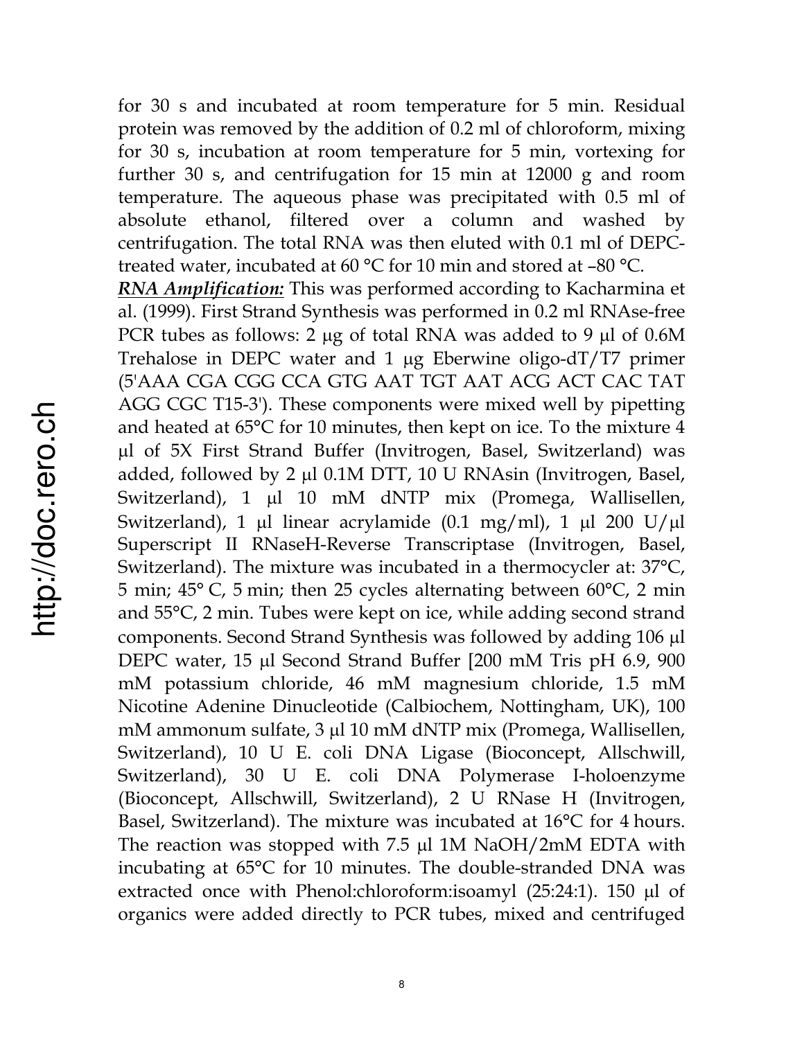for 30 s and incubated at room temperature for 5 min. Residual protein was removed by the addition of 0.2 ml of chloroform, mixing for 30 s, incubation at room temperature for 5 min, vortexing for further 30 s, and centrifugation for 15 min at 12000 g and room temperature. The aqueous phase was precipitated with 0.5 ml of absolute ethanol, filtered over a column and washed by centrifugation. The total RNA was then eluted with 0.1 ml of DEPC-treated water, incubated at 60 °C for 10 min and stored at –80 °C.

***RNA Amplification:*** This was performed according to Kacharmina et al. (1999). First Strand Synthesis was performed in 0.2 ml RNAse-free PCR tubes as follows: 2 μg of total RNA was added to 9 μl of 0.6M Trehalose in DEPC water and 1 μg Eberwine oligo-dT/T7 primer (5'AAA CGA CGG CCA GTG AAT TGT AAT ACG ACT CAC TAT AGG CGC T15-3'). These components were mixed well by pipetting and heated at 65°C for 10 minutes, then kept on ice. To the mixture 4 μl of 5X First Strand Buffer (Invitrogen, Basel, Switzerland) was added, followed by 2 μl 0.1M DTT, 10 U RNAsin (Invitrogen, Basel, Switzerland), 1 μl 10 mM dNTP mix (Promega, Wallisellen, Switzerland), 1 μl linear acrylamide (0.1 mg/ml), 1 μl 200 U/μl Superscript II RNaseH-Reverse Transcriptase (Invitrogen, Basel, Switzerland). The mixture was incubated in a thermocycler at: 37°C, 5 min; 45° C, 5 min; then 25 cycles alternating between 60°C, 2 min and 55°C, 2 min. Tubes were kept on ice, while adding second strand components. Second Strand Synthesis was followed by adding 106 μl DEPC water, 15 μl Second Strand Buffer [200 mM Tris pH 6.9, 900 mM potassium chloride, 46 mM magnesium chloride, 1.5 mM Nicotine Adenine Dinucleotide (Calbiochem, Nottingham, UK), 100 mM ammonum sulfate, 3 μl 10 mM dNTP mix (Promega, Wallisellen, Switzerland), 10 U E. coli DNA Ligase (Bioconcept, Allschwill, Switzerland), 30 U E. coli DNA Polymerase I-holoenzyme (Bioconcept, Allschwill, Switzerland), 2 U RNase H (Invitrogen, Basel, Switzerland). The mixture was incubated at 16°C for 4 hours. The reaction was stopped with 7.5 μl 1M NaOH/2mM EDTA with incubating at 65°C for 10 minutes. The double-stranded DNA was extracted once with Phenol:chloroform:isoamyl (25:24:1). 150 μl of organics were added directly to PCR tubes, mixed and centrifuged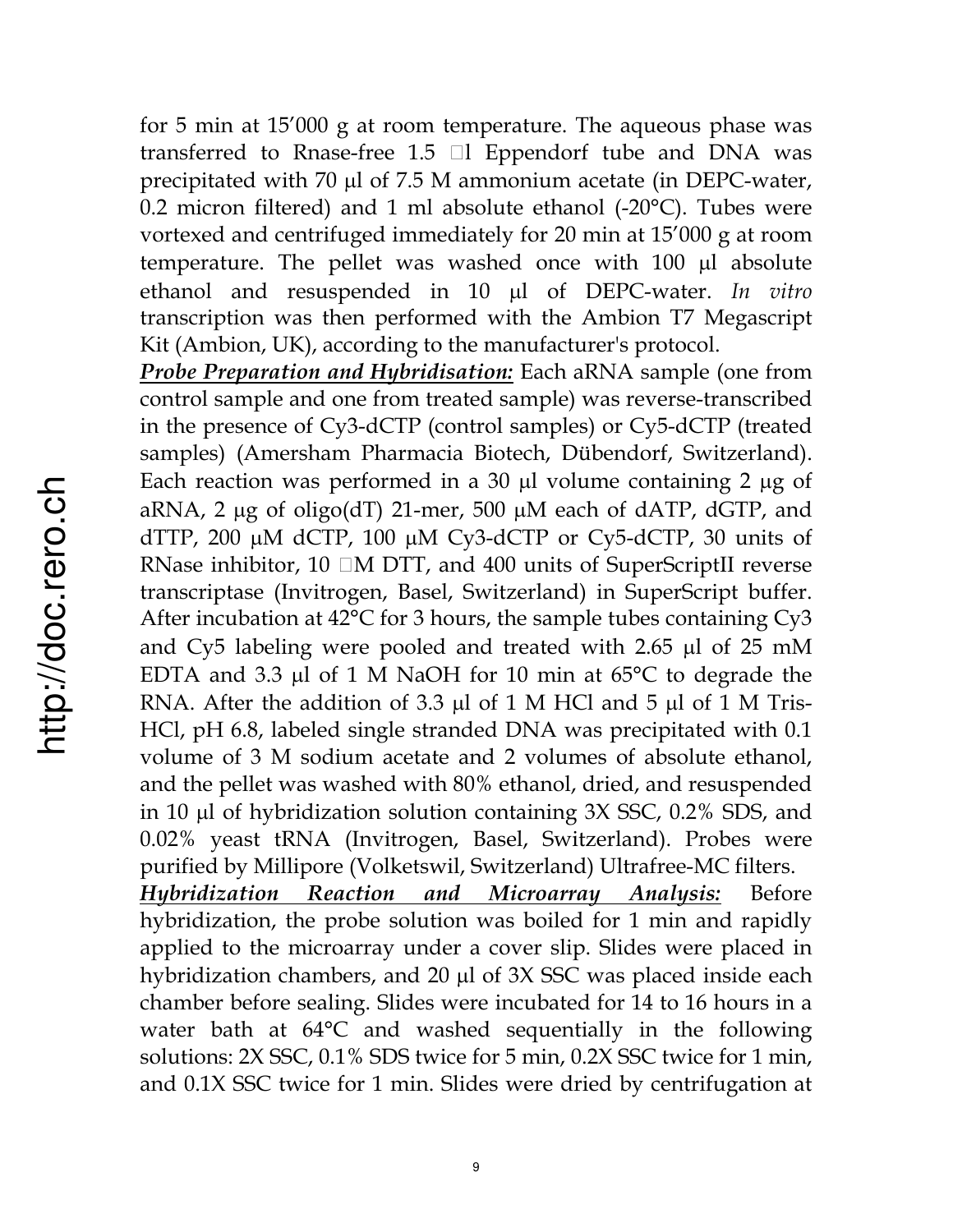for 5 min at 15’000 g at room temperature. The aqueous phase was transferred to Rnase-free 1.5 l Eppendorf tube and DNA was precipitated with 70 µl of 7.5 M ammonium acetate (in DEPC-water, 0.2 micron filtered) and 1 ml absolute ethanol (-20°C). Tubes were vortexed and centrifuged immediately for 20 min at 15’000 g at room temperature. The pellet was washed once with 100 µl absolute ethanol and resuspended in 10 µl of DEPC-water. *In vitro* transcription was then performed with the Ambion T7 Megascript Kit (Ambion, UK), according to the manufacturer's protocol.

***Probe Preparation and Hybridisation:*** Each aRNA sample (one from control sample and one from treated sample) was reverse-transcribed in the presence of Cy3-dCTP (control samples) or Cy5-dCTP (treated samples) (Amersham Pharmacia Biotech, Dübendorf, Switzerland). Each reaction was performed in a 30 µl volume containing 2 µg of aRNA, 2 µg of oligo(dT) 21-mer, 500 µM each of dATP, dGTP, and dTTP, 200 µM dCTP, 100 µM Cy3-dCTP or Cy5-dCTP, 30 units of RNase inhibitor, 10 M DTT, and 400 units of SuperScriptII reverse transcriptase (Invitrogen, Basel, Switzerland) in SuperScript buffer. After incubation at 42°C for 3 hours, the sample tubes containing Cy3 and Cy5 labeling were pooled and treated with 2.65 µl of 25 mM EDTA and 3.3 µl of 1 M NaOH for 10 min at 65°C to degrade the RNA. After the addition of 3.3 µl of 1 M HCl and 5 µl of 1 M Tris-HCl, pH 6.8, labeled single stranded DNA was precipitated with 0.1 volume of 3 M sodium acetate and 2 volumes of absolute ethanol, and the pellet was washed with 80% ethanol, dried, and resuspended in 10 µl of hybridization solution containing 3X SSC, 0.2% SDS, and 0.02% yeast tRNA (Invitrogen, Basel, Switzerland). Probes were purified by Millipore (Volketswil, Switzerland) Ultrafree-MC filters.

***Hybridization Reaction and Microarray Analysis:*** Before hybridization, the probe solution was boiled for 1 min and rapidly applied to the microarray under a cover slip. Slides were placed in hybridization chambers, and 20 µl of 3X SSC was placed inside each chamber before sealing. Slides were incubated for 14 to 16 hours in a water bath at 64°C and washed sequentially in the following solutions: 2X SSC, 0.1% SDS twice for 5 min, 0.2X SSC twice for 1 min, and 0.1X SSC twice for 1 min. Slides were dried by centrifugation at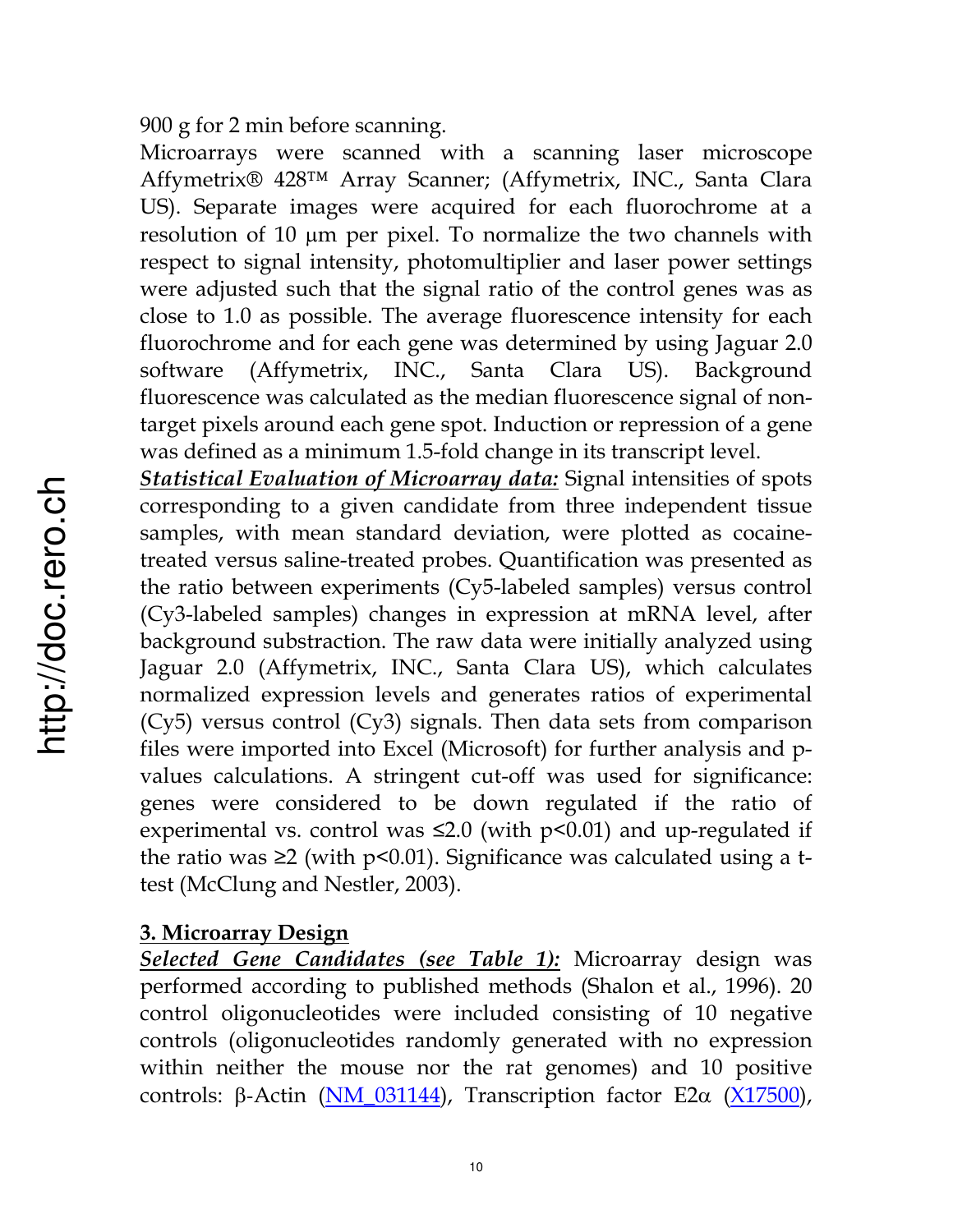900 g for 2 min before scanning.

Microarrays were scanned with a scanning laser microscope Affymetrix® 428™ Array Scanner; (Affymetrix, INC., Santa Clara US). Separate images were acquired for each fluorochrome at a resolution of 10 µm per pixel. To normalize the two channels with respect to signal intensity, photomultiplier and laser power settings were adjusted such that the signal ratio of the control genes was as close to 1.0 as possible. The average fluorescence intensity for each fluorochrome and for each gene was determined by using Jaguar 2.0 software (Affymetrix, INC., Santa Clara US). Background fluorescence was calculated as the median fluorescence signal of non-target pixels around each gene spot. Induction or repression of a gene was defined as a minimum 1.5-fold change in its transcript level.

***Statistical Evaluation of Microarray data:*** Signal intensities of spots corresponding to a given candidate from three independent tissue samples, with mean standard deviation, were plotted as cocaine-treated versus saline-treated probes. Quantification was presented as the ratio between experiments (Cy5-labeled samples) versus control (Cy3-labeled samples) changes in expression at mRNA level, after background substraction. The raw data were initially analyzed using Jaguar 2.0 (Affymetrix, INC., Santa Clara US), which calculates normalized expression levels and generates ratios of experimental (Cy5) versus control (Cy3) signals. Then data sets from comparison files were imported into Excel (Microsoft) for further analysis and p-values calculations. A stringent cut-off was used for significance: genes were considered to be down regulated if the ratio of experimental vs. control was ≤2.0 (with $p<0.01$) and up-regulated if the ratio was ≥2 (with $p<0.01$). Significance was calculated using a t-test (McClung and Nestler, 2003).

## 3. Microarray Design

***Selected Gene Candidates (see Table 1):*** Microarray design was performed according to published methods (Shalon et al., 1996). 20 control oligonucleotides were included consisting of 10 negative controls (oligonucleotides randomly generated with no expression within neither the mouse nor the rat genomes) and 10 positive controls: β-Actin (NM_031144), Transcription factor E2α (X17500),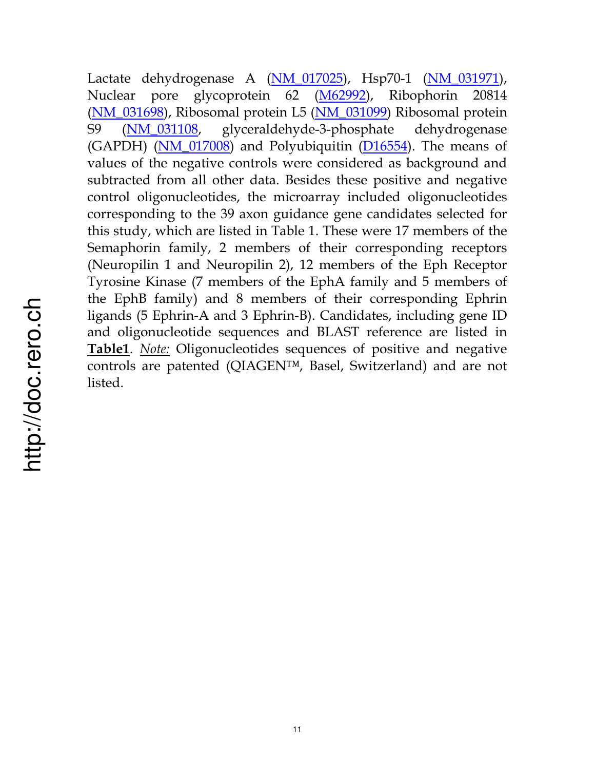Lactate dehydrogenase A (NM_017025), Hsp70-1 (NM_031971), Nuclear pore glycoprotein 62 (M62992), Ribophorin 20814 (NM_031698), Ribosomal protein L5 (NM_031099) Ribosomal protein S9 (NM_031108, glyceraldehyde-3-phosphate dehydrogenase (GAPDH) (NM_017008) and Polyubiquitin (D16554). The means of values of the negative controls were considered as background and subtracted from all other data. Besides these positive and negative control oligonucleotides, the microarray included oligonucleotides corresponding to the 39 axon guidance gene candidates selected for this study, which are listed in Table 1. These were 17 members of the Semaphorin family, 2 members of their corresponding receptors (Neuropilin 1 and Neuropilin 2), 12 members of the Eph Receptor Tyrosine Kinase (7 members of the EphA family and 5 members of the EphB family) and 8 members of their corresponding Ephrin ligands (5 Ephrin-A and 3 Ephrin-B). Candidates, including gene ID and oligonucleotide sequences and BLAST reference are listed in **Table1**. *Note:* Oligonucleotides sequences of positive and negative controls are patented (QIAGEN™, Basel, Switzerland) and are not listed.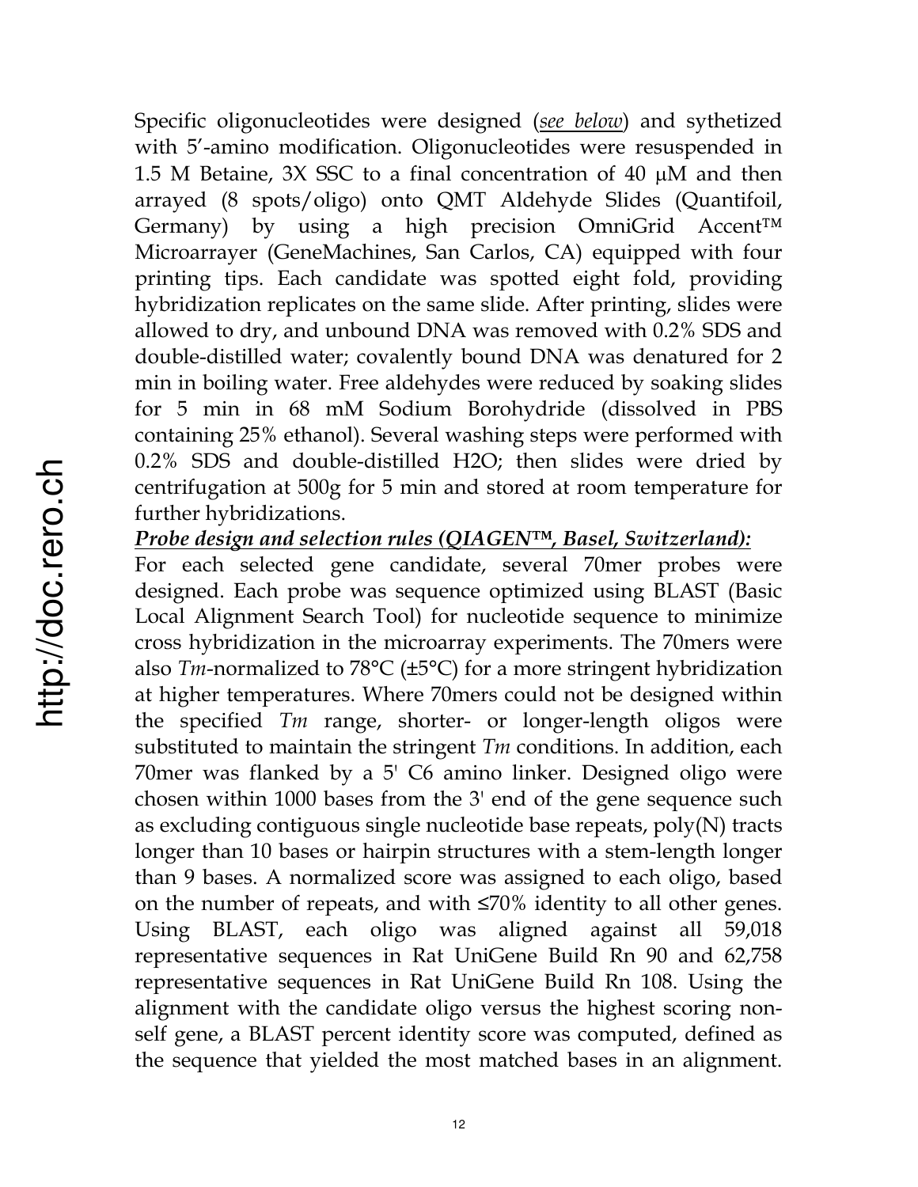Specific oligonucleotides were designed (*see below*) and sythetized with 5'-amino modification. Oligonucleotides were resuspended in 1.5 M Betaine, 3X SSC to a final concentration of 40 μM and then arrayed (8 spots/oligo) onto QMT Aldehyde Slides (Quantifoil, Germany) by using a high precision OmniGrid Accent™ Microarrayer (GeneMachines, San Carlos, CA) equipped with four printing tips. Each candidate was spotted eight fold, providing hybridization replicates on the same slide. After printing, slides were allowed to dry, and unbound DNA was removed with 0.2% SDS and double-distilled water; covalently bound DNA was denatured for 2 min in boiling water. Free aldehydes were reduced by soaking slides for 5 min in 68 mM Sodium Borohydride (dissolved in PBS containing 25% ethanol). Several washing steps were performed with 0.2% SDS and double-distilled $H_2O$; then slides were dried by centrifugation at 500g for 5 min and stored at room temperature for further hybridizations.

***Probe design and selection rules (QIAGEN™, Basel, Switzerland):***

For each selected gene candidate, several 70mer probes were designed. Each probe was sequence optimized using BLAST (Basic Local Alignment Search Tool) for nucleotide sequence to minimize cross hybridization in the microarray experiments. The 70mers were also *Tm*-normalized to 78°C (±5°C) for a more stringent hybridization at higher temperatures. Where 70mers could not be designed within the specified *Tm* range, shorter- or longer-length oligos were substituted to maintain the stringent *Tm* conditions. In addition, each 70mer was flanked by a 5' C6 amino linker. Designed oligo were chosen within 1000 bases from the 3' end of the gene sequence such as excluding contiguous single nucleotide base repeats, poly(N) tracts longer than 10 bases or hairpin structures with a stem-length longer than 9 bases. A normalized score was assigned to each oligo, based on the number of repeats, and with ≤70% identity to all other genes. Using BLAST, each oligo was aligned against all 59,018 representative sequences in Rat UniGene Build Rn 90 and 62,758 representative sequences in Rat UniGene Build Rn 108. Using the alignment with the candidate oligo versus the highest scoring non-self gene, a BLAST percent identity score was computed, defined as the sequence that yielded the most matched bases in an alignment.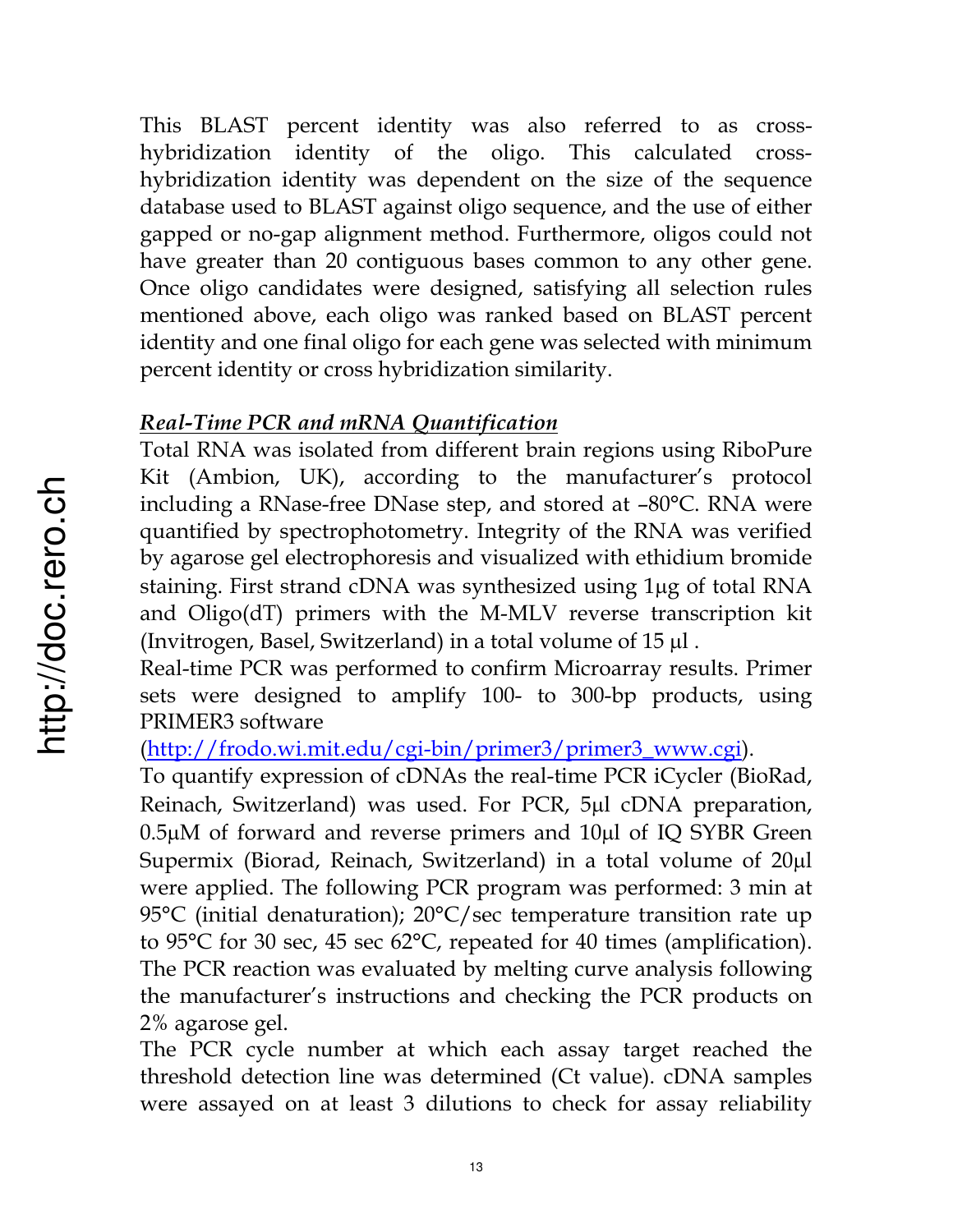This BLAST percent identity was also referred to as cross-hybridization identity of the oligo. This calculated cross-hybridization identity was dependent on the size of the sequence database used to BLAST against oligo sequence, and the use of either gapped or no-gap alignment method. Furthermore, oligos could not have greater than 20 contiguous bases common to any other gene. Once oligo candidates were designed, satisfying all selection rules mentioned above, each oligo was ranked based on BLAST percent identity and one final oligo for each gene was selected with minimum percent identity or cross hybridization similarity.

***Real-Time PCR and mRNA Quantification***

Total RNA was isolated from different brain regions using RiboPure Kit (Ambion, UK), according to the manufacturer's protocol including a RNase-free DNase step, and stored at –80°C. RNA were quantified by spectrophotometry. Integrity of the RNA was verified by agarose gel electrophoresis and visualized with ethidium bromide staining. First strand cDNA was synthesized using 1µg of total RNA and Oligo(dT) primers with the M-MLV reverse transcription kit (Invitrogen, Basel, Switzerland) in a total volume of 15 µl .

Real-time PCR was performed to confirm Microarray results. Primer sets were designed to amplify 100- to 300-bp products, using PRIMER3 software (http://frodo.wi.mit.edu/cgi-bin/primer3/primer3_www.cgi).

To quantify expression of cDNAs the real-time PCR iCycler (BioRad, Reinach, Switzerland) was used. For PCR, 5µl cDNA preparation, 0.5µM of forward and reverse primers and 10µl of IQ SYBR Green Supermix (Biorad, Reinach, Switzerland) in a total volume of 20µl were applied. The following PCR program was performed: 3 min at 95°C (initial denaturation); 20°C/sec temperature transition rate up to 95°C for 30 sec, 45 sec 62°C, repeated for 40 times (amplification). The PCR reaction was evaluated by melting curve analysis following the manufacturer's instructions and checking the PCR products on 2% agarose gel.

The PCR cycle number at which each assay target reached the threshold detection line was determined (Ct value). cDNA samples were assayed on at least 3 dilutions to check for assay reliability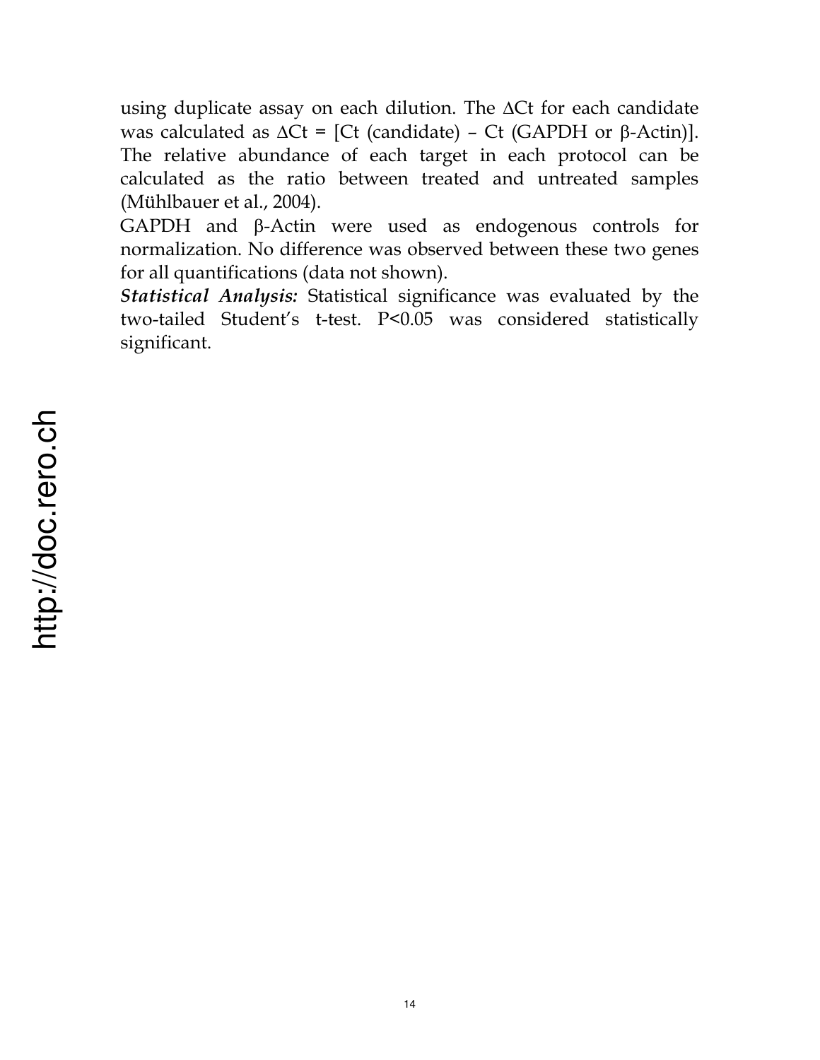using duplicate assay on each dilution. The $\Delta Ct$ for each candidate was calculated as $\Delta Ct$ = [Ct (candidate) – Ct (GAPDH or β-Actin)]. The relative abundance of each target in each protocol can be calculated as the ratio between treated and untreated samples (Mühlbauer et al., 2004).

GAPDH and β-Actin were used as endogenous controls for normalization. No difference was observed between these two genes for all quantifications (data not shown).

***Statistical Analysis:*** Statistical significance was evaluated by the two-tailed Student's t-test. $P<0.05$ was considered statistically significant.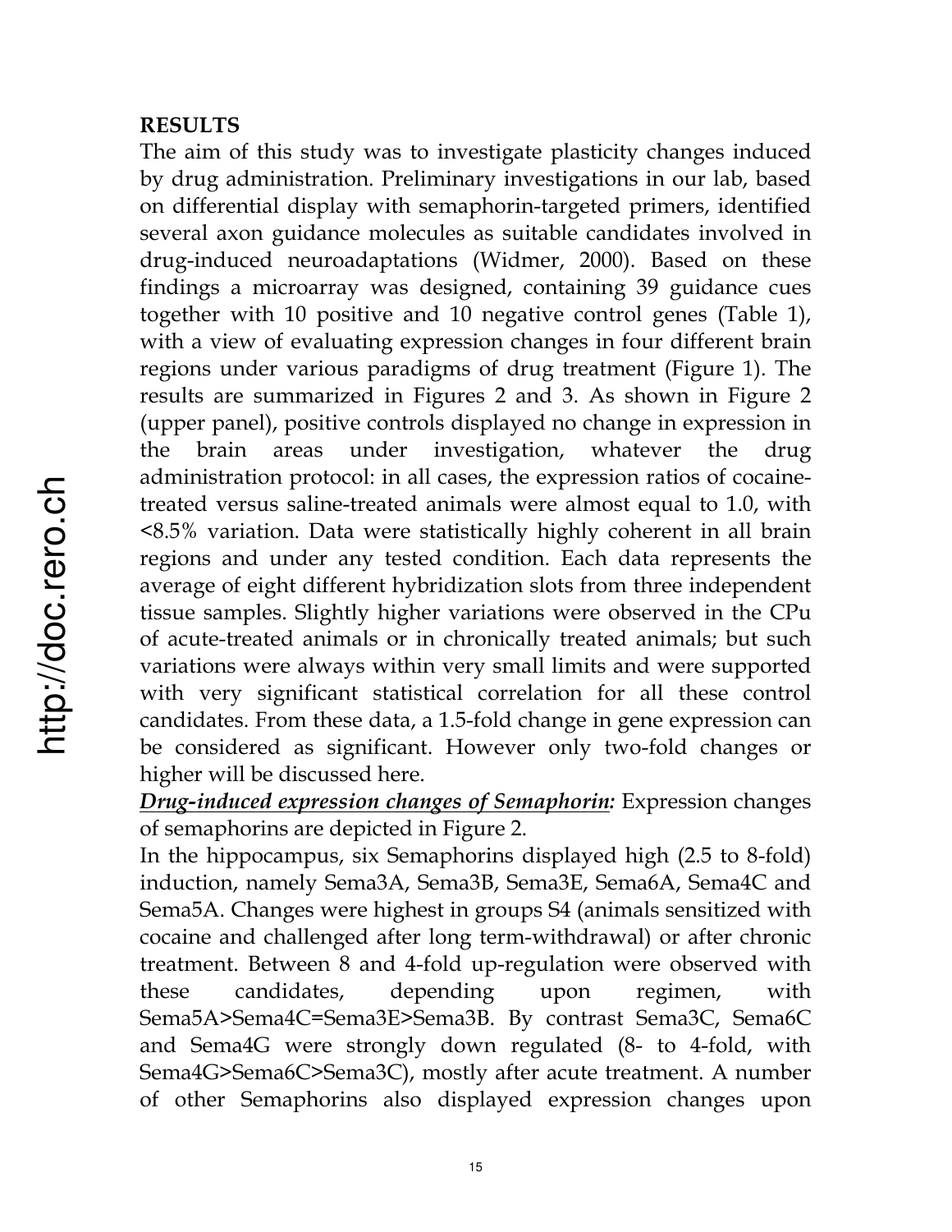## RESULTS

The aim of this study was to investigate plasticity changes induced by drug administration. Preliminary investigations in our lab, based on differential display with semaphorin-targeted primers, identified several axon guidance molecules as suitable candidates involved in drug-induced neuroadaptations (Widmer, 2000). Based on these findings a microarray was designed, containing 39 guidance cues together with 10 positive and 10 negative control genes (Table 1), with a view of evaluating expression changes in four different brain regions under various paradigms of drug treatment (Figure 1). The results are summarized in Figures 2 and 3. As shown in Figure 2 (upper panel), positive controls displayed no change in expression in the brain areas under investigation, whatever the drug administration protocol: in all cases, the expression ratios of cocaine-treated versus saline-treated animals were almost equal to 1.0, with <8.5% variation. Data were statistically highly coherent in all brain regions and under any tested condition. Each data represents the average of eight different hybridization slots from three independent tissue samples. Slightly higher variations were observed in the CPu of acute-treated animals or in chronically treated animals; but such variations were always within very small limits and were supported with very significant statistical correlation for all these control candidates. From these data, a 1.5-fold change in gene expression can be considered as significant. However only two-fold changes or higher will be discussed here.

***Drug-induced expression changes of Semaphorin:*** Expression changes of semaphorins are depicted in Figure 2.

In the hippocampus, six Semaphorins displayed high (2.5 to 8-fold) induction, namely Sema3A, Sema3B, Sema3E, Sema6A, Sema4C and Sema5A. Changes were highest in groups S4 (animals sensitized with cocaine and challenged after long term-withdrawal) or after chronic treatment. Between 8 and 4-fold up-regulation were observed with these candidates, depending upon regimen, with Sema5A>Sema4C=Sema3E>Sema3B. By contrast Sema3C, Sema6C and Sema4G were strongly down regulated (8- to 4-fold, with Sema4G>Sema6C>Sema3C), mostly after acute treatment. A number of other Semaphorins also displayed expression changes upon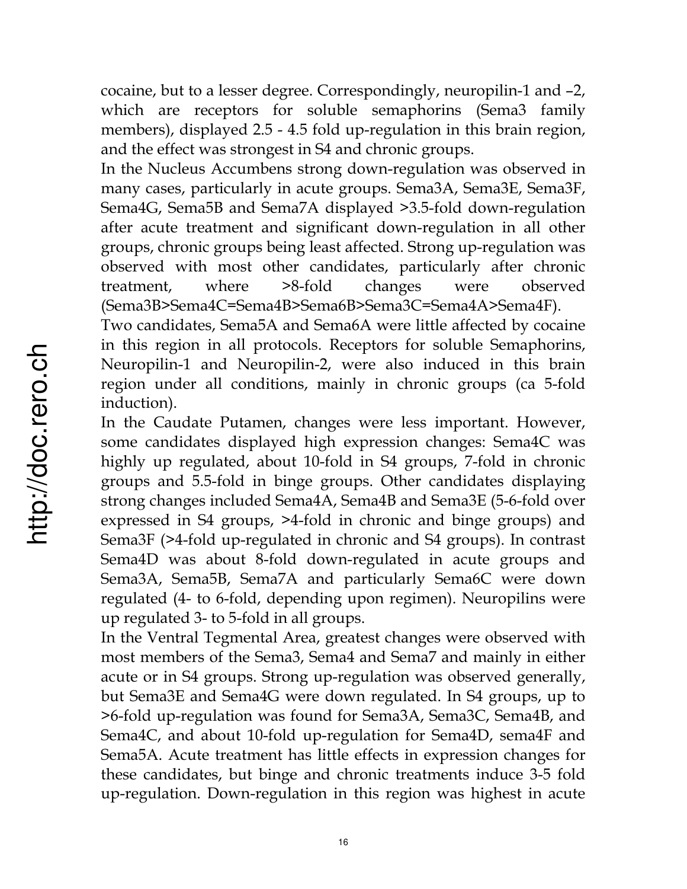cocaine, but to a lesser degree. Correspondingly, neuropilin-1 and –2, which are receptors for soluble semaphorins (Sema3 family members), displayed 2.5 - 4.5 fold up-regulation in this brain region, and the effect was strongest in S4 and chronic groups.

In the Nucleus Accumbens strong down-regulation was observed in many cases, particularly in acute groups. Sema3A, Sema3E, Sema3F, Sema4G, Sema5B and Sema7A displayed >3.5-fold down-regulation after acute treatment and significant down-regulation in all other groups, chronic groups being least affected. Strong up-regulation was observed with most other candidates, particularly after chronic treatment, where >8-fold changes were observed (Sema3B>Sema4C=Sema4B>Sema6B>Sema3C=Sema4A>Sema4F).

Two candidates, Sema5A and Sema6A were little affected by cocaine in this region in all protocols. Receptors for soluble Semaphorins, Neuropilin-1 and Neuropilin-2, were also induced in this brain region under all conditions, mainly in chronic groups (ca 5-fold induction).

In the Caudate Putamen, changes were less important. However, some candidates displayed high expression changes: Sema4C was highly up regulated, about 10-fold in S4 groups, 7-fold in chronic groups and 5.5-fold in binge groups. Other candidates displaying strong changes included Sema4A, Sema4B and Sema3E (5-6-fold over expressed in S4 groups, >4-fold in chronic and binge groups) and Sema3F (>4-fold up-regulated in chronic and S4 groups). In contrast Sema4D was about 8-fold down-regulated in acute groups and Sema3A, Sema5B, Sema7A and particularly Sema6C were down regulated (4- to 6-fold, depending upon regimen). Neuropilins were up regulated 3- to 5-fold in all groups.

In the Ventral Tegmental Area, greatest changes were observed with most members of the Sema3, Sema4 and Sema7 and mainly in either acute or in S4 groups. Strong up-regulation was observed generally, but Sema3E and Sema4G were down regulated. In S4 groups, up to >6-fold up-regulation was found for Sema3A, Sema3C, Sema4B, and Sema4C, and about 10-fold up-regulation for Sema4D, sema4F and Sema5A. Acute treatment has little effects in expression changes for these candidates, but binge and chronic treatments induce 3-5 fold up-regulation. Down-regulation in this region was highest in acute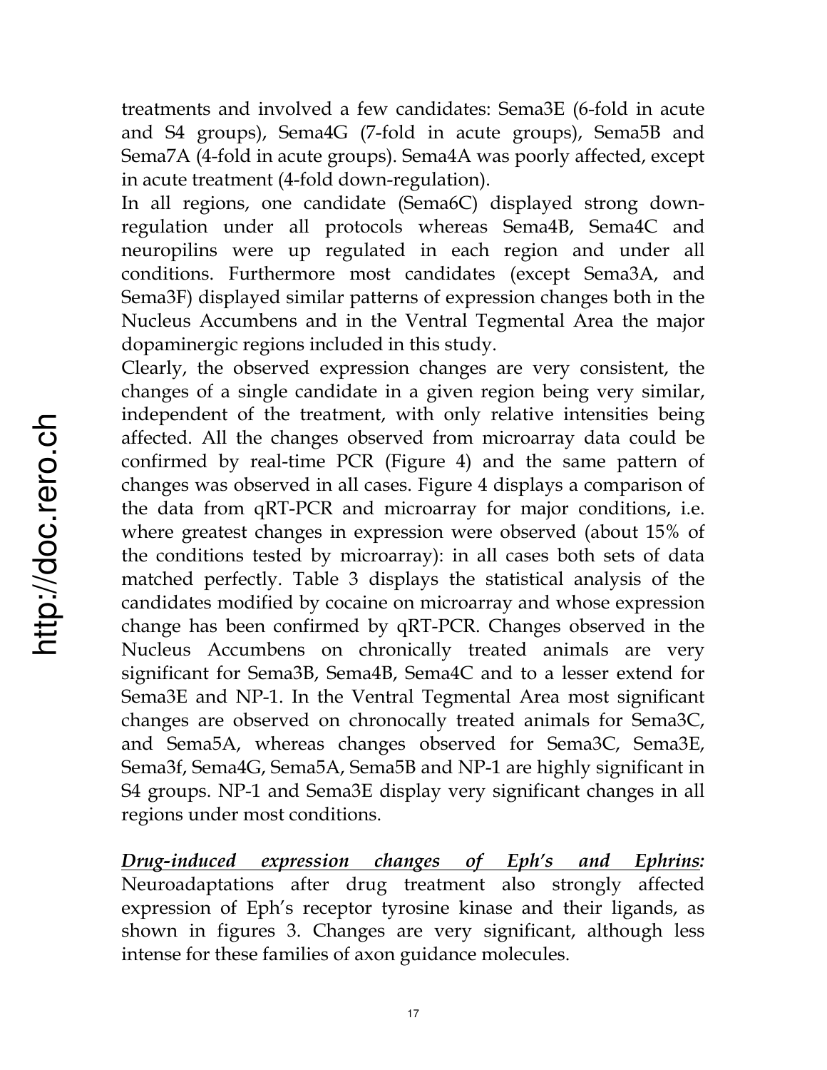treatments and involved a few candidates: Sema3E (6-fold in acute and S4 groups), Sema4G (7-fold in acute groups), Sema5B and Sema7A (4-fold in acute groups). Sema4A was poorly affected, except in acute treatment (4-fold down-regulation).

In all regions, one candidate (Sema6C) displayed strong down-regulation under all protocols whereas Sema4B, Sema4C and neuropilins were up regulated in each region and under all conditions. Furthermore most candidates (except Sema3A, and Sema3F) displayed similar patterns of expression changes both in the Nucleus Accumbens and in the Ventral Tegmental Area the major dopaminergic regions included in this study.

Clearly, the observed expression changes are very consistent, the changes of a single candidate in a given region being very similar, independent of the treatment, with only relative intensities being affected. All the changes observed from microarray data could be confirmed by real-time PCR (Figure 4) and the same pattern of changes was observed in all cases. Figure 4 displays a comparison of the data from qRT-PCR and microarray for major conditions, i.e. where greatest changes in expression were observed (about 15% of the conditions tested by microarray): in all cases both sets of data matched perfectly. Table 3 displays the statistical analysis of the candidates modified by cocaine on microarray and whose expression change has been confirmed by qRT-PCR. Changes observed in the Nucleus Accumbens on chronically treated animals are very significant for Sema3B, Sema4B, Sema4C and to a lesser extend for Sema3E and NP-1. In the Ventral Tegmental Area most significant changes are observed on chronocally treated animals for Sema3C, and Sema5A, whereas changes observed for Sema3C, Sema3E, Sema3f, Sema4G, Sema5A, Sema5B and NP-1 are highly significant in S4 groups. NP-1 and Sema3E display very significant changes in all regions under most conditions.

***<u>Drug-induced expression changes of Eph's and Ephrins:</u>*** Neuroadaptations after drug treatment also strongly affected expression of Eph's receptor tyrosine kinase and their ligands, as shown in figures 3. Changes are very significant, although less intense for these families of axon guidance molecules.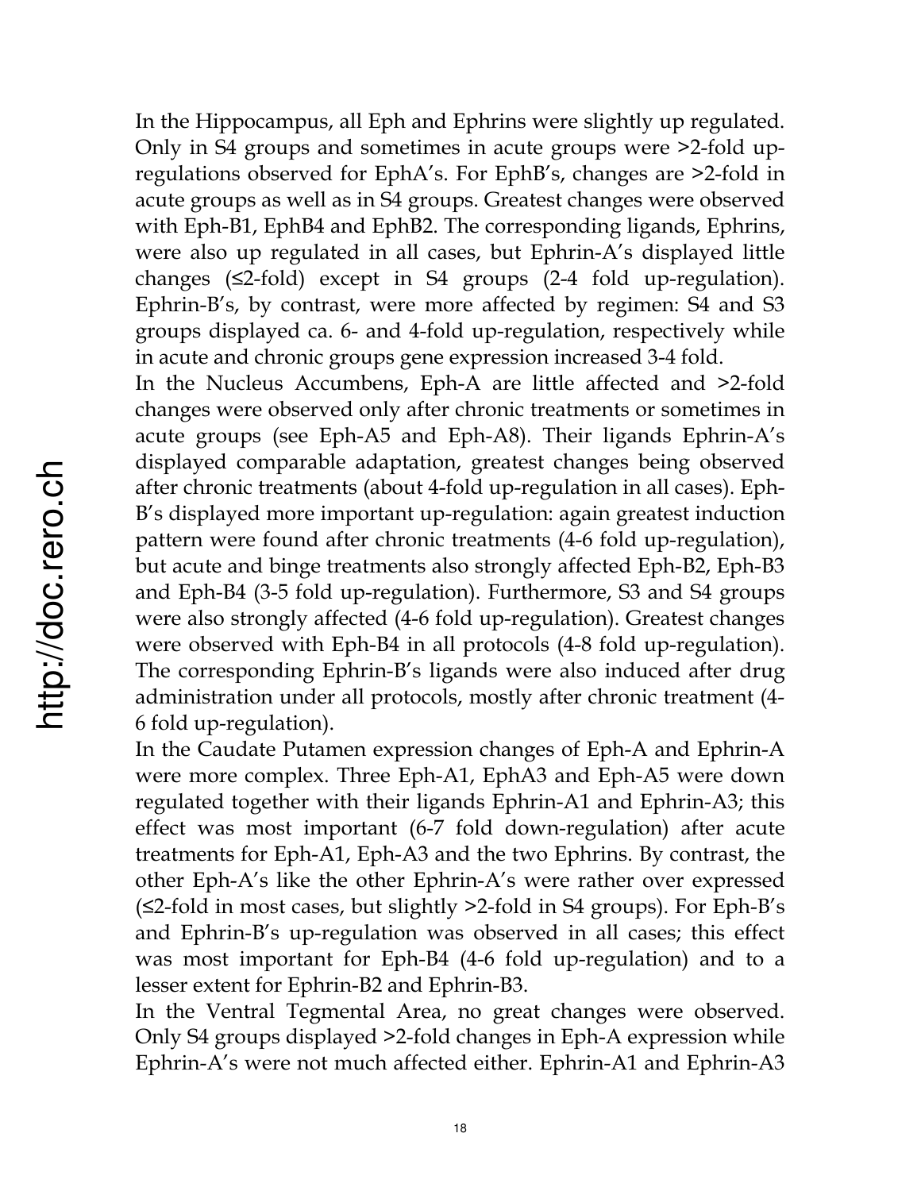In the Hippocampus, all Eph and Ephrins were slightly up regulated. Only in S4 groups and sometimes in acute groups were >2-fold up-regulations observed for EphA's. For EphB's, changes are >2-fold in acute groups as well as in S4 groups. Greatest changes were observed with Eph-B1, EphB4 and EphB2. The corresponding ligands, Ephrins, were also up regulated in all cases, but Ephrin-A's displayed little changes (≤2-fold) except in S4 groups (2-4 fold up-regulation). Ephrin-B's, by contrast, were more affected by regimen: S4 and S3 groups displayed ca. 6- and 4-fold up-regulation, respectively while in acute and chronic groups gene expression increased 3-4 fold.

In the Nucleus Accumbens, Eph-A are little affected and >2-fold changes were observed only after chronic treatments or sometimes in acute groups (see Eph-A5 and Eph-A8). Their ligands Ephrin-A's displayed comparable adaptation, greatest changes being observed after chronic treatments (about 4-fold up-regulation in all cases). Eph-B's displayed more important up-regulation: again greatest induction pattern were found after chronic treatments (4-6 fold up-regulation), but acute and binge treatments also strongly affected Eph-B2, Eph-B3 and Eph-B4 (3-5 fold up-regulation). Furthermore, S3 and S4 groups were also strongly affected (4-6 fold up-regulation). Greatest changes were observed with Eph-B4 in all protocols (4-8 fold up-regulation). The corresponding Ephrin-B's ligands were also induced after drug administration under all protocols, mostly after chronic treatment (4-6 fold up-regulation).

In the Caudate Putamen expression changes of Eph-A and Ephrin-A were more complex. Three Eph-A1, EphA3 and Eph-A5 were down regulated together with their ligands Ephrin-A1 and Ephrin-A3; this effect was most important (6-7 fold down-regulation) after acute treatments for Eph-A1, Eph-A3 and the two Ephrins. By contrast, the other Eph-A's like the other Ephrin-A's were rather over expressed (≤2-fold in most cases, but slightly >2-fold in S4 groups). For Eph-B's and Ephrin-B's up-regulation was observed in all cases; this effect was most important for Eph-B4 (4-6 fold up-regulation) and to a lesser extent for Ephrin-B2 and Ephrin-B3.

In the Ventral Tegmental Area, no great changes were observed. Only S4 groups displayed >2-fold changes in Eph-A expression while Ephrin-A's were not much affected either. Ephrin-A1 and Ephrin-A3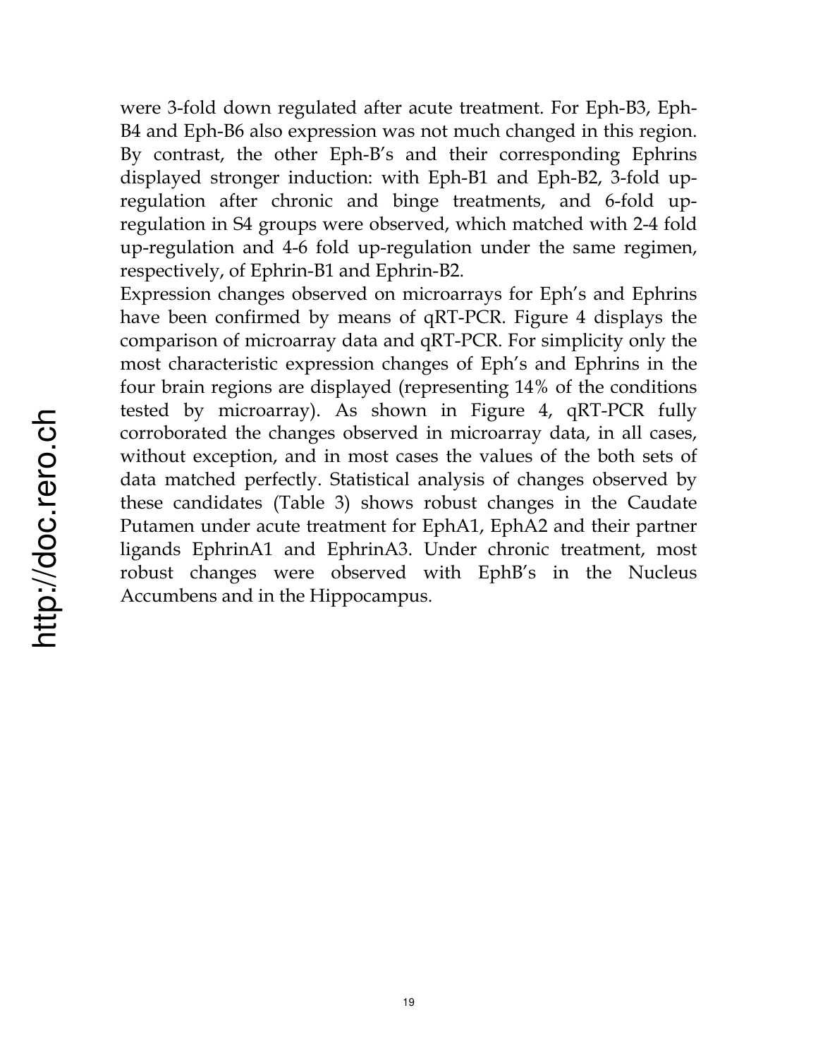were 3-fold down regulated after acute treatment. For Eph-B3, Eph-B4 and Eph-B6 also expression was not much changed in this region. By contrast, the other Eph-B's and their corresponding Ephrins displayed stronger induction: with Eph-B1 and Eph-B2, 3-fold up-regulation after chronic and binge treatments, and 6-fold up-regulation in S4 groups were observed, which matched with 2-4 fold up-regulation and 4-6 fold up-regulation under the same regimen, respectively, of Ephrin-B1 and Ephrin-B2.

Expression changes observed on microarrays for Eph's and Ephrins have been confirmed by means of qRT-PCR. Figure 4 displays the comparison of microarray data and qRT-PCR. For simplicity only the most characteristic expression changes of Eph's and Ephrins in the four brain regions are displayed (representing 14% of the conditions tested by microarray). As shown in Figure 4, qRT-PCR fully corroborated the changes observed in microarray data, in all cases, without exception, and in most cases the values of the both sets of data matched perfectly. Statistical analysis of changes observed by these candidates (Table 3) shows robust changes in the Caudate Putamen under acute treatment for EphA1, EphA2 and their partner ligands EphrinA1 and EphrinA3. Under chronic treatment, most robust changes were observed with EphB's in the Nucleus Accumbens and in the Hippocampus.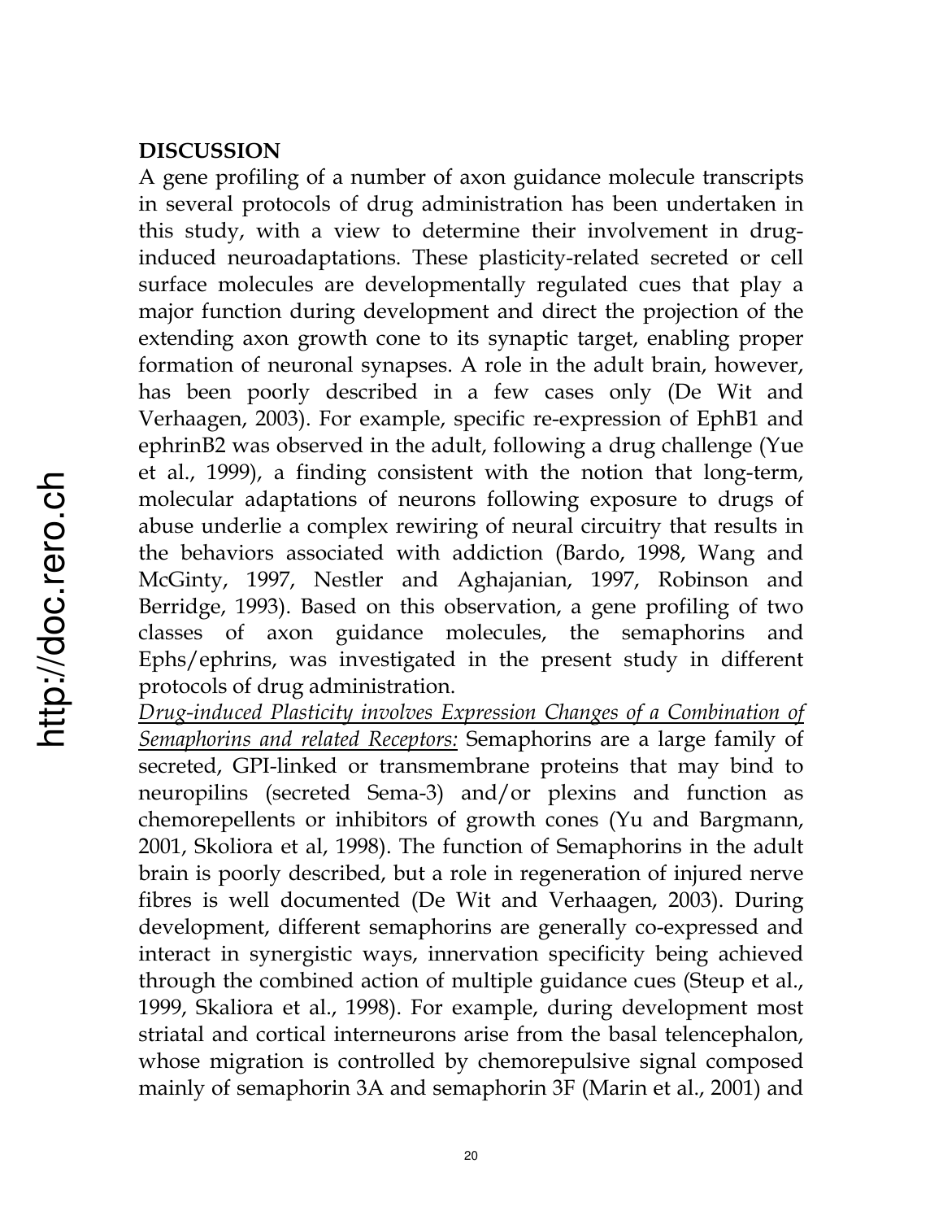## DISCUSSION

A gene profiling of a number of axon guidance molecule transcripts in several protocols of drug administration has been undertaken in this study, with a view to determine their involvement in drug-induced neuroadaptations. These plasticity-related secreted or cell surface molecules are developmentally regulated cues that play a major function during development and direct the projection of the extending axon growth cone to its synaptic target, enabling proper formation of neuronal synapses. A role in the adult brain, however, has been poorly described in a few cases only (De Wit and Verhaagen, 2003). For example, specific re-expression of EphB1 and ephrinB2 was observed in the adult, following a drug challenge (Yue et al., 1999), a finding consistent with the notion that long-term, molecular adaptations of neurons following exposure to drugs of abuse underlie a complex rewiring of neural circuitry that results in the behaviors associated with addiction (Bardo, 1998, Wang and McGinty, 1997, Nestler and Aghajanian, 1997, Robinson and Berridge, 1993). Based on this observation, a gene profiling of two classes of axon guidance molecules, the semaphorins and Ephs/ephrins, was investigated in the present study in different protocols of drug administration.

*Drug-induced Plasticity involves Expression Changes of a Combination of Semaphorins and related Receptors:* Semaphorins are a large family of secreted, GPI-linked or transmembrane proteins that may bind to neuropilins (secreted Sema-3) and/or plexins and function as chemorepellents or inhibitors of growth cones (Yu and Bargmann, 2001, Skoliora et al, 1998). The function of Semaphorins in the adult brain is poorly described, but a role in regeneration of injured nerve fibres is well documented (De Wit and Verhaagen, 2003). During development, different semaphorins are generally co-expressed and interact in synergistic ways, innervation specificity being achieved through the combined action of multiple guidance cues (Steup et al., 1999, Skaliora et al., 1998). For example, during development most striatal and cortical interneurons arise from the basal telencephalon, whose migration is controlled by chemorepulsive signal composed mainly of semaphorin 3A and semaphorin 3F (Marin et al., 2001) and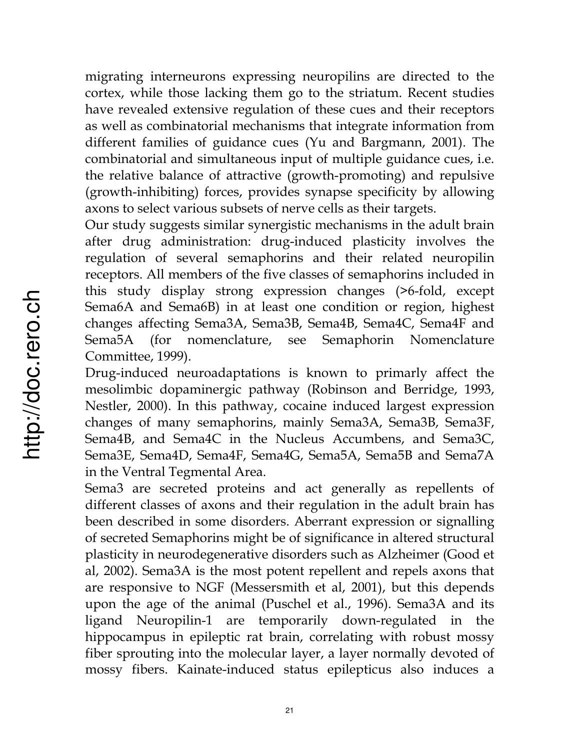migrating interneurons expressing neuropilins are directed to the cortex, while those lacking them go to the striatum. Recent studies have revealed extensive regulation of these cues and their receptors as well as combinatorial mechanisms that integrate information from different families of guidance cues (Yu and Bargmann, 2001). The combinatorial and simultaneous input of multiple guidance cues, i.e. the relative balance of attractive (growth-promoting) and repulsive (growth-inhibiting) forces, provides synapse specificity by allowing axons to select various subsets of nerve cells as their targets.

Our study suggests similar synergistic mechanisms in the adult brain after drug administration: drug-induced plasticity involves the regulation of several semaphorins and their related neuropilin receptors. All members of the five classes of semaphorins included in this study display strong expression changes (>6-fold, except Sema6A and Sema6B) in at least one condition or region, highest changes affecting Sema3A, Sema3B, Sema4B, Sema4C, Sema4F and Sema5A (for nomenclature, see Semaphorin Nomenclature Committee, 1999).

Drug-induced neuroadaptations is known to primarly affect the mesolimbic dopaminergic pathway (Robinson and Berridge, 1993, Nestler, 2000). In this pathway, cocaine induced largest expression changes of many semaphorins, mainly Sema3A, Sema3B, Sema3F, Sema4B, and Sema4C in the Nucleus Accumbens, and Sema3C, Sema3E, Sema4D, Sema4F, Sema4G, Sema5A, Sema5B and Sema7A in the Ventral Tegmental Area.

Sema3 are secreted proteins and act generally as repellents of different classes of axons and their regulation in the adult brain has been described in some disorders. Aberrant expression or signalling of secreted Semaphorins might be of significance in altered structural plasticity in neurodegenerative disorders such as Alzheimer (Good et al, 2002). Sema3A is the most potent repellent and repels axons that are responsive to NGF (Messersmith et al, 2001), but this depends upon the age of the animal (Puschel et al., 1996). Sema3A and its ligand Neuropilin-1 are temporarily down-regulated in the hippocampus in epileptic rat brain, correlating with robust mossy fiber sprouting into the molecular layer, a layer normally devoted of mossy fibers. Kainate-induced status epilepticus also induces a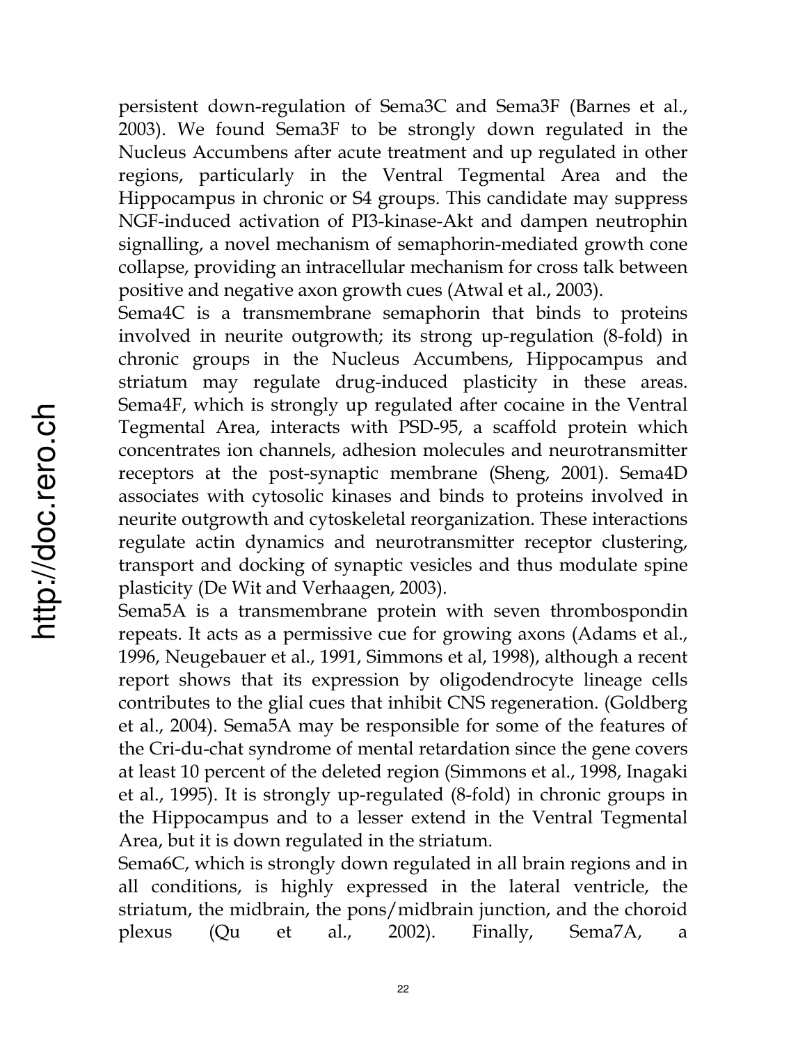persistent down-regulation of Sema3C and Sema3F (Barnes et al., 2003). We found Sema3F to be strongly down regulated in the Nucleus Accumbens after acute treatment and up regulated in other regions, particularly in the Ventral Tegmental Area and the Hippocampus in chronic or S4 groups. This candidate may suppress NGF-induced activation of PI3-kinase-Akt and dampen neutrophin signalling, a novel mechanism of semaphorin-mediated growth cone collapse, providing an intracellular mechanism for cross talk between positive and negative axon growth cues (Atwal et al., 2003).

Sema4C is a transmembrane semaphorin that binds to proteins involved in neurite outgrowth; its strong up-regulation (8-fold) in chronic groups in the Nucleus Accumbens, Hippocampus and striatum may regulate drug-induced plasticity in these areas. Sema4F, which is strongly up regulated after cocaine in the Ventral Tegmental Area, interacts with PSD-95, a scaffold protein which concentrates ion channels, adhesion molecules and neurotransmitter receptors at the post-synaptic membrane (Sheng, 2001). Sema4D associates with cytosolic kinases and binds to proteins involved in neurite outgrowth and cytoskeletal reorganization. These interactions regulate actin dynamics and neurotransmitter receptor clustering, transport and docking of synaptic vesicles and thus modulate spine plasticity (De Wit and Verhaagen, 2003).

Sema5A is a transmembrane protein with seven thrombospondin repeats. It acts as a permissive cue for growing axons (Adams et al., 1996, Neugebauer et al., 1991, Simmons et al, 1998), although a recent report shows that its expression by oligodendrocyte lineage cells contributes to the glial cues that inhibit CNS regeneration. (Goldberg et al., 2004). Sema5A may be responsible for some of the features of the Cri-du-chat syndrome of mental retardation since the gene covers at least 10 percent of the deleted region (Simmons et al., 1998, Inagaki et al., 1995). It is strongly up-regulated (8-fold) in chronic groups in the Hippocampus and to a lesser extend in the Ventral Tegmental Area, but it is down regulated in the striatum.

Sema6C, which is strongly down regulated in all brain regions and in all conditions, is highly expressed in the lateral ventricle, the striatum, the midbrain, the pons/midbrain junction, and the choroid plexus (Qu et al., 2002). Finally, Sema7A, a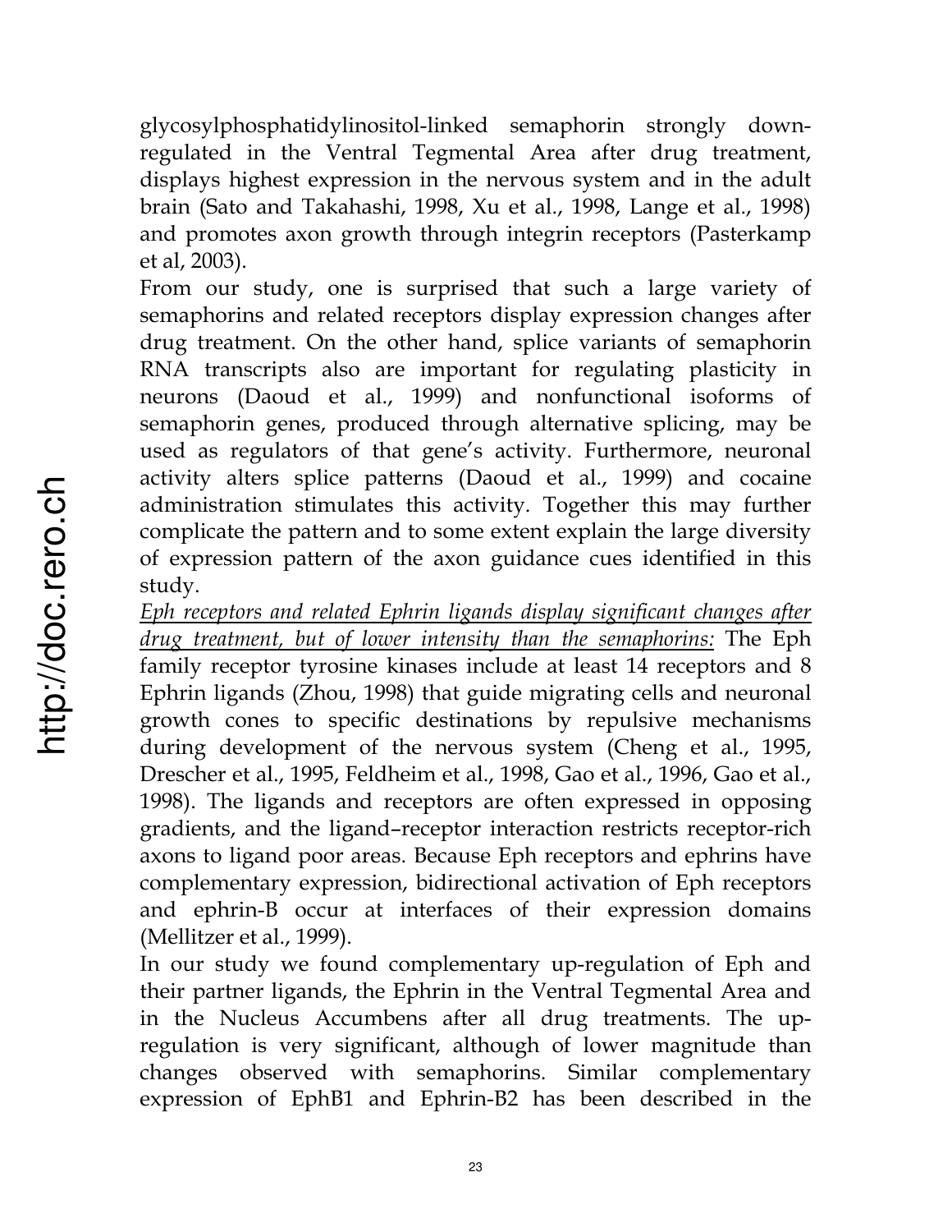glycosylphosphatidylinositol-linked semaphorin strongly down-regulated in the Ventral Tegmental Area after drug treatment, displays highest expression in the nervous system and in the adult brain (Sato and Takahashi, 1998, Xu et al., 1998, Lange et al., 1998) and promotes axon growth through integrin receptors (Pasterkamp et al, 2003).

From our study, one is surprised that such a large variety of semaphorins and related receptors display expression changes after drug treatment. On the other hand, splice variants of semaphorin RNA transcripts also are important for regulating plasticity in neurons (Daoud et al., 1999) and nonfunctional isoforms of semaphorin genes, produced through alternative splicing, may be used as regulators of that gene's activity. Furthermore, neuronal activity alters splice patterns (Daoud et al., 1999) and cocaine administration stimulates this activity. Together this may further complicate the pattern and to some extent explain the large diversity of expression pattern of the axon guidance cues identified in this study.

*Eph receptors and related Ephrin ligands display significant changes after drug treatment, but of lower intensity than the semaphorins:* The Eph family receptor tyrosine kinases include at least 14 receptors and 8 Ephrin ligands (Zhou, 1998) that guide migrating cells and neuronal growth cones to specific destinations by repulsive mechanisms during development of the nervous system (Cheng et al., 1995, Drescher et al., 1995, Feldheim et al., 1998, Gao et al., 1996, Gao et al., 1998). The ligands and receptors are often expressed in opposing gradients, and the ligand–receptor interaction restricts receptor-rich axons to ligand poor areas. Because Eph receptors and ephrins have complementary expression, bidirectional activation of Eph receptors and ephrin-B occur at interfaces of their expression domains (Mellitzer et al., 1999).

In our study we found complementary up-regulation of Eph and their partner ligands, the Ephrin in the Ventral Tegmental Area and in the Nucleus Accumbens after all drug treatments. The up-regulation is very significant, although of lower magnitude than changes observed with semaphorins. Similar complementary expression of EphB1 and Ephrin-B2 has been described in the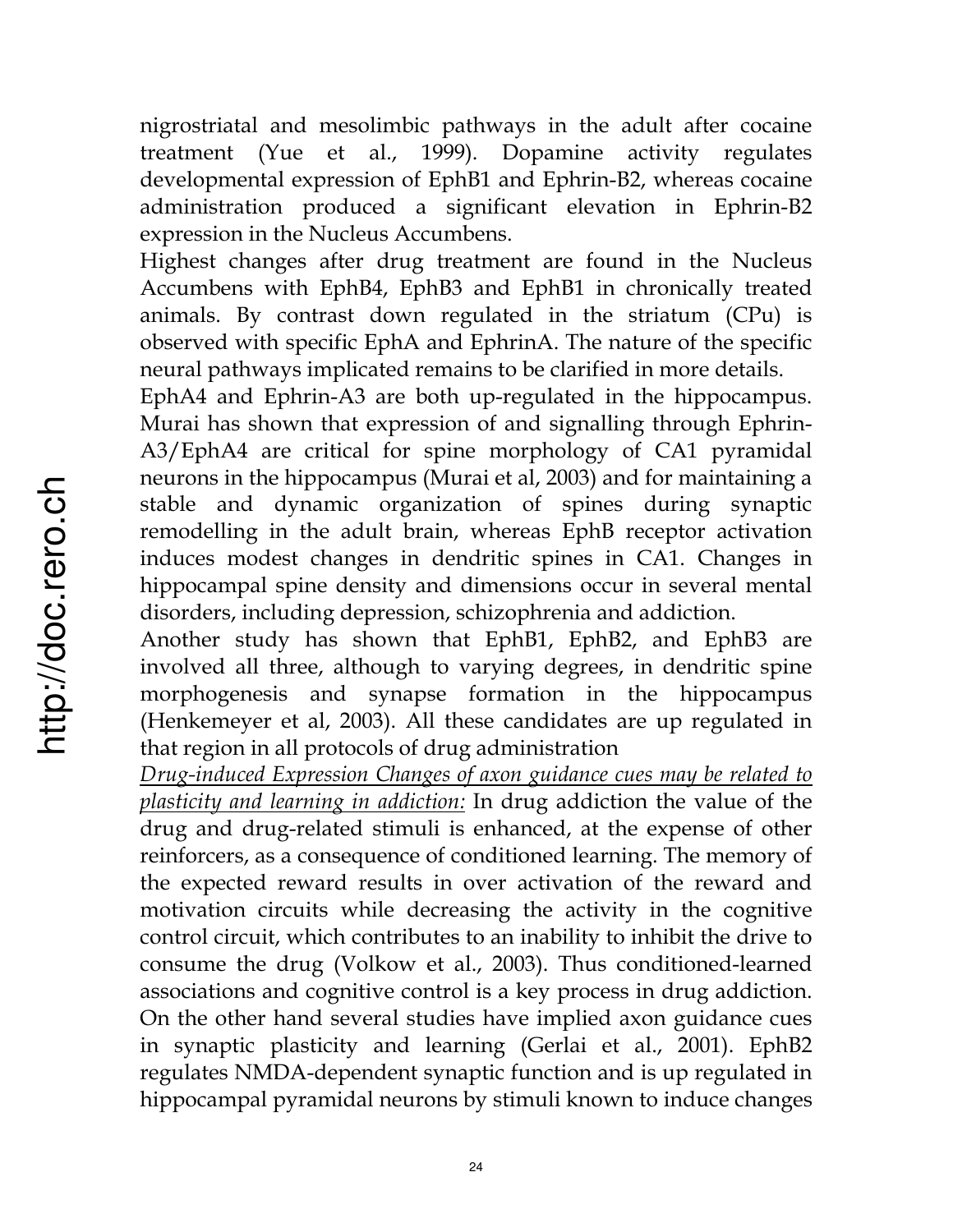nigrostriatal and mesolimbic pathways in the adult after cocaine treatment (Yue et al., 1999). Dopamine activity regulates developmental expression of EphB1 and Ephrin-B2, whereas cocaine administration produced a significant elevation in Ephrin-B2 expression in the Nucleus Accumbens.

Highest changes after drug treatment are found in the Nucleus Accumbens with EphB4, EphB3 and EphB1 in chronically treated animals. By contrast down regulated in the striatum (CPu) is observed with specific EphA and EphrinA. The nature of the specific neural pathways implicated remains to be clarified in more details.

EphA4 and Ephrin-A3 are both up-regulated in the hippocampus. Murai has shown that expression of and signalling through Ephrin-A3/EphA4 are critical for spine morphology of CA1 pyramidal neurons in the hippocampus (Murai et al, 2003) and for maintaining a stable and dynamic organization of spines during synaptic remodelling in the adult brain, whereas EphB receptor activation induces modest changes in dendritic spines in CA1. Changes in hippocampal spine density and dimensions occur in several mental disorders, including depression, schizophrenia and addiction.

Another study has shown that EphB1, EphB2, and EphB3 are involved all three, although to varying degrees, in dendritic spine morphogenesis and synapse formation in the hippocampus (Henkemeyer et al, 2003). All these candidates are up regulated in that region in all protocols of drug administration

*Drug-induced Expression Changes of axon guidance cues may be related to plasticity and learning in addiction:* In drug addiction the value of the drug and drug-related stimuli is enhanced, at the expense of other reinforcers, as a consequence of conditioned learning. The memory of the expected reward results in over activation of the reward and motivation circuits while decreasing the activity in the cognitive control circuit, which contributes to an inability to inhibit the drive to consume the drug (Volkow et al., 2003). Thus conditioned-learned associations and cognitive control is a key process in drug addiction. On the other hand several studies have implied axon guidance cues in synaptic plasticity and learning (Gerlai et al., 2001). EphB2 regulates NMDA-dependent synaptic function and is up regulated in hippocampal pyramidal neurons by stimuli known to induce changes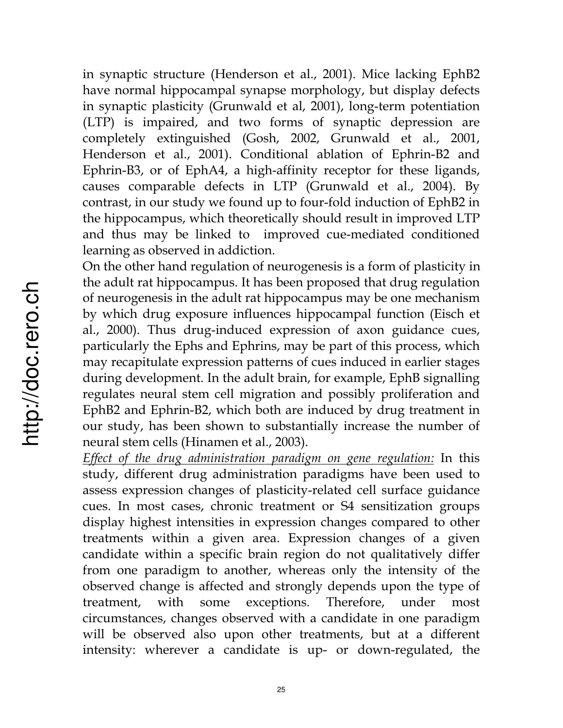in synaptic structure (Henderson et al., 2001). Mice lacking EphB2 have normal hippocampal synapse morphology, but display defects in synaptic plasticity (Grunwald et al, 2001), long-term potentiation (LTP) is impaired, and two forms of synaptic depression are completely extinguished (Gosh, 2002, Grunwald et al., 2001, Henderson et al., 2001). Conditional ablation of Ephrin-B2 and Ephrin-B3, or of EphA4, a high-affinity receptor for these ligands, causes comparable defects in LTP (Grunwald et al., 2004). By contrast, in our study we found up to four-fold induction of EphB2 in the hippocampus, which theoretically should result in improved LTP and thus may be linked to improved cue-mediated conditioned learning as observed in addiction.

On the other hand regulation of neurogenesis is a form of plasticity in the adult rat hippocampus. It has been proposed that drug regulation of neurogenesis in the adult rat hippocampus may be one mechanism by which drug exposure influences hippocampal function (Eisch et al., 2000). Thus drug-induced expression of axon guidance cues, particularly the Ephs and Ephrins, may be part of this process, which may recapitulate expression patterns of cues induced in earlier stages during development. In the adult brain, for example, EphB signalling regulates neural stem cell migration and possibly proliferation and EphB2 and Ephrin-B2, which both are induced by drug treatment in our study, has been shown to substantially increase the number of neural stem cells (Hinamen et al., 2003).

*Effect of the drug administration paradigm on gene regulation:* In this study, different drug administration paradigms have been used to assess expression changes of plasticity-related cell surface guidance cues. In most cases, chronic treatment or S4 sensitization groups display highest intensities in expression changes compared to other treatments within a given area. Expression changes of a given candidate within a specific brain region do not qualitatively differ from one paradigm to another, whereas only the intensity of the observed change is affected and strongly depends upon the type of treatment, with some exceptions. Therefore, under most circumstances, changes observed with a candidate in one paradigm will be observed also upon other treatments, but at a different intensity: wherever a candidate is up- or down-regulated, the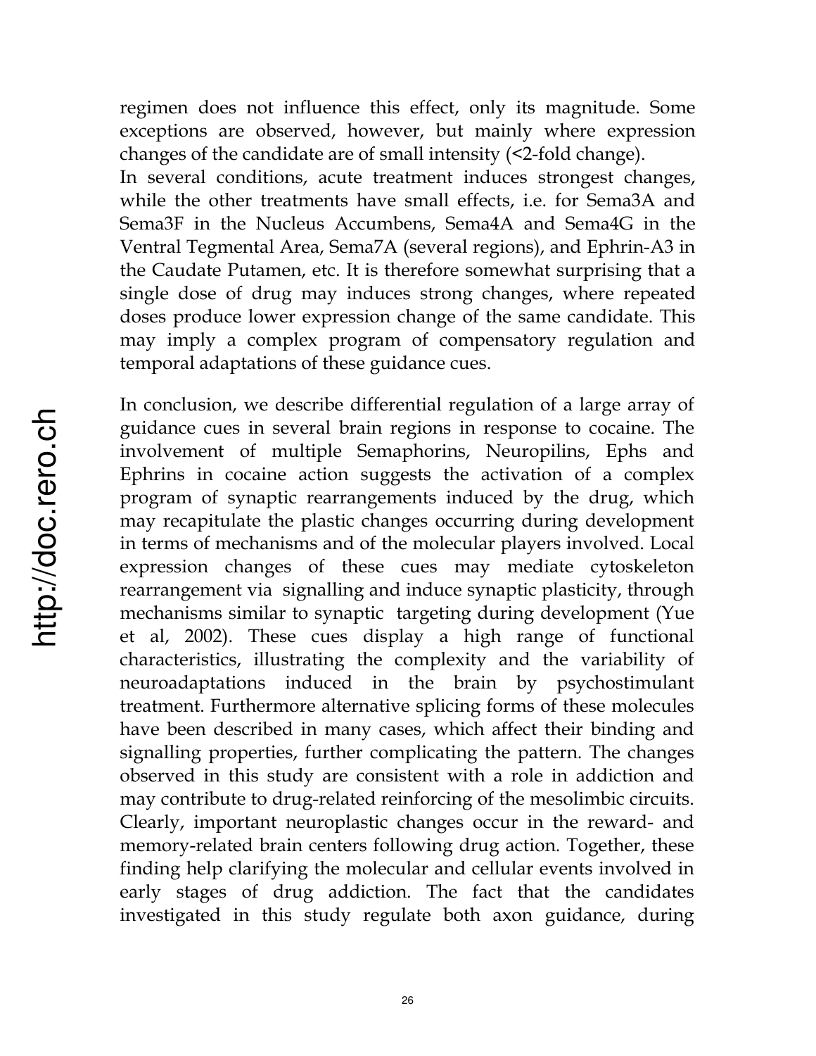regimen does not influence this effect, only its magnitude. Some exceptions are observed, however, but mainly where expression changes of the candidate are of small intensity (<2-fold change).

In several conditions, acute treatment induces strongest changes, while the other treatments have small effects, i.e. for Sema3A and Sema3F in the Nucleus Accumbens, Sema4A and Sema4G in the Ventral Tegmental Area, Sema7A (several regions), and Ephrin-A3 in the Caudate Putamen, etc. It is therefore somewhat surprising that a single dose of drug may induces strong changes, where repeated doses produce lower expression change of the same candidate. This may imply a complex program of compensatory regulation and temporal adaptations of these guidance cues.

In conclusion, we describe differential regulation of a large array of guidance cues in several brain regions in response to cocaine. The involvement of multiple Semaphorins, Neuropilins, Ephs and Ephrins in cocaine action suggests the activation of a complex program of synaptic rearrangements induced by the drug, which may recapitulate the plastic changes occurring during development in terms of mechanisms and of the molecular players involved. Local expression changes of these cues may mediate cytoskeleton rearrangement via signalling and induce synaptic plasticity, through mechanisms similar to synaptic targeting during development (Yue et al, 2002). These cues display a high range of functional characteristics, illustrating the complexity and the variability of neuroadaptations induced in the brain by psychostimulant treatment. Furthermore alternative splicing forms of these molecules have been described in many cases, which affect their binding and signalling properties, further complicating the pattern. The changes observed in this study are consistent with a role in addiction and may contribute to drug-related reinforcing of the mesolimbic circuits. Clearly, important neuroplastic changes occur in the reward- and memory-related brain centers following drug action. Together, these finding help clarifying the molecular and cellular events involved in early stages of drug addiction. The fact that the candidates investigated in this study regulate both axon guidance, during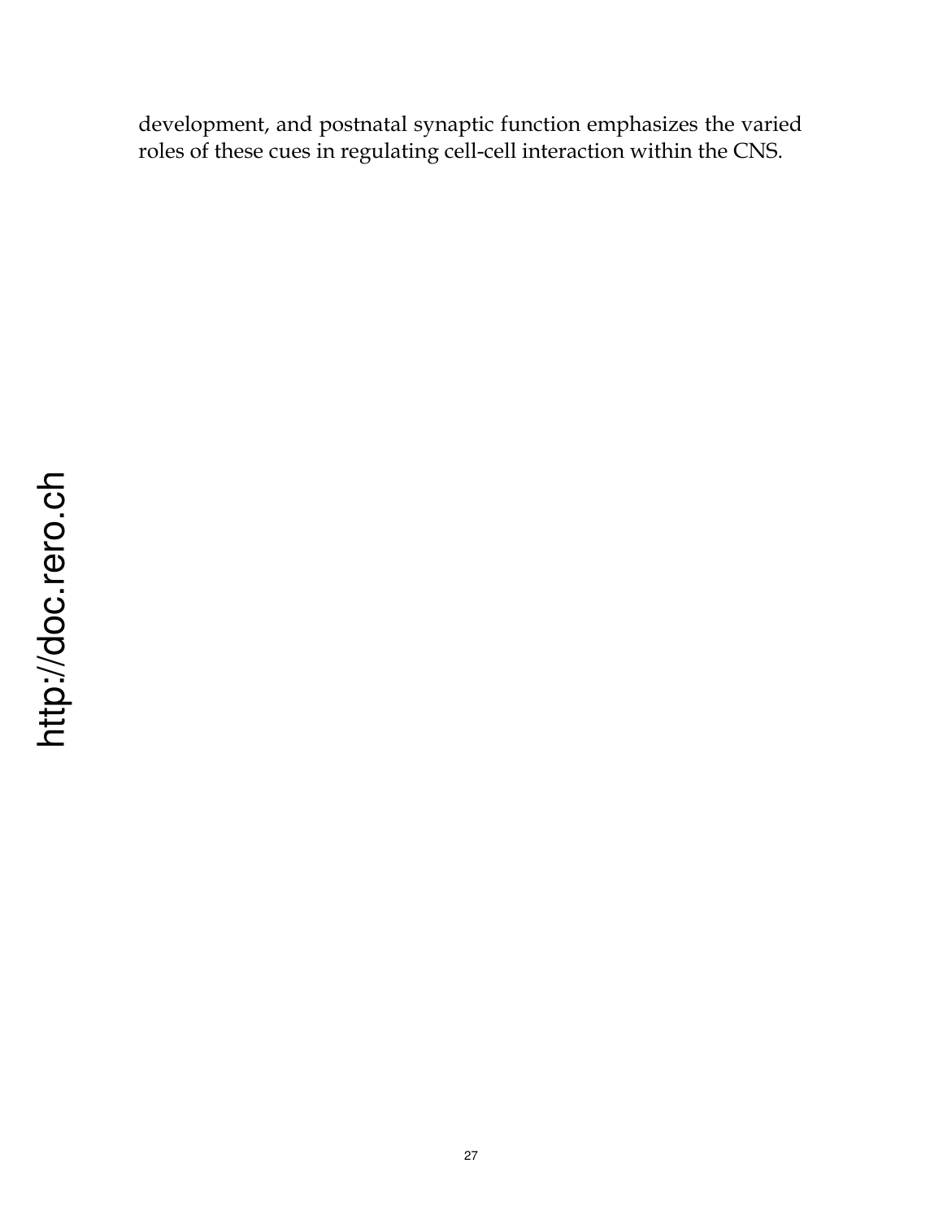development, and postnatal synaptic function emphasizes the varied roles of these cues in regulating cell-cell interaction within the CNS.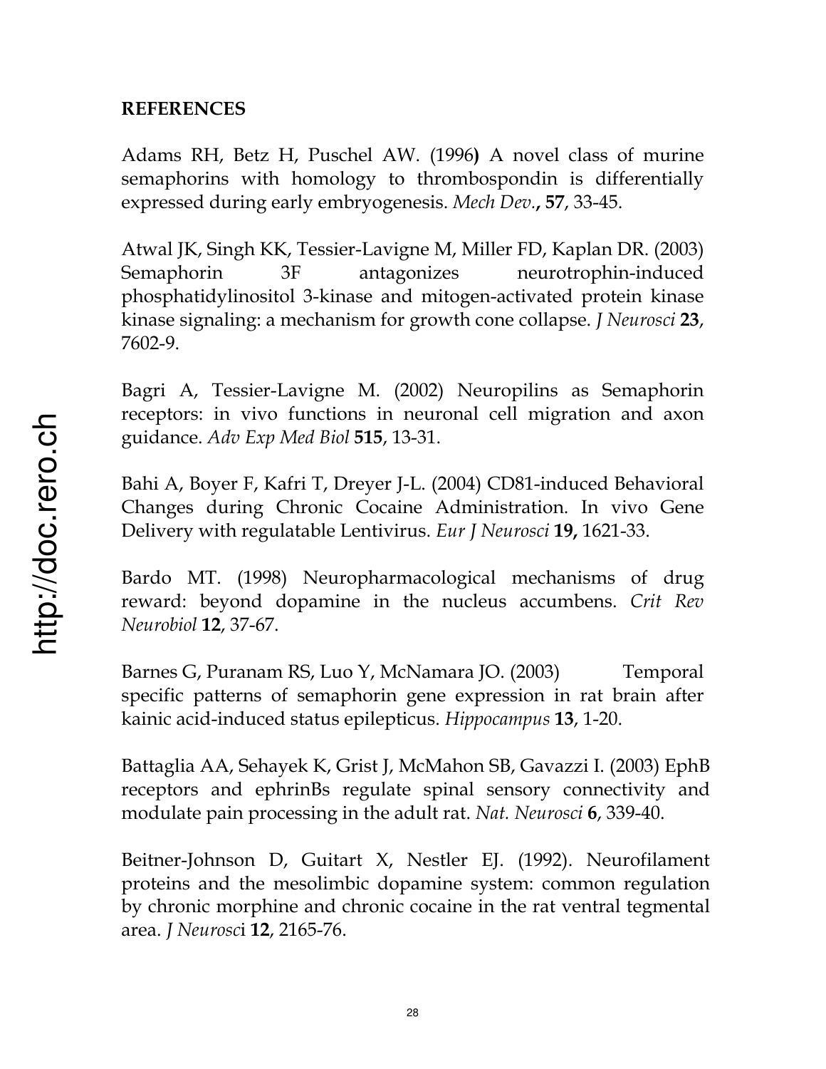**REFERENCES**

Adams RH, Betz H, Puschel AW. (1996**)** A novel class of murine semaphorins with homology to thrombospondin is differentially expressed during early embryogenesis. *Mech Dev.***,** **57**, 33-45.

Atwal JK, Singh KK, Tessier-Lavigne M, Miller FD, Kaplan DR. (2003) Semaphorin 3F antagonizes neurotrophin-induced phosphatidylinositol 3-kinase and mitogen-activated protein kinase kinase signaling: a mechanism for growth cone collapse. *J Neurosci* **23**, 7602-9.

Bagri A, Tessier-Lavigne M. (2002) Neuropilins as Semaphorin receptors: in vivo functions in neuronal cell migration and axon guidance. *Adv Exp Med Biol* **515**, 13-31.

Bahi A, Boyer F, Kafri T, Dreyer J-L. (2004) CD81-induced Behavioral Changes during Chronic Cocaine Administration. In vivo Gene Delivery with regulatable Lentivirus. *Eur J Neurosci* **19,** 1621-33.

Bardo MT. (1998) Neuropharmacological mechanisms of drug reward: beyond dopamine in the nucleus accumbens. *Crit Rev Neurobiol* **12**, 37-67.

Barnes G, Puranam RS, Luo Y, McNamara JO. (2003) Temporal specific patterns of semaphorin gene expression in rat brain after kainic acid-induced status epilepticus. *Hippocampus* **13**, 1-20.

Battaglia AA, Sehayek K, Grist J, McMahon SB, Gavazzi I. (2003) EphB receptors and ephrinBs regulate spinal sensory connectivity and modulate pain processing in the adult rat. *Nat. Neurosci* **6**, 339-40.

Beitner-Johnson D, Guitart X, Nestler EJ. (1992). Neurofilament proteins and the mesolimbic dopamine system: common regulation by chronic morphine and chronic cocaine in the rat ventral tegmental area. *J Neurosc*i **12**, 2165-76.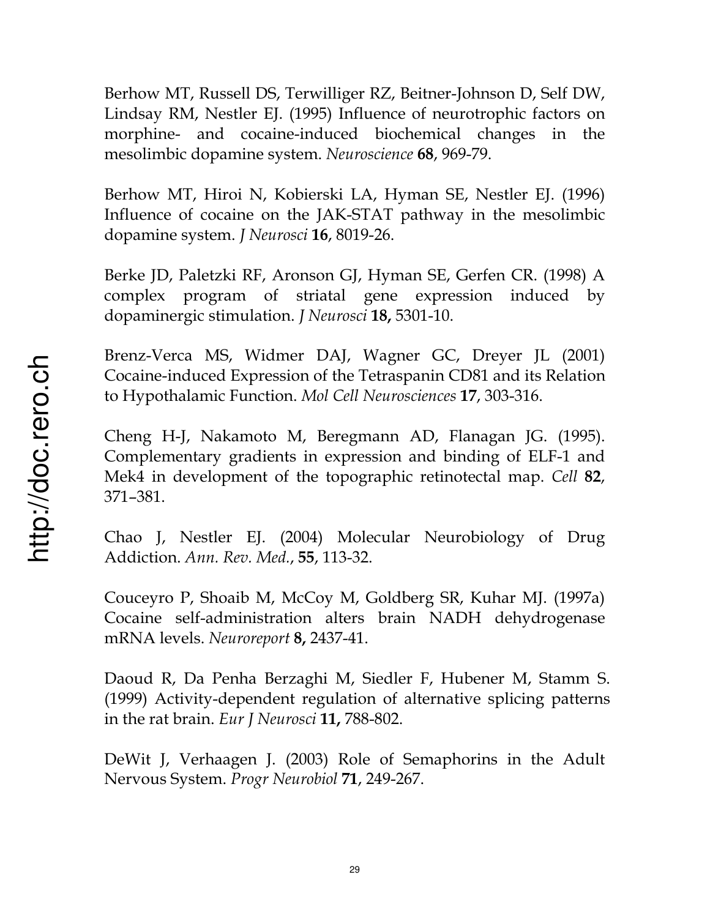Berhow MT, Russell DS, Terwilliger RZ, Beitner-Johnson D, Self DW, Lindsay RM, Nestler EJ. (1995) Influence of neurotrophic factors on morphine- and cocaine-induced biochemical changes in the mesolimbic dopamine system. *Neuroscience* **68**, 969-79.

Berhow MT, Hiroi N, Kobierski LA, Hyman SE, Nestler EJ. (1996) Influence of cocaine on the JAK-STAT pathway in the mesolimbic dopamine system. *J Neurosci* **16**, 8019-26.

Berke JD, Paletzki RF, Aronson GJ, Hyman SE, Gerfen CR. (1998) A complex program of striatal gene expression induced by dopaminergic stimulation. *J Neurosci* **18,** 5301-10.

Brenz-Verca MS, Widmer DAJ, Wagner GC, Dreyer JL (2001) Cocaine-induced Expression of the Tetraspanin CD81 and its Relation to Hypothalamic Function. *Mol Cell Neurosciences* **17**, 303-316.

Cheng H-J, Nakamoto M, Beregmann AD, Flanagan JG. (1995). Complementary gradients in expression and binding of ELF-1 and Mek4 in development of the topographic retinotectal map. *Cell* **82**, 371–381.

Chao J, Nestler EJ. (2004) Molecular Neurobiology of Drug Addiction. *Ann. Rev. Med.*, **55**, 113-32.

Couceyro P, Shoaib M, McCoy M, Goldberg SR, Kuhar MJ. (1997a) Cocaine self-administration alters brain NADH dehydrogenase mRNA levels. *Neuroreport* **8,** 2437-41.

Daoud R, Da Penha Berzaghi M, Siedler F, Hubener M, Stamm S. (1999) Activity-dependent regulation of alternative splicing patterns in the rat brain. *Eur J Neurosci* **11,** 788-802.

DeWit J, Verhaagen J. (2003) Role of Semaphorins in the Adult Nervous System. *Progr Neurobiol* **71**, 249-267.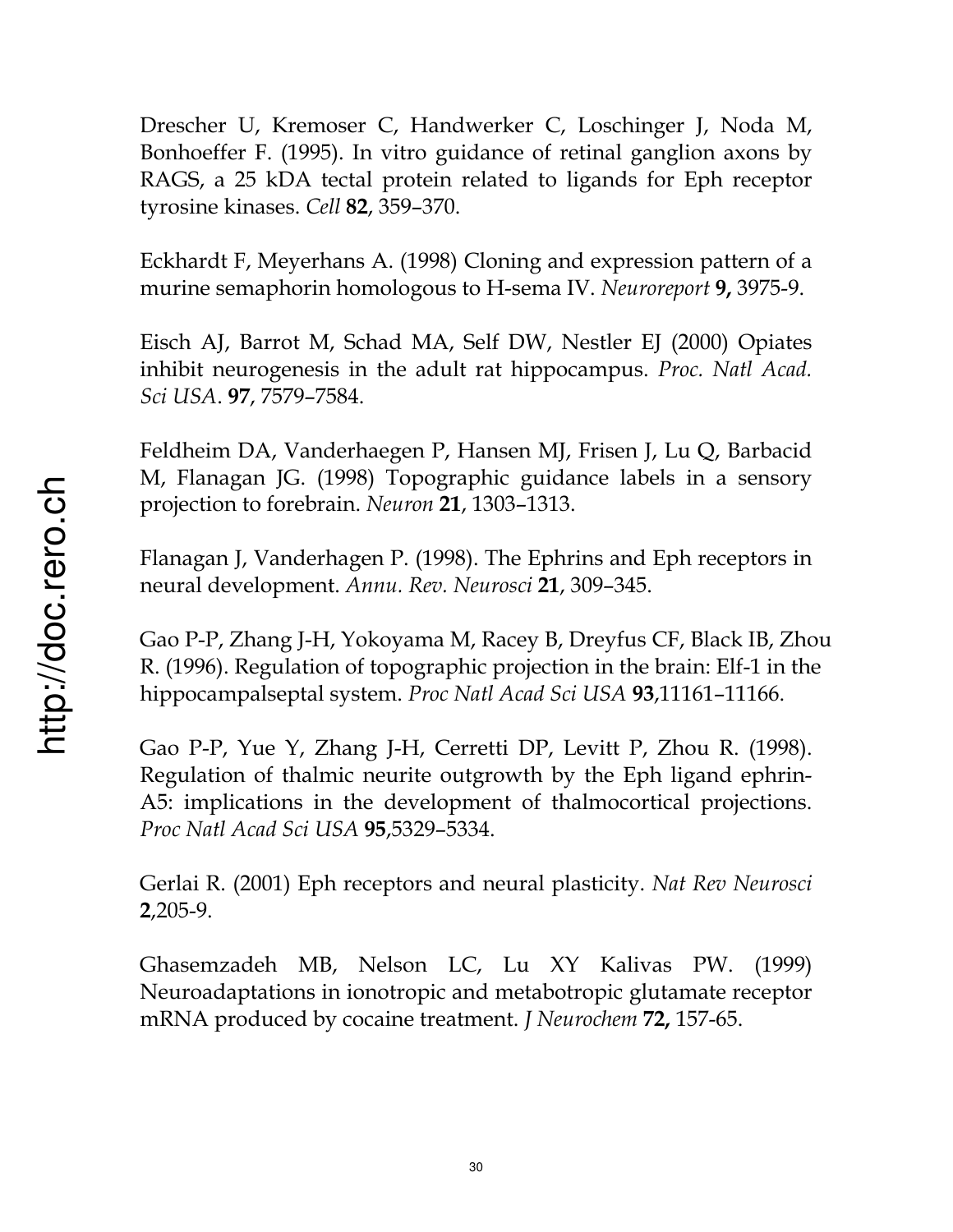Drescher U, Kremoser C, Handwerker C, Loschinger J, Noda M, Bonhoeffer F. (1995). In vitro guidance of retinal ganglion axons by RAGS, a 25 kDA tectal protein related to ligands for Eph receptor tyrosine kinases. *Cell* **82**, 359–370.

Eckhardt F, Meyerhans A. (1998) Cloning and expression pattern of a murine semaphorin homologous to H-sema IV. *Neuroreport* **9,** 3975-9.

Eisch AJ, Barrot M, Schad MA, Self DW, Nestler EJ (2000) Opiates inhibit neurogenesis in the adult rat hippocampus. *Proc. Natl Acad. Sci USA*. **97**, 7579–7584.

Feldheim DA, Vanderhaegen P, Hansen MJ, Frisen J, Lu Q, Barbacid M, Flanagan JG. (1998) Topographic guidance labels in a sensory projection to forebrain. *Neuron* **21**, 1303–1313.

Flanagan J, Vanderhagen P. (1998). The Ephrins and Eph receptors in neural development. *Annu. Rev. Neurosci* **21**, 309–345.

Gao P-P, Zhang J-H, Yokoyama M, Racey B, Dreyfus CF, Black IB, Zhou R. (1996). Regulation of topographic projection in the brain: Elf-1 in the hippocampalseptal system. *Proc Natl Acad Sci USA* **93**,11161–11166.

Gao P-P, Yue Y, Zhang J-H, Cerretti DP, Levitt P, Zhou R. (1998). Regulation of thalmic neurite outgrowth by the Eph ligand ephrin-A5: implications in the development of thalmocortical projections. *Proc Natl Acad Sci USA* **95**,5329–5334.

Gerlai R. (2001) Eph receptors and neural plasticity. *Nat Rev Neurosci* **2**,205-9.

Ghasemzadeh MB, Nelson LC, Lu XY Kalivas PW. (1999) Neuroadaptations in ionotropic and metabotropic glutamate receptor mRNA produced by cocaine treatment. *J Neurochem* **72,** 157-65.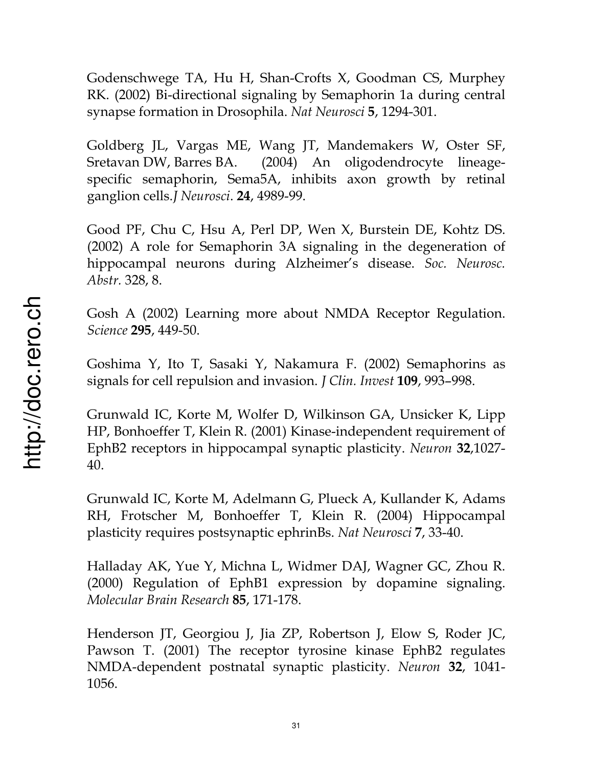Godenschwege TA, Hu H, Shan-Crofts X, Goodman CS, Murphey RK. (2002) Bi-directional signaling by Semaphorin 1a during central synapse formation in Drosophila. *Nat Neurosci* **5**, 1294-301.

Goldberg JL, Vargas ME, Wang JT, Mandemakers W, Oster SF, Sretavan DW, Barres BA. (2004) An oligodendrocyte lineage-specific semaphorin, Sema5A, inhibits axon growth by retinal ganglion cells.*J Neurosci*. **24**, 4989-99.

Good PF, Chu C, Hsu A, Perl DP, Wen X, Burstein DE, Kohtz DS. (2002) A role for Semaphorin 3A signaling in the degeneration of hippocampal neurons during Alzheimer's disease. *Soc. Neurosc. Abstr.* 328, 8.

Gosh A (2002) Learning more about NMDA Receptor Regulation. *Science* **295**, 449-50.

Goshima Y, Ito T, Sasaki Y, Nakamura F. (2002) Semaphorins as signals for cell repulsion and invasion. *J Clin. Invest* **109**, 993–998.

Grunwald IC, Korte M, Wolfer D, Wilkinson GA, Unsicker K, Lipp HP, Bonhoeffer T, Klein R. (2001) Kinase-independent requirement of EphB2 receptors in hippocampal synaptic plasticity. *Neuron* **32**,1027-40.

Grunwald IC, Korte M, Adelmann G, Plueck A, Kullander K, Adams RH, Frotscher M, Bonhoeffer T, Klein R. (2004) Hippocampal plasticity requires postsynaptic ephrinBs. *Nat Neurosci* **7**, 33-40.

Halladay AK, Yue Y, Michna L, Widmer DAJ, Wagner GC, Zhou R. (2000) Regulation of EphB1 expression by dopamine signaling. *Molecular Brain Research* **85**, 171-178.

Henderson JT, Georgiou J, Jia ZP, Robertson J, Elow S, Roder JC, Pawson T. (2001) The receptor tyrosine kinase EphB2 regulates NMDA-dependent postnatal synaptic plasticity. *Neuron* **32**, 1041-1056.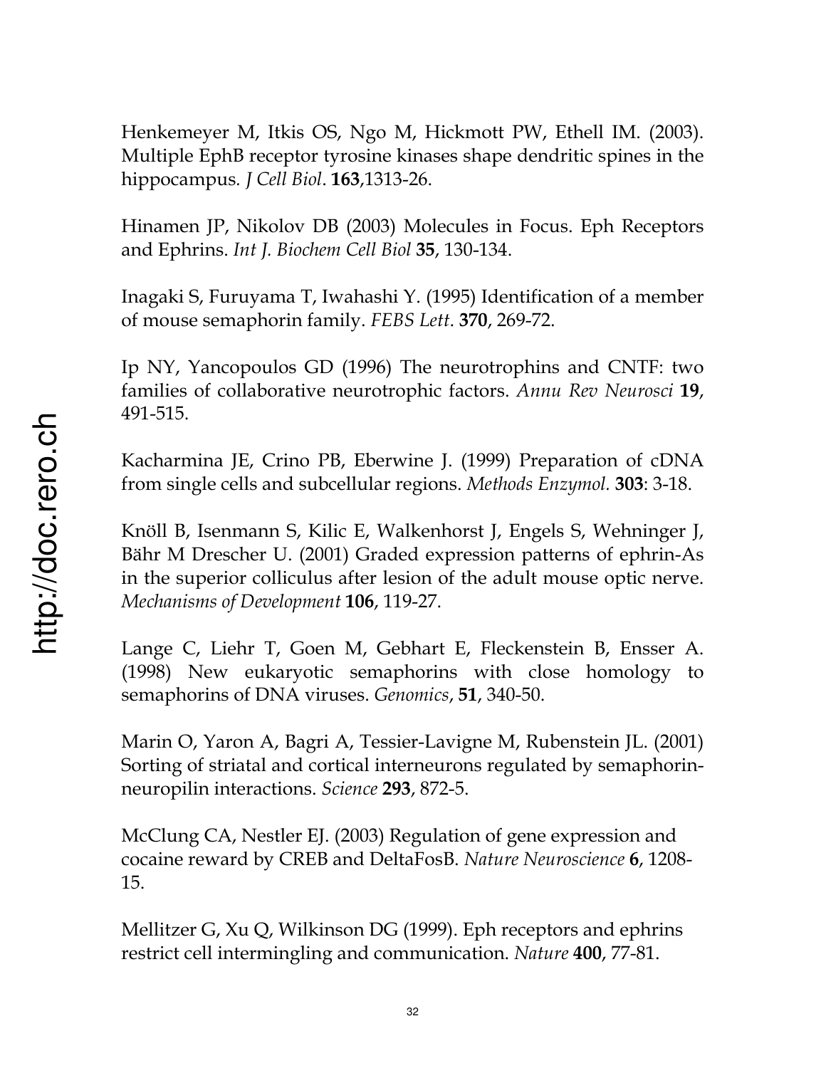Henkemeyer M, Itkis OS, Ngo M, Hickmott PW, Ethell IM. (2003). Multiple EphB receptor tyrosine kinases shape dendritic spines in the hippocampus. *J Cell Biol*. **163**,1313-26.

Hinamen JP, Nikolov DB (2003) Molecules in Focus. Eph Receptors and Ephrins. *Int J. Biochem Cell Biol* **35**, 130-134.

Inagaki S, Furuyama T, Iwahashi Y. (1995) Identification of a member of mouse semaphorin family. *FEBS Lett*. **370**, 269-72.

Ip NY, Yancopoulos GD (1996) The neurotrophins and CNTF: two families of collaborative neurotrophic factors. *Annu Rev Neurosci* **19**, 491-515.

Kacharmina JE, Crino PB, Eberwine J. (1999) Preparation of cDNA from single cells and subcellular regions. *Methods Enzymol*. **303**: 3-18.

Knöll B, Isenmann S, Kilic E, Walkenhorst J, Engels S, Wehninger J, Bähr M Drescher U. (2001) Graded expression patterns of ephrin-As in the superior colliculus after lesion of the adult mouse optic nerve. *Mechanisms of Development* **106**, 119-27.

Lange C, Liehr T, Goen M, Gebhart E, Fleckenstein B, Ensser A. (1998) New eukaryotic semaphorins with close homology to semaphorins of DNA viruses. *Genomics*, **51**, 340-50.

Marin O, Yaron A, Bagri A, Tessier-Lavigne M, Rubenstein JL. (2001) Sorting of striatal and cortical interneurons regulated by semaphorin-neuropilin interactions. *Science* **293**, 872-5.

McClung CA, Nestler EJ. (2003) Regulation of gene expression and cocaine reward by CREB and DeltaFosB. *Nature Neuroscience* **6**, 1208-15.

Mellitzer G, Xu Q, Wilkinson DG (1999). Eph receptors and ephrins restrict cell intermingling and communication. *Nature* **400**, 77-81.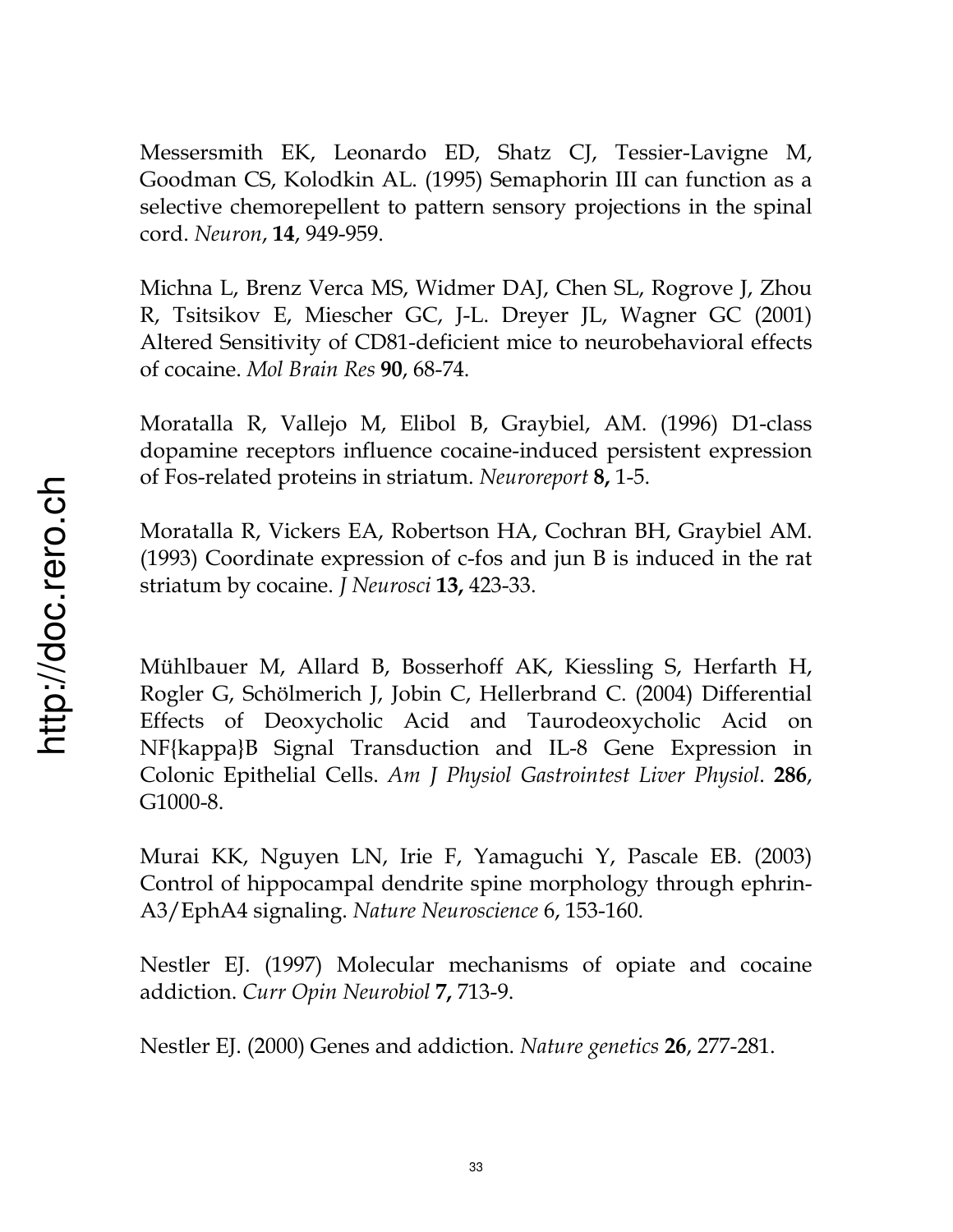Messersmith EK, Leonardo ED, Shatz CJ, Tessier-Lavigne M, Goodman CS, Kolodkin AL. (1995) Semaphorin III can function as a selective chemorepellent to pattern sensory projections in the spinal cord. *Neuron*, **14**, 949-959.

Michna L, Brenz Verca MS, Widmer DAJ, Chen SL, Rogrove J, Zhou R, Tsitsikov E, Miescher GC, J-L. Dreyer JL, Wagner GC (2001) Altered Sensitivity of CD81-deficient mice to neurobehavioral effects of cocaine. *Mol Brain Res* **90**, 68-74.

Moratalla R, Vallejo M, Elibol B, Graybiel, AM. (1996) D1-class dopamine receptors influence cocaine-induced persistent expression of Fos-related proteins in striatum. *Neuroreport* **8,** 1-5.

Moratalla R, Vickers EA, Robertson HA, Cochran BH, Graybiel AM. (1993) Coordinate expression of c-fos and jun B is induced in the rat striatum by cocaine. *J Neurosci* **13,** 423-33.

Mühlbauer M, Allard B, Bosserhoff AK, Kiessling S, Herfarth H, Rogler G, Schölmerich J, Jobin C, Hellerbrand C. (2004) Differential Effects of Deoxycholic Acid and Taurodeoxycholic Acid on NF{kappa}B Signal Transduction and IL-8 Gene Expression in Colonic Epithelial Cells. *Am J Physiol Gastrointest Liver Physiol*. **286**, G1000-8.

Murai KK, Nguyen LN, Irie F, Yamaguchi Y, Pascale EB. (2003) Control of hippocampal dendrite spine morphology through ephrin-A3/EphA4 signaling. *Nature Neuroscience* 6, 153-160.

Nestler EJ. (1997) Molecular mechanisms of opiate and cocaine addiction. *Curr Opin Neurobiol* **7,** 713-9.

Nestler EJ. (2000) Genes and addiction. *Nature genetics* **26**, 277-281.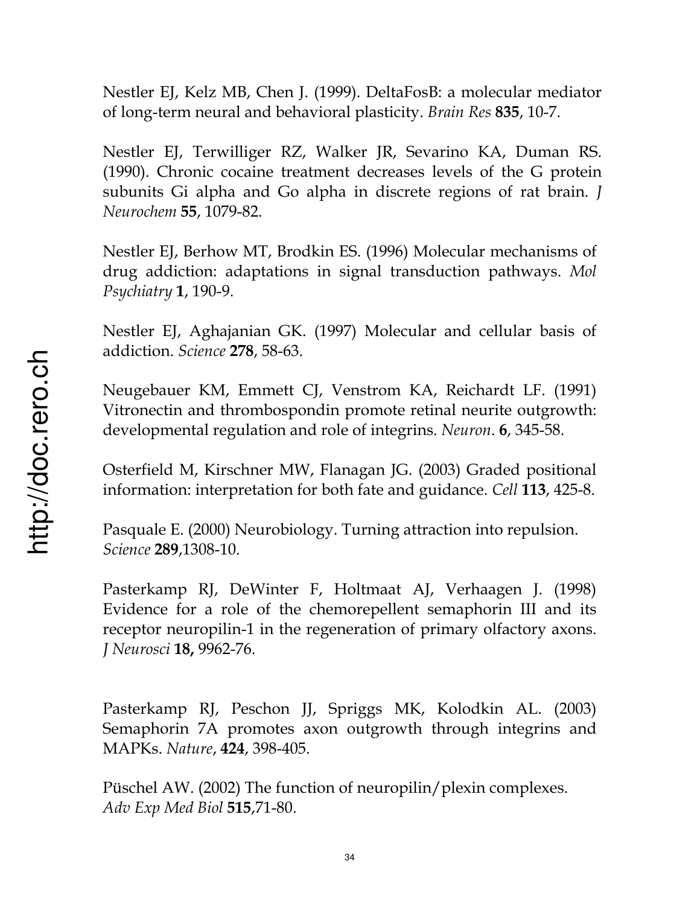Nestler EJ, Kelz MB, Chen J. (1999). DeltaFosB: a molecular mediator of long-term neural and behavioral plasticity. *Brain Res* **835**, 10-7.

Nestler EJ, Terwilliger RZ, Walker JR, Sevarino KA, Duman RS. (1990). Chronic cocaine treatment decreases levels of the G protein subunits Gi alpha and Go alpha in discrete regions of rat brain. *J Neurochem* **55**, 1079-82.

Nestler EJ, Berhow MT, Brodkin ES. (1996) Molecular mechanisms of drug addiction: adaptations in signal transduction pathways. *Mol Psychiatry* **1**, 190-9.

Nestler EJ, Aghajanian GK. (1997) Molecular and cellular basis of addiction. *Science* **278**, 58-63.

Neugebauer KM, Emmett CJ, Venstrom KA, Reichardt LF. (1991) Vitronectin and thrombospondin promote retinal neurite outgrowth: developmental regulation and role of integrins. *Neuron*. **6**, 345-58.

Osterfield M, Kirschner MW, Flanagan JG. (2003) Graded positional information: interpretation for both fate and guidance. *Cell* **113**, 425-8.

Pasquale E. (2000) Neurobiology. Turning attraction into repulsion. *Science* **289**,1308-10.

Pasterkamp RJ, DeWinter F, Holtmaat AJ, Verhaagen J. (1998) Evidence for a role of the chemorepellent semaphorin III and its receptor neuropilin-1 in the regeneration of primary olfactory axons. *J Neurosci* **18,** 9962-76.

Pasterkamp RJ, Peschon JJ, Spriggs MK, Kolodkin AL. (2003) Semaphorin 7A promotes axon outgrowth through integrins and MAPKs. *Nature*, **424**, 398-405.

Püschel AW. (2002) The function of neuropilin/plexin complexes. *Adv Exp Med Biol* **515**,71-80.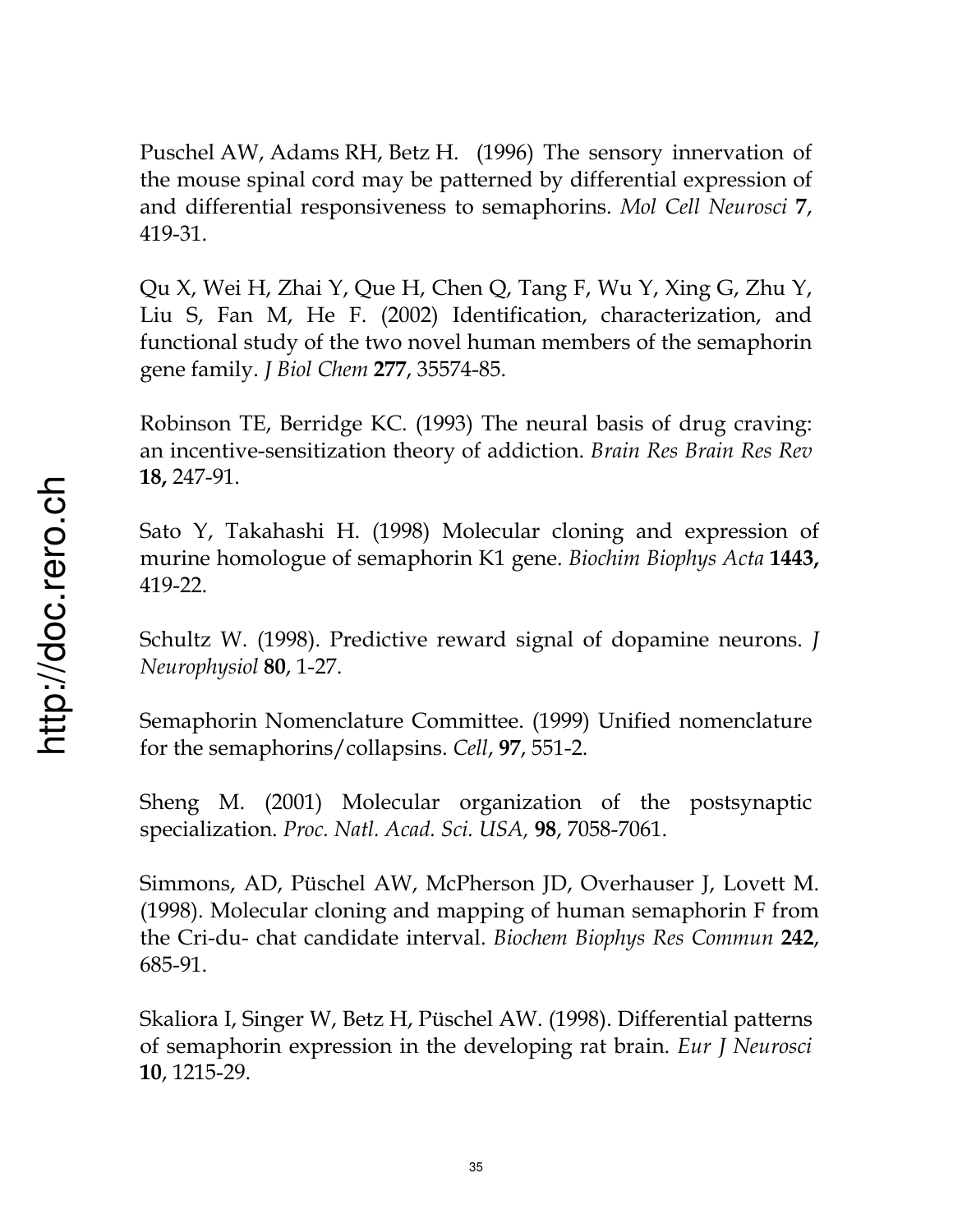Puschel AW, Adams RH, Betz H. (1996) The sensory innervation of the mouse spinal cord may be patterned by differential expression of and differential responsiveness to semaphorins. *Mol Cell Neurosci* **7**, 419-31.

Qu X, Wei H, Zhai Y, Que H, Chen Q, Tang F, Wu Y, Xing G, Zhu Y, Liu S, Fan M, He F. (2002) Identification, characterization, and functional study of the two novel human members of the semaphorin gene family. *J Biol Chem* **277**, 35574-85.

Robinson TE, Berridge KC. (1993) The neural basis of drug craving: an incentive-sensitization theory of addiction. *Brain Res Brain Res Rev* **18,** 247-91.

Sato Y, Takahashi H. (1998) Molecular cloning and expression of murine homologue of semaphorin K1 gene. *Biochim Biophys Acta* **1443,** 419-22.

Schultz W. (1998). Predictive reward signal of dopamine neurons. *J Neurophysiol* **80**, 1-27.

Semaphorin Nomenclature Committee. (1999) Unified nomenclature for the semaphorins/collapsins. *Cell*, **97**, 551-2.

Sheng M. (2001) Molecular organization of the postsynaptic specialization. *Proc. Natl. Acad. Sci. USA,* **98**, 7058-7061.

Simmons, AD, Püschel AW, McPherson JD, Overhauser J, Lovett M. (1998). Molecular cloning and mapping of human semaphorin F from the Cri-du- chat candidate interval. *Biochem Biophys Res Commun* **242**, 685-91.

Skaliora I, Singer W, Betz H, Püschel AW. (1998). Differential patterns of semaphorin expression in the developing rat brain. *Eur J Neurosci* **10**, 1215-29.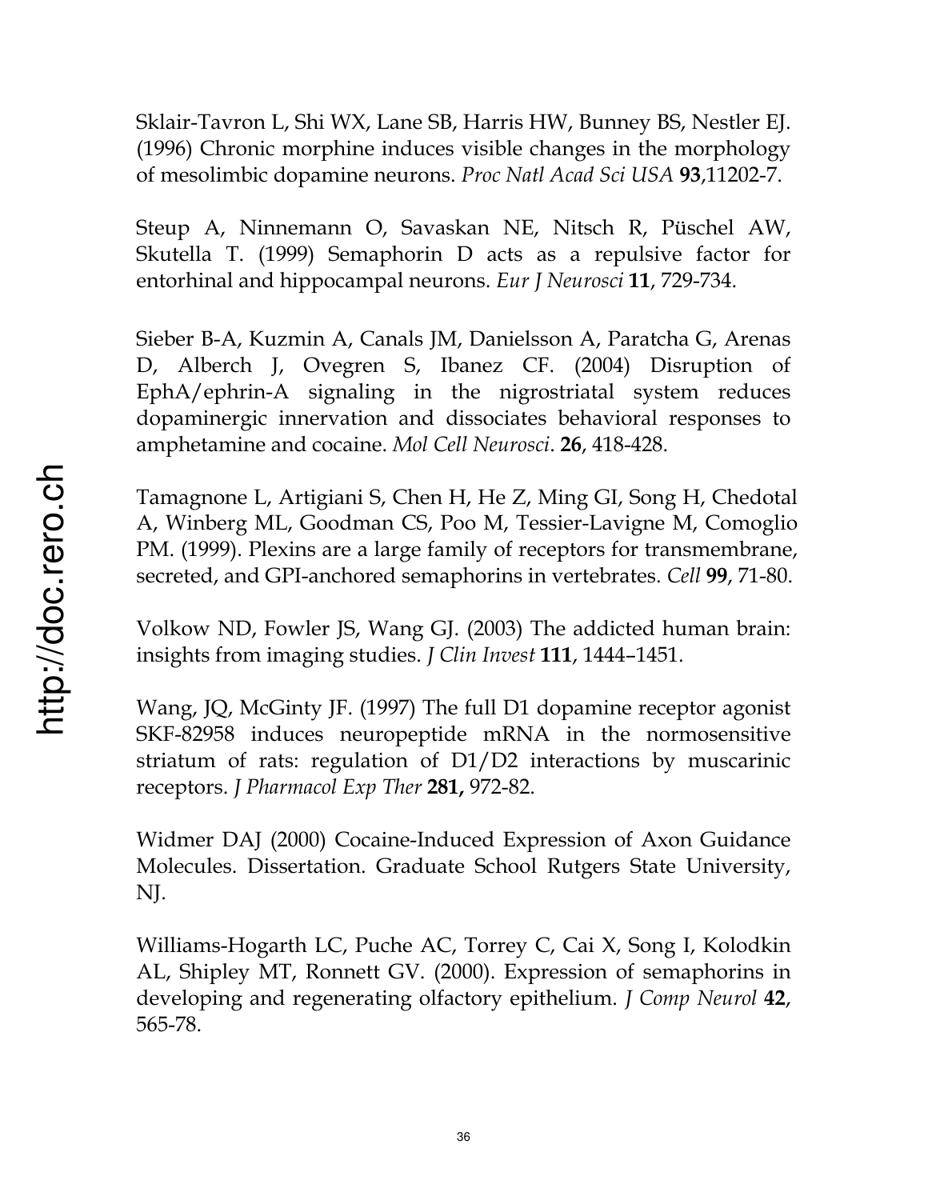Sklair-Tavron L, Shi WX, Lane SB, Harris HW, Bunney BS, Nestler EJ. (1996) Chronic morphine induces visible changes in the morphology of mesolimbic dopamine neurons. *Proc Natl Acad Sci USA* **93**,11202-7.

Steup A, Ninnemann O, Savaskan NE, Nitsch R, Püschel AW, Skutella T. (1999) Semaphorin D acts as a repulsive factor for entorhinal and hippocampal neurons. *Eur J Neurosci* **11**, 729-734.

Sieber B-A, Kuzmin A, Canals JM, Danielsson A, Paratcha G, Arenas D, Alberch J, Ovegren S, Ibanez CF. (2004) Disruption of EphA/ephrin-A signaling in the nigrostriatal system reduces dopaminergic innervation and dissociates behavioral responses to amphetamine and cocaine. *Mol Cell Neurosci*. **26**, 418-428.

Tamagnone L, Artigiani S, Chen H, He Z, Ming GI, Song H, Chedotal A, Winberg ML, Goodman CS, Poo M, Tessier-Lavigne M, Comoglio PM. (1999). Plexins are a large family of receptors for transmembrane, secreted, and GPI-anchored semaphorins in vertebrates. *Cell* **99**, 71-80.

Volkow ND, Fowler JS, Wang GJ. (2003) The addicted human brain: insights from imaging studies. *J Clin Invest* **111**, 1444–1451.

Wang, JQ, McGinty JF. (1997) The full D1 dopamine receptor agonist SKF-82958 induces neuropeptide mRNA in the normosensitive striatum of rats: regulation of D1/D2 interactions by muscarinic receptors. *J Pharmacol Exp Ther* **281,** 972-82.

Widmer DAJ (2000) Cocaine-Induced Expression of Axon Guidance Molecules. Dissertation. Graduate School Rutgers State University, NJ.

Williams-Hogarth LC, Puche AC, Torrey C, Cai X, Song I, Kolodkin AL, Shipley MT, Ronnett GV. (2000). Expression of semaphorins in developing and regenerating olfactory epithelium. *J Comp Neurol* **42**, 565-78.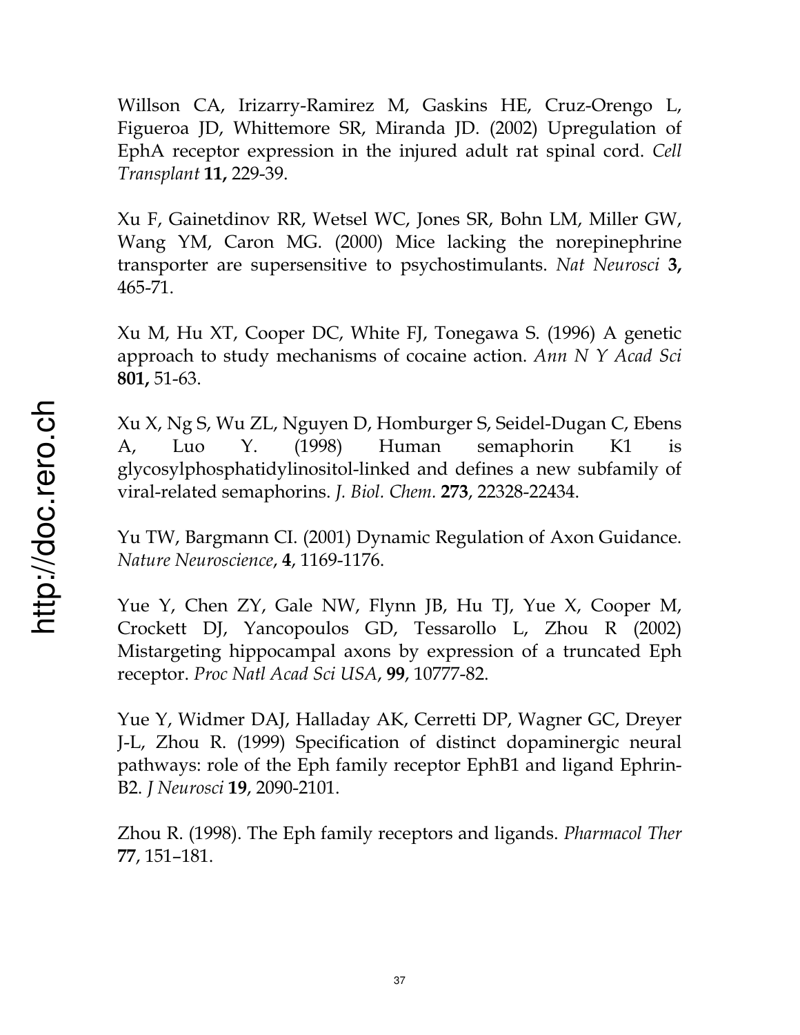Willson CA, Irizarry-Ramirez M, Gaskins HE, Cruz-Orengo L, Figueroa JD, Whittemore SR, Miranda JD. (2002) Upregulation of EphA receptor expression in the injured adult rat spinal cord. *Cell Transplant* **11,** 229-39.

Xu F, Gainetdinov RR, Wetsel WC, Jones SR, Bohn LM, Miller GW, Wang YM, Caron MG. (2000) Mice lacking the norepinephrine transporter are supersensitive to psychostimulants. *Nat Neurosci* **3,** 465-71.

Xu M, Hu XT, Cooper DC, White FJ, Tonegawa S. (1996) A genetic approach to study mechanisms of cocaine action. *Ann N Y Acad Sci* **801,** 51-63.

Xu X, Ng S, Wu ZL, Nguyen D, Homburger S, Seidel-Dugan C, Ebens A, Luo Y. (1998) Human semaphorin K1 is glycosylphosphatidylinositol-linked and defines a new subfamily of viral-related semaphorins. *J. Biol. Chem.* **273**, 22328-22434.

Yu TW, Bargmann CI. (2001) Dynamic Regulation of Axon Guidance. *Nature Neuroscience*, **4**, 1169-1176.

Yue Y, Chen ZY, Gale NW, Flynn JB, Hu TJ, Yue X, Cooper M, Crockett DJ, Yancopoulos GD, Tessarollo L, Zhou R (2002) Mistargeting hippocampal axons by expression of a truncated Eph receptor. *Proc Natl Acad Sci USA*, **99**, 10777-82.

Yue Y, Widmer DAJ, Halladay AK, Cerretti DP, Wagner GC, Dreyer J-L, Zhou R. (1999) Specification of distinct dopaminergic neural pathways: role of the Eph family receptor EphB1 and ligand Ephrin-B2. *J Neurosci* **19**, 2090-2101.

Zhou R. (1998). The Eph family receptors and ligands. *Pharmacol Ther* **77**, 151–181.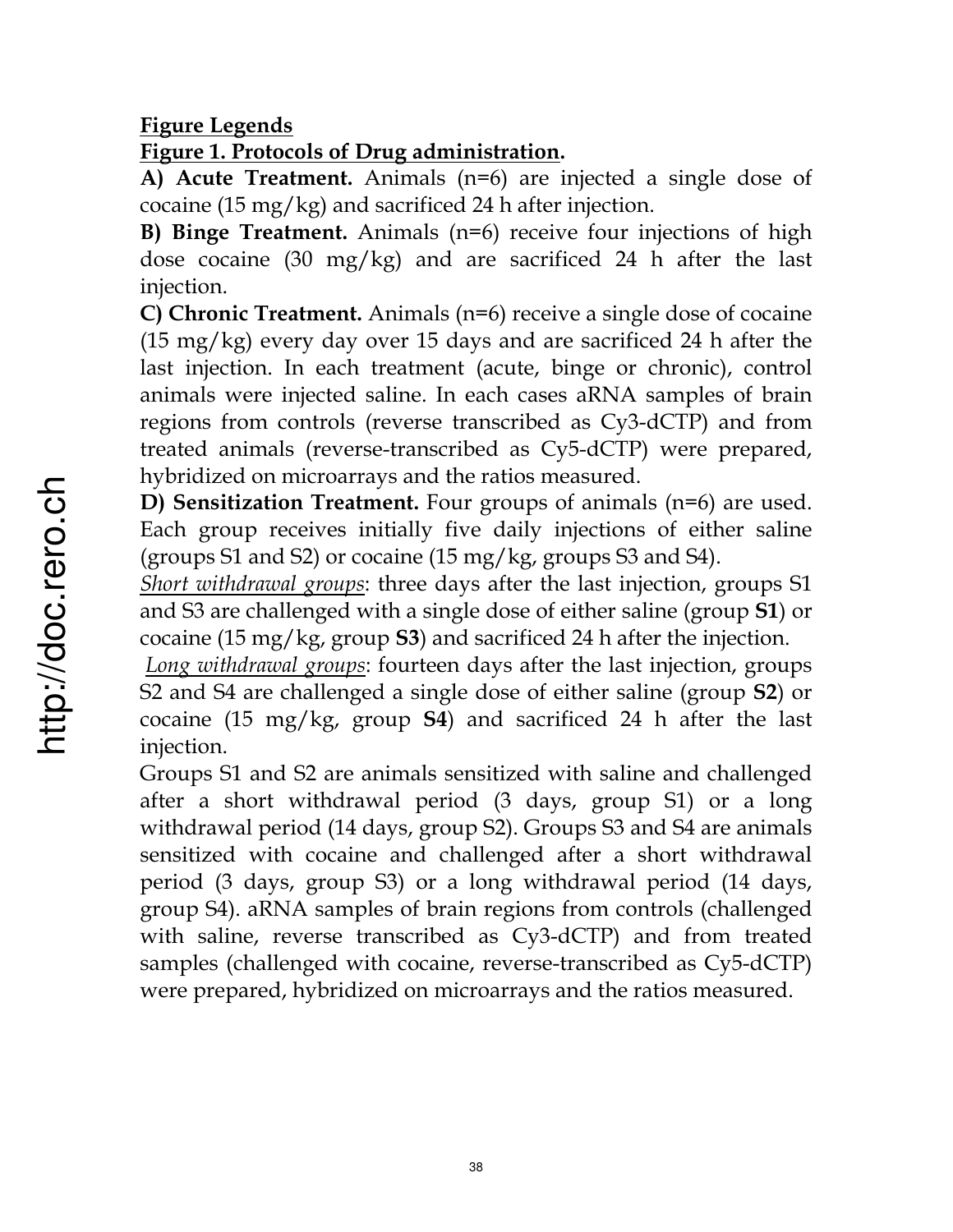## **Figure Legends**

### **Figure 1. Protocols of Drug administration.**

**A) Acute Treatment.** Animals (n=6) are injected a single dose of cocaine (15 mg/kg) and sacrificed 24 h after injection.

**B) Binge Treatment.** Animals (n=6) receive four injections of high dose cocaine (30 mg/kg) and are sacrificed 24 h after the last injection.

**C) Chronic Treatment.** Animals (n=6) receive a single dose of cocaine (15 mg/kg) every day over 15 days and are sacrificed 24 h after the last injection. In each treatment (acute, binge or chronic), control animals were injected saline. In each cases aRNA samples of brain regions from controls (reverse transcribed as Cy3-dCTP) and from treated animals (reverse-transcribed as Cy5-dCTP) were prepared, hybridized on microarrays and the ratios measured.

**D) Sensitization Treatment.** Four groups of animals (n=6) are used. Each group receives initially five daily injections of either saline (groups S1 and S2) or cocaine (15 mg/kg, groups S3 and S4).

*Short withdrawal groups*: three days after the last injection, groups S1 and S3 are challenged with a single dose of either saline (group **S1**) or cocaine (15 mg/kg, group **S3**) and sacrificed 24 h after the injection.

*Long withdrawal groups*: fourteen days after the last injection, groups S2 and S4 are challenged a single dose of either saline (group **S2**) or cocaine (15 mg/kg, group **S4**) and sacrificed 24 h after the last injection.

Groups S1 and S2 are animals sensitized with saline and challenged after a short withdrawal period (3 days, group S1) or a long withdrawal period (14 days, group S2). Groups S3 and S4 are animals sensitized with cocaine and challenged after a short withdrawal period (3 days, group S3) or a long withdrawal period (14 days, group S4). aRNA samples of brain regions from controls (challenged with saline, reverse transcribed as Cy3-dCTP) and from treated samples (challenged with cocaine, reverse-transcribed as Cy5-dCTP) were prepared, hybridized on microarrays and the ratios measured.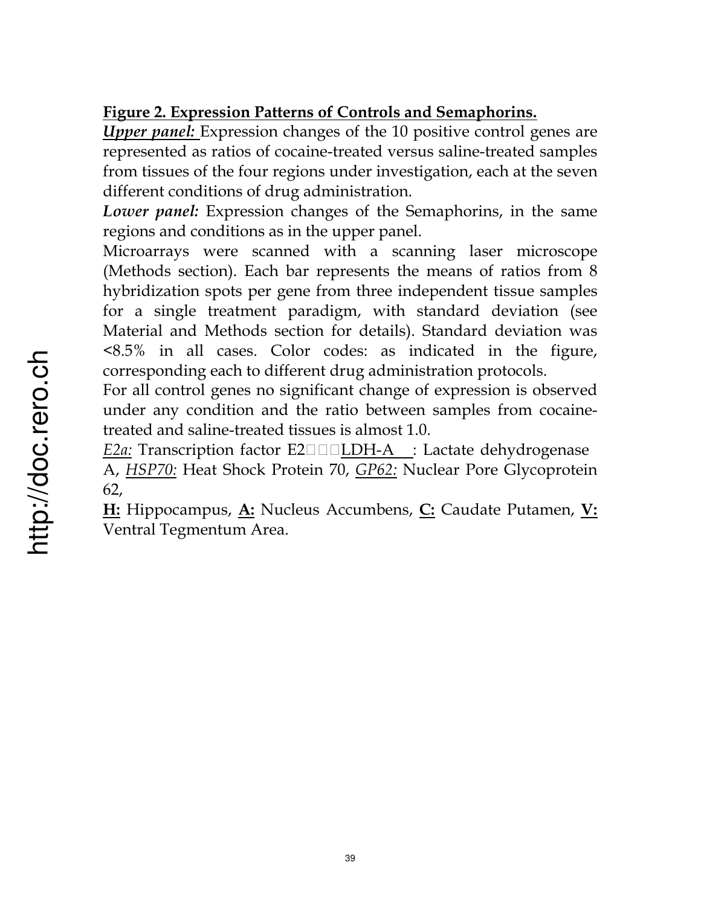**Figure 2. Expression Patterns of Controls and Semaphorins.**

***Upper panel:*** Expression changes of the 10 positive control genes are represented as ratios of cocaine-treated versus saline-treated samples from tissues of the four regions under investigation, each at the seven different conditions of drug administration.

***Lower panel:*** Expression changes of the Semaphorins, in the same regions and conditions as in the upper panel.

Microarrays were scanned with a scanning laser microscope (Methods section). Each bar represents the means of ratios from 8 hybridization spots per gene from three independent tissue samples for a single treatment paradigm, with standard deviation (see Material and Methods section for details). Standard deviation was <8.5% in all cases. Color codes: as indicated in the figure, corresponding each to different drug administration protocols.

For all control genes no significant change of expression is observed under any condition and the ratio between samples from cocaine-treated and saline-treated tissues is almost 1.0.

*E2a:* Transcription factor E2□□□LDH-A : Lactate dehydrogenase A, *HSP70:* Heat Shock Protein 70, *GP62:* Nuclear Pore Glycoprotein 62,

**H:** Hippocampus, **A:** Nucleus Accumbens, **C:** Caudate Putamen, **V:** Ventral Tegmentum Area.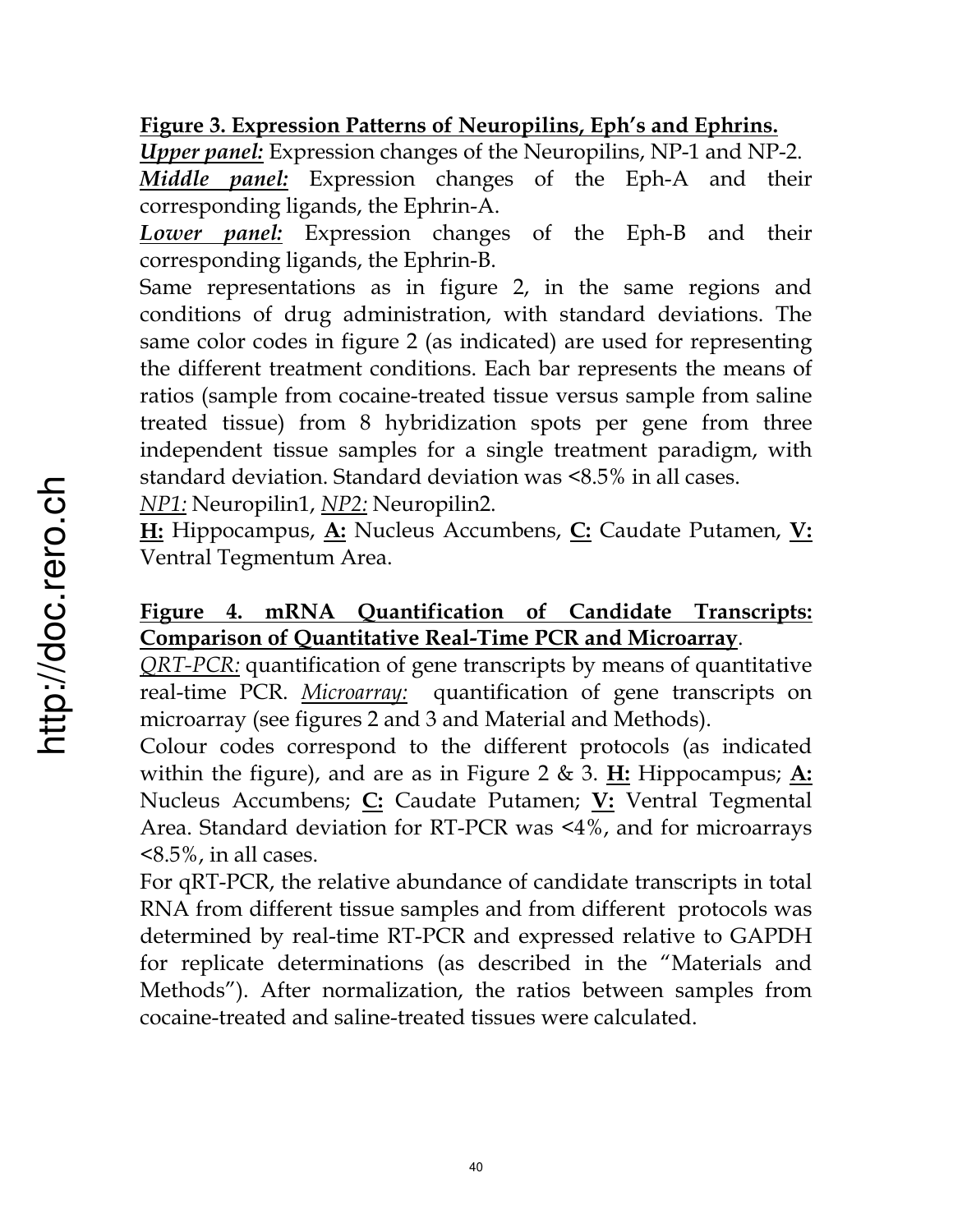**Figure 3. Expression Patterns of Neuropilins, Eph's and Ephrins.**

***Upper panel:*** Expression changes of the Neuropilins, NP-1 and NP-2.

***Middle panel:*** Expression changes of the Eph-A and their corresponding ligands, the Ephrin-A.

***Lower panel:*** Expression changes of the Eph-B and their corresponding ligands, the Ephrin-B.

Same representations as in figure 2, in the same regions and conditions of drug administration, with standard deviations. The same color codes in figure 2 (as indicated) are used for representing the different treatment conditions. Each bar represents the means of ratios (sample from cocaine-treated tissue versus sample from saline treated tissue) from 8 hybridization spots per gene from three independent tissue samples for a single treatment paradigm, with standard deviation. Standard deviation was <8.5% in all cases.

*NP1:* Neuropilin1, *NP2:* Neuropilin2.

**H:** Hippocampus, **A:** Nucleus Accumbens, **C:** Caudate Putamen, **V:** Ventral Tegmentum Area.

**Figure 4. mRNA Quantification of Candidate Transcripts: Comparison of Quantitative Real-Time PCR and Microarray**.

*QRT-PCR:* quantification of gene transcripts by means of quantitative real-time PCR. *Microarray:* quantification of gene transcripts on microarray (see figures 2 and 3 and Material and Methods).

Colour codes correspond to the different protocols (as indicated within the figure), and are as in Figure 2 & 3. **H:** Hippocampus; **A:** Nucleus Accumbens; **C:** Caudate Putamen; **V:** Ventral Tegmental Area. Standard deviation for RT-PCR was <4%, and for microarrays <8.5%, in all cases.

For qRT-PCR, the relative abundance of candidate transcripts in total RNA from different tissue samples and from different protocols was determined by real-time RT-PCR and expressed relative to GAPDH for replicate determinations (as described in the "Materials and Methods"). After normalization, the ratios between samples from cocaine-treated and saline-treated tissues were calculated.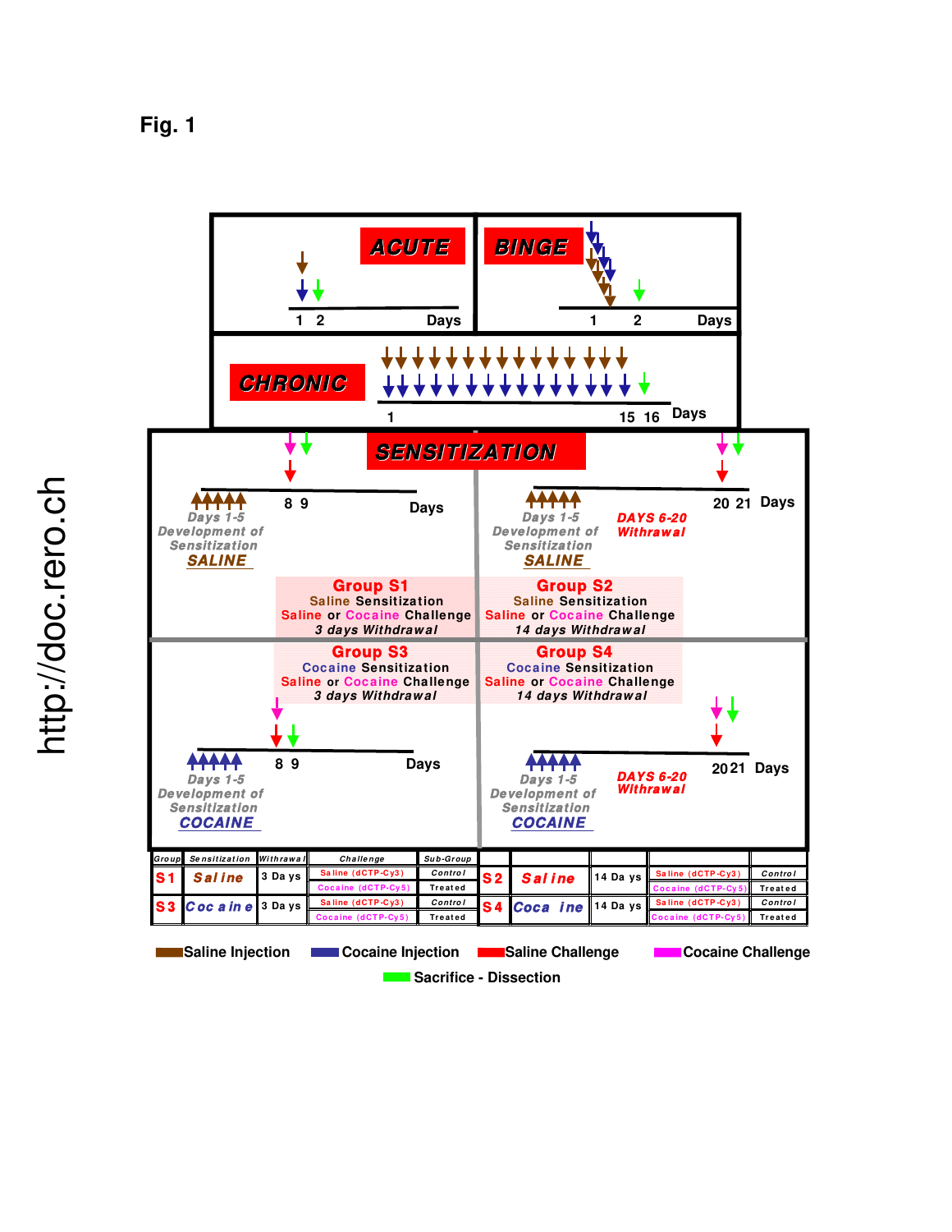**Fig. 1**

ACUTE

1 2 Days

BINGE

1 2 Days

CHRONIC

1 15 16 Days

SENSITIZATION

Days 1-5 Development of Sensitization SALINE

8 9 Days

Days 1-5 Development of Sensitization SALINE

DAYS 6-20 Withdrawal

20 21 Days

**Group S1**
Saline Sensitization
Saline or Cocaine Challenge
3 days Withdrawal

**Group S2**
Saline Sensitization
Saline or Cocaine Challenge
14 days Withdrawal

**Group S3**
Cocaine Sensitization
Saline or Cocaine Challenge
3 days Withdrawal

**Group S4**
Cocaine Sensitization
Saline or Cocaine Challenge
14 days Withdrawal

Days 1-5 Development of Sensitization COCAINE

8 9 Days

Days 1-5 Development of Sensitization COCAINE

DAYS 6-20 Withdrawal

20 21 Days

| Group | Sensitization | Withdrawal | Challenge | Sub-Group | | | | | |
|---|---|---|---|---|---|---|---|---|---|
| S1 | Saline | 3 Days | Saline (dCTP-Cy3) | Control | S2 | Saline | 14 Days | Saline (dCTP-Cy3) | Control |
| | | | Cocaine (dCTP-Cy5) | Treated | | | | Cocaine (dCTP-Cy5) | Treated |
| S3 | Cocaine | 3 Days | Saline (dCTP-Cy3) | Control | S4 | Cocaine | 14 Days | Saline (dCTP-Cy3) | Control |
| | | | Cocaine (dCTP-Cy5) | Treated | | | | Cocaine (dCTP-Cy5) | Treated |

Saline Injection, Cocaine Injection, Saline Challenge, Cocaine Challenge, Sacrifice - Dissection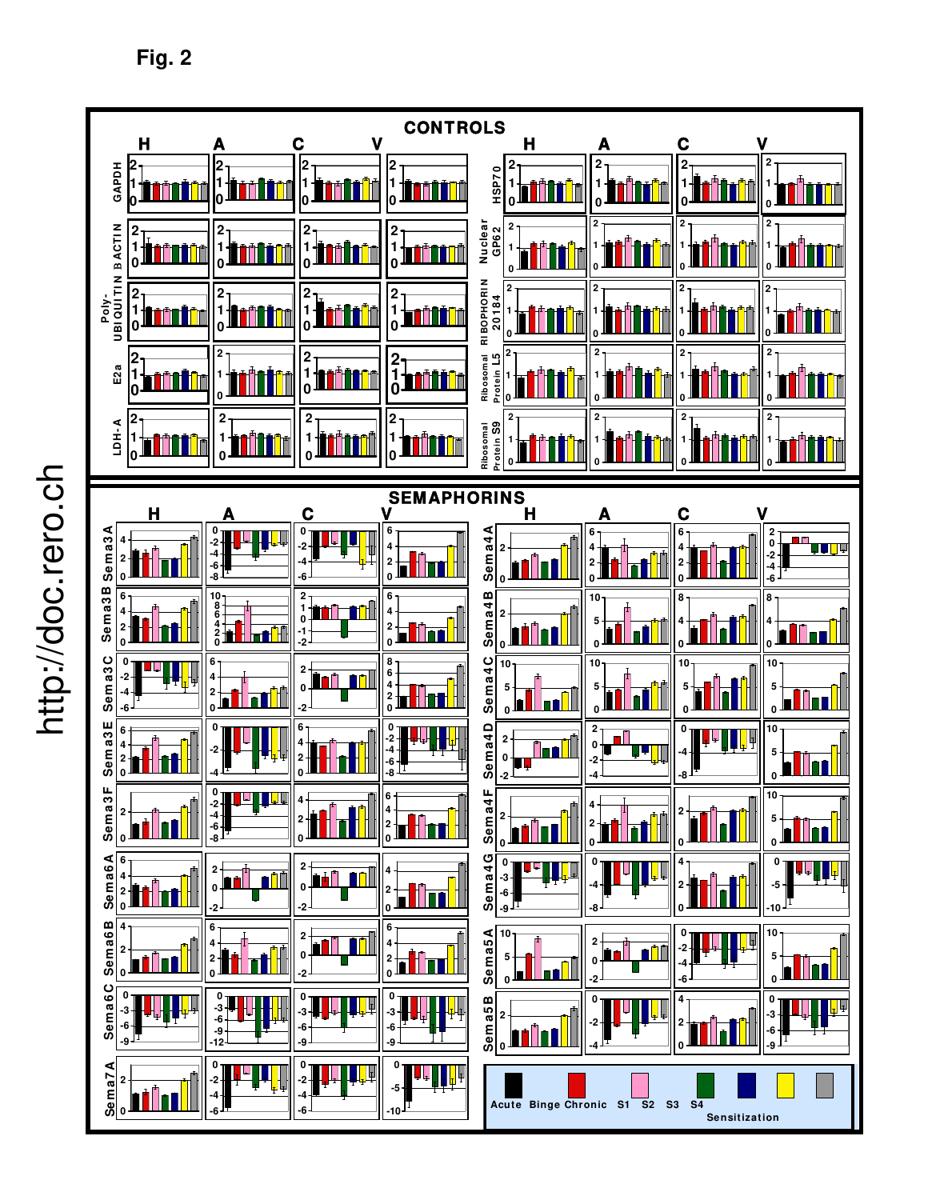**Fig. 2**

http://doc.rero.ch

CONTROLS

H A C V

GAPDH

BACTIN

Poly-UBIQUITIN

E2a

LDH-A

HSP70

Nuclear GP62

RIBOPHORIN 20184

Ribosomal Protein L5

Ribosomal Protein S9

SEMAPHORINS

H A C V

Sema3A

Sema3B

Sema3C

Sema3E

Sema3F

Sema6A

Sema6B

Sema6C

Sema7A

Sema4A

Sema4B

Sema4C

Sema4D

Sema4F

Sema4G

Sema5A

Sema5B

Acute Binge Chronic S1 S2 S3 S4

Sensitization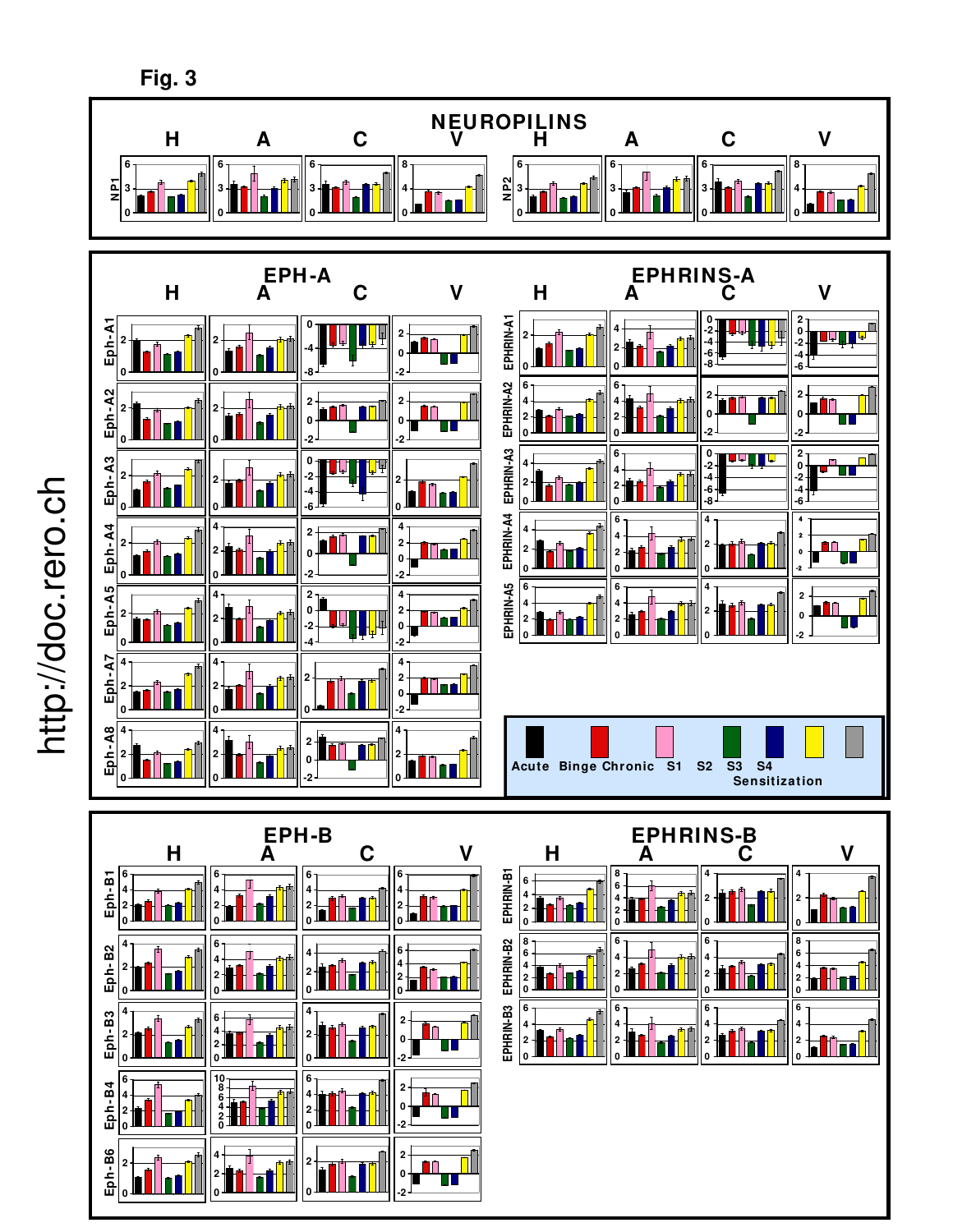Fig. 3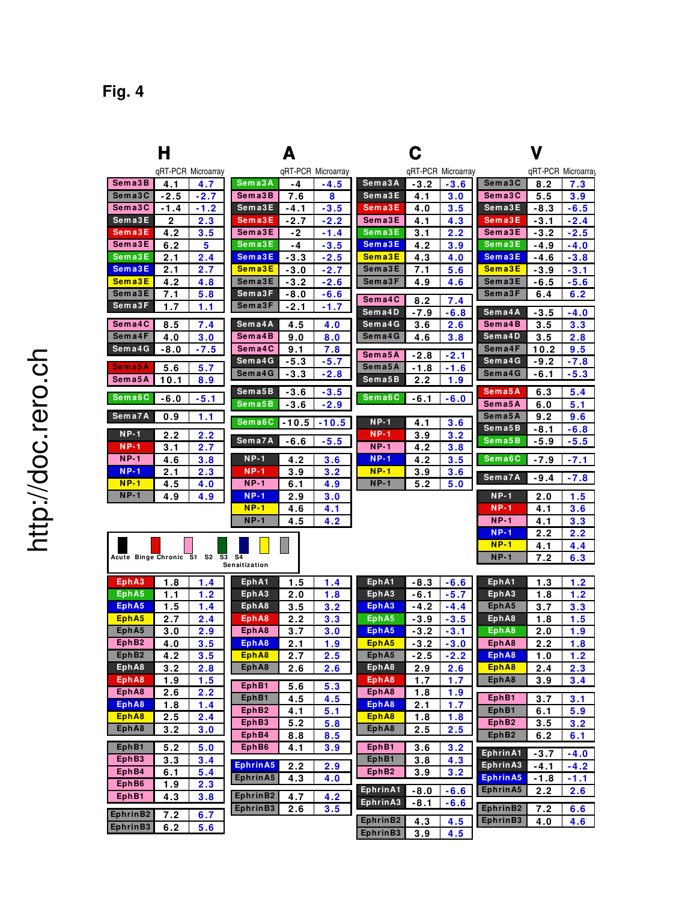# Fig. 4

## H

| Gene | qRT-PCR | Microarray |
|---|---|---|
| Sema3B | 4.1 | 4.7 |
| Sema3C | -2.5 | -2.7 |
| Sema3C | -1.4 | -1.2 |
| Sema3E | 2 | 2.3 |
| Sema3E | 4.2 | 3.5 |
| Sema3E | 6.2 | 5 |
| Sema3E | 2.1 | 2.4 |
| Sema3E | 2.1 | 2.7 |
| Sema3E | 4.2 | 4.8 |
| Sema3E | 7.1 | 5.8 |
| Sema3F | 1.7 | 1.1 |
| Sema4C | 8.5 | 7.4 |
| Sema4F | 4.0 | 3.0 |
| Sema4G | -8.0 | -7.5 |
| Sema5A | 5.6 | 5.7 |
| Sema5A | 10.1 | 8.9 |
| Sema6C | -6.0 | -5.1 |
| Sema7A | 0.9 | 1.1 |
| NP-1 | 2.2 | 2.2 |
| NP-1 | 3.1 | 2.7 |
| NP-1 | 4.6 | 3.8 |
| NP-1 | 2.1 | 2.3 |
| NP-1 | 4.5 | 4.0 |
| NP-1 | 4.9 | 4.9 |
| EphA3 | 1.8 | 1.4 |
| EphA5 | 1.1 | 1.2 |
| EphA5 | 1.5 | 1.4 |
| EphA5 | 2.7 | 2.4 |
| EphA5 | 3.0 | 2.9 |
| EphB2 | 4.0 | 3.5 |
| EphB2 | 4.2 | 3.5 |
| EphA8 | 3.2 | 2.8 |
| EphA8 | 1.9 | 1.5 |
| EphA8 | 2.6 | 2.2 |
| EphA8 | 1.8 | 1.4 |
| EphA8 | 2.5 | 2.4 |
| EphA8 | 3.2 | 3.0 |
| EphB1 | 5.2 | 5.0 |
| EphB3 | 3.3 | 3.4 |
| EphB4 | 6.1 | 5.4 |
| EphB6 | 1.9 | 2.3 |
| EphB1 | 4.3 | 3.8 |
| EphrinB2 | 7.2 | 6.7 |
| EphrinB3 | 6.2 | 5.6 |

## A

| Gene | qRT-PCR | Microarray |
|---|---|---|
| Sema3A | -4 | -4.5 |
| Sema3B | 7.6 | 8 |
| Sema3E | -4.1 | -3.5 |
| Sema3E | -2.7 | -2.2 |
| Sema3E | -2 | -1.4 |
| Sema3E | -4 | -3.5 |
| Sema3E | -3.3 | -2.5 |
| Sema3E | -3.0 | -2.7 |
| Sema3E | -3.2 | -2.6 |
| Sema3F | -8.0 | -6.6 |
| Sema3F | -2.1 | -1.7 |
| Sema4A | 4.5 | 4.0 |
| Sema4B | 9.0 | 8.0 |
| Sema4C | 9.1 | 7.8 |
| Sema4G | -5.3 | -5.7 |
| Sema4G | -3.3 | -2.8 |
| Sema5B | -3.6 | -3.5 |
| Sema5B | -3.6 | -2.9 |
| Sema6C | -10.5 | -10.5 |
| Sema7A | -6.6 | -5.5 |
| NP-1 | 4.2 | 3.6 |
| NP-1 | 3.9 | 3.2 |
| NP-1 | 6.1 | 4.9 |
| NP-1 | 2.9 | 3.0 |
| NP-1 | 4.6 | 4.1 |
| NP-1 | 4.5 | 4.2 |
| EphA1 | 1.5 | 1.4 |
| EphA3 | 2.0 | 1.8 |
| EphA8 | 3.5 | 3.2 |
| EphA8 | 2.2 | 3.3 |
| EphA8 | 3.7 | 3.0 |
| EphA8 | 2.1 | 1.9 |
| EphA8 | 2.7 | 2.5 |
| EphA8 | 2.6 | 2.6 |
| EphB1 | 5.6 | 5.3 |
| EphB1 | 4.5 | 4.5 |
| EphB2 | 4.1 | 5.1 |
| EphB3 | 5.2 | 5.8 |
| EphB4 | 8.8 | 8.5 |
| EphB6 | 4.1 | 3.9 |
| EphrinA5 | 2.2 | 2.9 |
| EphrinA5 | 4.3 | 4.0 |
| EphrinB2 | 4.7 | 4.2 |
| EphrinB3 | 2.6 | 3.5 |

## C

| Gene | qRT-PCR | Microarray |
|---|---|---|
| Sema3A | -3.2 | -3.6 |
| Sema3E | 4.1 | 3.0 |
| Sema3E | 4.0 | 3.5 |
| Sema3E | 4.1 | 4.3 |
| Sema3E | 3.1 | 2.2 |
| Sema3E | 4.2 | 3.9 |
| Sema3E | 4.3 | 4.0 |
| Sema3E | 7.1 | 5.6 |
| Sema3F | 4.9 | 4.6 |
| Sema4C | 8.2 | 7.4 |
| Sema4D | -7.9 | -6.8 |
| Sema4G | 3.6 | 2.6 |
| Sema4G | 4.6 | 3.8 |
| Sema5A | -2.8 | -2.1 |
| Sema5A | -1.8 | -1.6 |
| Sema5B | 2.2 | 1.9 |
| Sema6C | -6.1 | -6.0 |
| NP-1 | 4.1 | 3.6 |
| NP-1 | 3.9 | 3.2 |
| NP-1 | 4.2 | 3.8 |
| NP-1 | 4.2 | 3.5 |
| NP-1 | 3.9 | 3.6 |
| NP-1 | 5.2 | 5.0 |
| EphA1 | -8.3 | -6.6 |
| EphA3 | -6.1 | -5.7 |
| EphA3 | -4.2 | -4.4 |
| EphA5 | -3.9 | -3.5 |
| EphA5 | -3.2 | -3.1 |
| EphA5 | -3.2 | -3.0 |
| EphA5 | -2.5 | -2.2 |
| EphA8 | 2.9 | 2.6 |
| EphA8 | 1.7 | 1.7 |
| EphA8 | 1.8 | 1.9 |
| EphA8 | 2.1 | 1.7 |
| EphA8 | 1.8 | 1.8 |
| EphA8 | 2.5 | 2.5 |
| EphB1 | 3.6 | 3.2 |
| EphB1 | 3.8 | 4.3 |
| EphB2 | 3.9 | 3.2 |
| EphrinA1 | -8.0 | -6.6 |
| EphrinA3 | -8.1 | -6.6 |
| EphrinB2 | 4.3 | 4.5 |
| EphrinB3 | 3.9 | 4.5 |

## V

| Gene | qRT-PCR | Microarray |
|---|---|---|
| Sema3C | 8.2 | 7.3 |
| Sema3C | 5.5 | 3.9 |
| Sema3E | -8.3 | -6.5 |
| Sema3E | -3.1 | -2.4 |
| Sema3E | -3.2 | -2.5 |
| Sema3E | -4.9 | -4.0 |
| Sema3E | -4.6 | -3.8 |
| Sema3E | -3.9 | -3.1 |
| Sema3E | -6.5 | -5.6 |
| Sema3F | 6.4 | 6.2 |
| Sema4A | -3.5 | -4.0 |
| Sema4B | 3.5 | 3.3 |
| Sema4D | 3.5 | 2.8 |
| Sema4F | 10.2 | 9.5 |
| Sema4G | -9.2 | -7.8 |
| Sema4G | -6.1 | -5.3 |
| Sema5A | 6.3 | 5.4 |
| Sema5A | 6.0 | 5.1 |
| Sema5A | 9.2 | 9.6 |
| Sema5B | -8.1 | -6.8 |
| Sema5B | -5.9 | -5.5 |
| Sema6C | -7.9 | -7.1 |
| Sema7A | -9.4 | -7.8 |
| NP-1 | 2.0 | 1.5 |
| NP-1 | 4.1 | 3.6 |
| NP-1 | 4.1 | 3.3 |
| NP-1 | 2.2 | 2.2 |
| NP-1 | 4.1 | 4.4 |
| NP-1 | 7.2 | 6.3 |
| EphA1 | 1.3 | 1.2 |
| EphA3 | 1.8 | 1.2 |
| EphA5 | 3.7 | 3.3 |
| EphA8 | 1.8 | 1.5 |
| EphA8 | 2.0 | 1.9 |
| EphA8 | 2.2 | 1.8 |
| EphA8 | 1.0 | 1.2 |
| EphA8 | 2.4 | 2.3 |
| EphA8 | 3.9 | 3.4 |
| EphB1 | 3.7 | 3.1 |
| EphB1 | 6.1 | 5.9 |
| EphB2 | 3.5 | 3.2 |
| EphB2 | 6.2 | 6.1 |
| EphrinA1 | -3.7 | -4.0 |
| EphrinA3 | -4.1 | -4.2 |
| EphrinA5 | -1.8 | -1.1 |
| EphrinA5 | 2.2 | 2.6 |
| EphrinB2 | 7.2 | 6.6 |
| EphrinB3 | 4.0 | 4.6 |

Legend: Acute, Binge, Chronic, S1, S2, S3, S4 (Sensitization)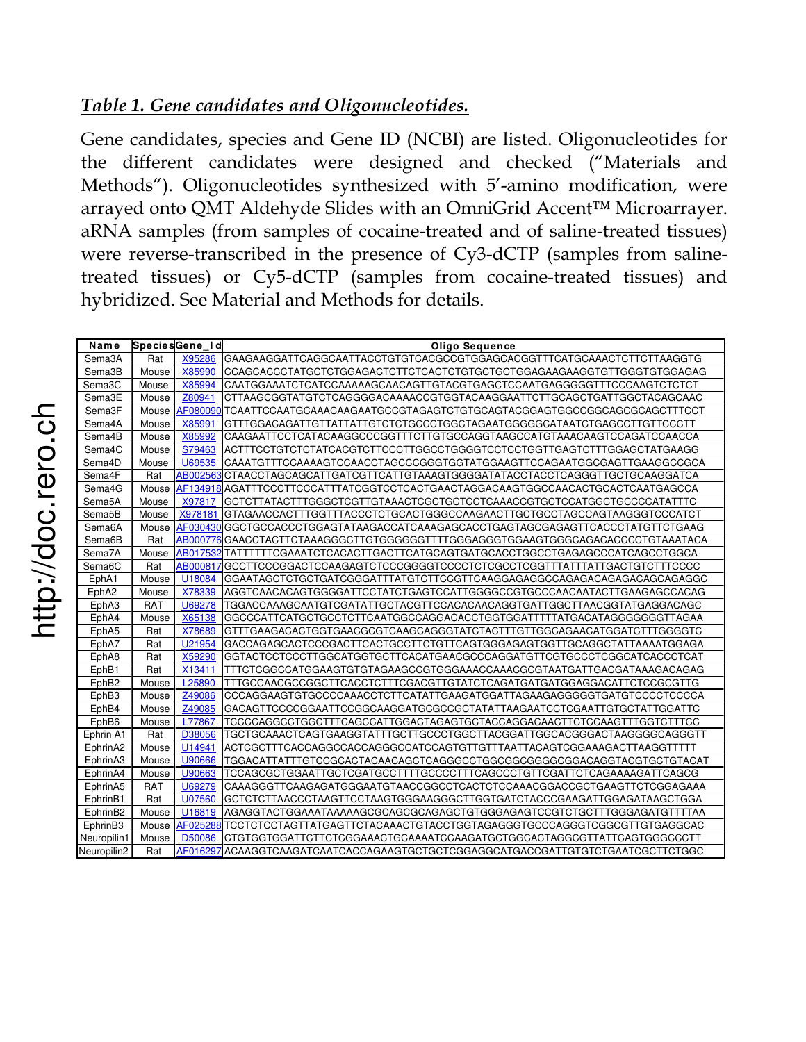## *Table 1. Gene candidates and Oligonucleotides.*

Gene candidates, species and Gene ID (NCBI) are listed. Oligonucleotides for the different candidates were designed and checked ("Materials and Methods"). Oligonucleotides synthesized with 5'-amino modification, were arrayed onto QMT Aldehyde Slides with an OmniGrid Accent™ Microarrayer. aRNA samples (from samples of cocaine-treated and of saline-treated tissues) were reverse-transcribed in the presence of Cy3-dCTP (samples from saline-treated tissues) or Cy5-dCTP (samples from cocaine-treated tissues) and hybridized. See Material and Methods for details.

| Name | Species | Gene_Id | Oligo Sequence |
|---|---|---|---|
| Sema3A | Rat | X95286 | GAAGAAGGATTCAGGCAATTACCTGTGTCACGCCGTGGAGCACGGTTTCATGCAAACTCTTCTTAAGGTG |
| Sema3B | Mouse | X85990 | CCAGCACCCTATGCTCTGGAGACTCTTCTCACTCTGTGCTGCTGGAGAAGAAGGTGTTGGGTGTGGAGAG |
| Sema3C | Mouse | X85994 | CAATGGAAATCTCATCCAAAAAGCAACAGTTGTACGTGAGCTCCAATGAGGGGGTTTCCCAAGTCTCTCT |
| Sema3E | Mouse | Z80941 | CTTAAGCGGTATGTCTCAGGGGACAAAACCGTGGTACAAGGAATTCTTGCAGCTGATTGGCTACAGCAAC |
| Sema3F | Mouse | AF080090 | TCAATTCCAATGCAAACAAGAATGCCGTAGAGTCTGTGCAGTACGGAGTGGCCGGCAGCGCAGCTTTCCT |
| Sema4A | Mouse | X85991 | GTTTGGACAGATTGTTATTATTGTCTCTGCCCTGGCTAGAATGGGGGCATAATCTGAGCCTTGTTCCCTT |
| Sema4B | Mouse | X85992 | CAAGAATTCCTCATACAAGGCCCGGTTTCTTGTGCCAGGTAAGCCATGTAAACAAGTCCAGATCCAACCA |
| Sema4C | Mouse | S79463 | ACTTTCCTGTCTCTATCACGTCTTCCCTTGGCCTGGGGTCCTCCTGGTTGAGTCTTTGGAGCTATGAAGG |
| Sema4D | Mouse | U69535 | CAAATGTTTCCAAAAGTCCAACCTAGCCCGGGTGGTATGGAAGTTCCAGAATGGCGAGTTGAAGGCCGCA |
| Sema4F | Rat | AB002563 | CTAACCTAGCAGCATTGATCGTTCATTGTAAAGTGGGGATATACCTACCTCAGGGTTGCTGCAAGGATCA |
| Sema4G | Mouse | AF134918 | AGATTTCCCTTCCCATTTATCGGTCCTCACTGAACTAGGACAAGTGGCCAACACTGCACTCAATGAGCCA |
| Sema5A | Mouse | X97817 | GCTCTTATACTTTGGGCTCGTTGTAAACTCGCTGCTCCTCAAACCGTGCTCCATGGCTGCCCCATATTTC |
| Sema5B | Mouse | X978181 | GTAGAACCACTTTGGTTTACCCTCTGCACTGGGCCAAGAACTTGCTGCCTAGCCAGTAAGGGTCCCATCT |
| Sema6A | Mouse | AF030430 | GGCTGCCACCCTGGAGTATAAGACCATCAAAGAGCACCTGAGTAGCGAGAGTTCACCCTATGTTCTGAAG |
| Sema6B | Rat | AB000776 | GAACCTACTTCTAAAGGGCTTGTGGGGGGTTTTGGGAGGGTGGAAGTGGGCAGACACCCCTGTAAATACA |
| Sema7A | Mouse | AB017532 | TATTTTTTCGAAATCTCACACTTGACTTCATGCAGTGATGCACCTGGCCTGAGAGCCCATCAGCCTGGCA |
| Sema6C | Rat | AB000817 | GCCTTCCCGGACTCCAAGAGTCTCCCGGGGTCCCCTCTCGCCTCGGTTTATTTATTGACTGTCTTTCCCC |
| EphA1 | Mouse | U18084 | GGAATAGCTCTGCTGATCGGGATTTATGTCTTCCGTTCAAGGAGAGGCCAGAGACAGAGACAGCAGAGGC |
| EphA2 | Mouse | X78339 | AGGTCAACACAGTGGGGATTCCTATCTGAGTCCATTGGGGCCGTGCCCAACAATACTTGAAGAGCCACAG |
| EphA3 | RAT | U69278 | TGGACCAAAGCAATGTCGATATTGCTACGTTCCACACAACAGGTGATTGGCTTAACGGTATGAGGACAGC |
| EphA4 | Mouse | X65138 | GGCCCATTCATGCTGCCTCTTCAATGGCCAGGACACCTGGTGGATTTTTATGACATAGGGGGGGTAGAA |
| EphA5 | Rat | X78689 | GTTTGAAGACACTGGTGAACGCGTCAAGCAGGGTATCTACTTTGTTGGCAGAACATGGATCTTTGGGGTC |
| EphA7 | Rat | U21954 | GACCAGAGCACTCCCGACTTCACTGCCTTCTGTTCAGTGGGAGAGTGGTTGCAGGCTATTAAAATGGAGA |
| EphA8 | Rat | X59290 | GGTACTCCTCCCTTGGCATGGTGCTTCACATGAACGCCCAGGATGTTCGTGCCCTCGGCATCACCCTCAT |
| EphB1 | Rat | X13411 | TTTCTCGGCCATGGAAGTGTGTAGAAGCCGTGGGAAACCAAACGCGTAATGATTGACGATAAAGACAGAG |
| EphB2 | Mouse | L25890 | TTTGCCAACGCCGGCTTCACCTCTTTCGACGTTGTATCTCAGATGATGATGGAGGACATTCTCCGCGTTG |
| EphB3 | Mouse | Z49086 | CCCAGGAAGTGTGCCCCAAACCTCTTCATATTGAAGATGGATTAGAAGAGGGGGTGATGTCCCCTCCCCA |
| EphB4 | Mouse | Z49085 | GACAGTTCCCCGGAATTCCGGCAAGGATGCGCCGCTATATTAAGAATCCTCGAATTGTGCTATTGGATTC |
| EphB6 | Mouse | L77867 | TCCCCAGGCCTGGCTTTCAGCCATTGGACTAGAGTGCTACCAGGACAACTTCTCCAAGTTTGGTCTTTCC |
| Ephrin A1 | Rat | D38056 | TGCTGCAAACTCAGTGAAGGTATTTGCTTGCCCTGGCTTACGGATTGGCACGGGACTAAGGGGCAGGGTT |
| EphrinA2 | Mouse | U14941 | ACTCGCTTTCACCAGGCCACCAGGGCCATCCAGTGTTGTTTAATTACAGTCGGAAAGACTTAAGGTTTTT |
| EphrinA3 | Mouse | U90666 | TGGACATTATTTGTCCGCACTACAACAGCTCAGGGCCTGGCGGCGGGGCGGACAGGTACGTGCTGTACAT |
| EphrinA4 | Mouse | U90663 | TCCAGCGCTGGAATTGCTCGATGCCTTTTGCCCCTTTCAGCCCTGTTCGATTCTCAGAAAAGATTCAGCG |
| EphrinA5 | RAT | U69279 | CAAAGGGTTCAAGAGATGGGAATGTAACCGGCCTCACTCTCCAAACGGACCGCTGAAGTTCTCGGAGAAA |
| EphrinB1 | Rat | U07560 | GCTCTCTTAACCCTAAGTTCCTAAGTGGGAAGGGCTTGGTGATCTACCCGAAGATTGGAGATAAGCTGGA |
| EphrinB2 | Mouse | U16819 | AGAGGTACTGGAAATAAAAAGCGCAGCGCAGAGCTGTGGGAGAGTCCGTCTGCTTTGGGAGATGTTTTAA |
| EphrinB3 | Mouse | AF025288 | TCCTCTCCTAGTTATGAGTTCTACAAACTGTACCTGGTAGAGGGTGCCCAGGGTCGGCGTTGTGAGGCAC |
| Neuropilin1 | Mouse | D50086 | CTGTGGTGGATTCTTCTCGGAAACTGCAAAATCCAAGATGCTGGCACTAGGCGTTATTCAGTGGGCCCTT |
| Neuropilin2 | Rat | AF016297 | ACAAGGTCAAGATCAATCACCAGAAGTGCTGCTCGGAGGCATGACCGATTGTGTCTGAATCGCTTCTGGC |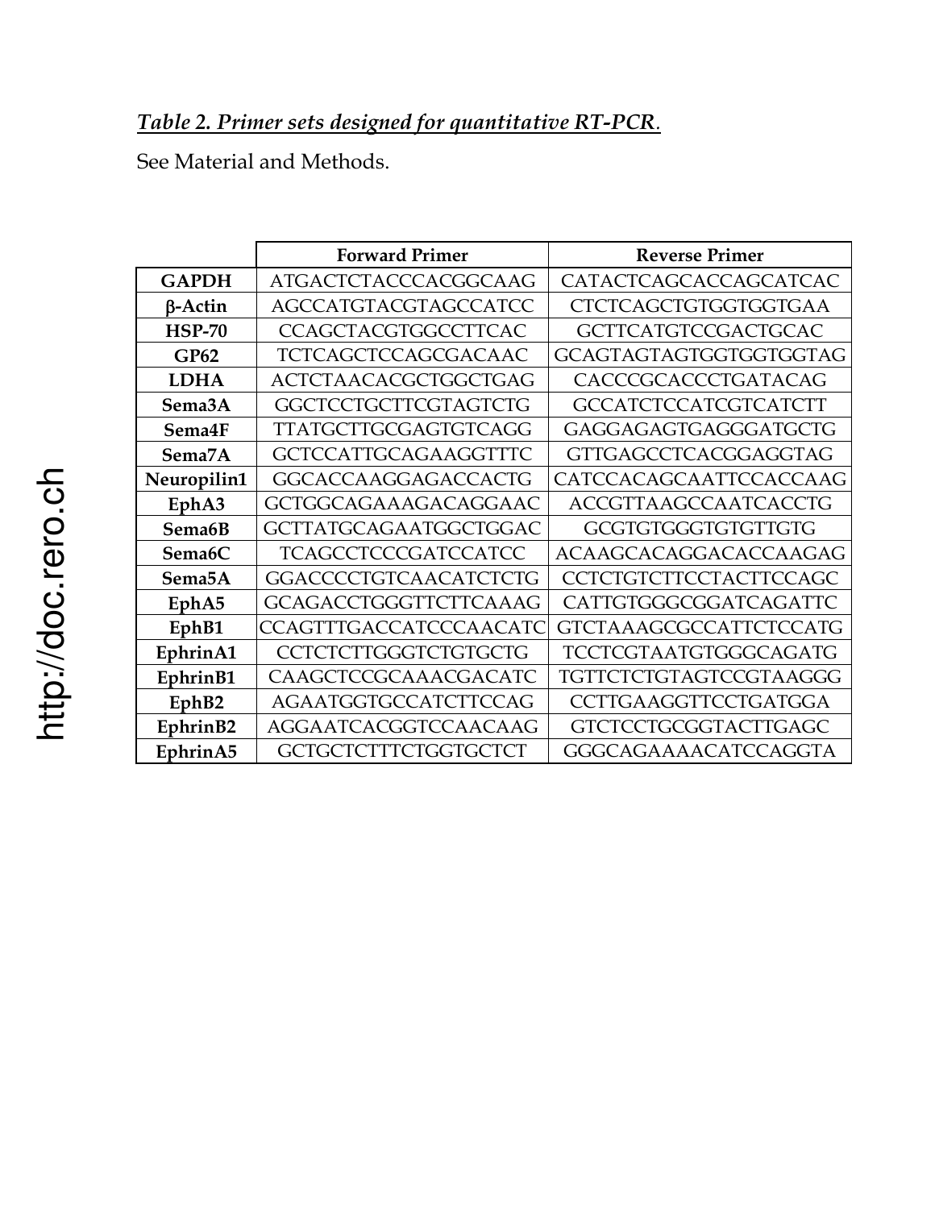***Table 2. Primer sets designed for quantitative RT-PCR**.*

See Material and Methods.

| | **Forward Primer** | **Reverse Primer** |
|---|---|---|
| **GAPDH** | ATGACTCTACCCACGGCAAG | CATACTCAGCACCAGCATCAC |
| **β-Actin** | AGCCATGTACGTAGCCATCC | CTCTCAGCTGTGGTGGTGAA |
| **HSP-70** | CCAGCTACGTGGCCTTCAC | GCTTCATGTCCGACTGCAC |
| **GP62** | TCTCAGCTCCAGCGACAAC | GCAGTAGTAGTGGTGGTGGTAG |
| **LDHA** | ACTCTAACACGCTGGCTGAG | CACCCGCACCCTGATACAG |
| **Sema3A** | GGCTCCTGCTTCGTAGTCTG | GCCATCTCCATCGTCATCTT |
| **Sema4F** | TTATGCTTGCGAGTGTCAGG | GAGGAGAGTGAGGGATGCTG |
| **Sema7A** | GCTCCATTGCAGAAGGTTTC | GTTGAGCCTCACGGAGGTAG |
| **Neuropilin1** | GGCACCAAGGAGACCACTG | CATCCACAGCAATTCCACCAAG |
| **EphA3** | GCTGGCAGAAAGACAGGAAC | ACCGTTAAGCCAATCACCTG |
| **Sema6B** | GCTTATGCAGAATGGCTGGAC | GCGTGTGGGTGTGTTGTG |
| **Sema6C** | TCAGCCTCCCGATCCATCC | ACAAGCACAGGACACCAAGAG |
| **Sema5A** | GGACCCCTGTCAACATCTCTG | CCTCTGTCTTCCTACTTCCAGC |
| **EphA5** | GCAGACCTGGGTTCTTCAAAG | CATTGTGGGCGGATCAGATTC |
| **EphB1** | CCAGTTTGACCATCCCAACATC | GTCTAAAGCGCCATTCTCCATG |
| **EphrinA1** | CCTCTCTTGGGTCTGTGCTG | TCCTCGTAATGTGGGCAGATG |
| **EphrinB1** | CAAGCTCCGCAAACGACATC | TGTTCTCTGTAGTCCGTAAGGG |
| **EphB2** | AGAATGGTGCCATCTTCCAG | CCTTGAAGGTTCCTGATGGA |
| **EphrinB2** | AGGAATCACGGTCCAACAAG | GTCTCCTGCGGTACTTGAGC |
| **EphrinA5** | GCTGCTCTTTCTGGTGCTCT | GGGCAGAAAACATCCAGGTA |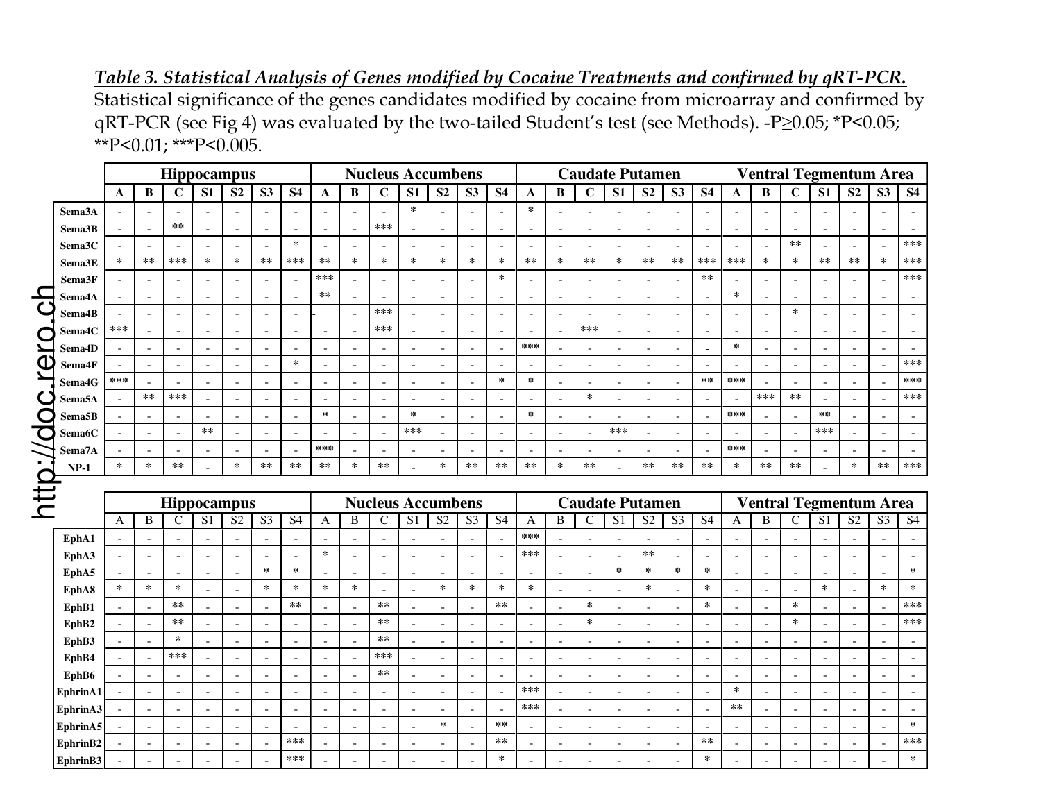***Table 3. Statistical Analysis of Genes modified by Cocaine Treatments and confirmed by qRT-PCR.*** Statistical significance of the genes candidates modified by cocaine from microarray and confirmed by qRT-PCR (see Fig 4) was evaluated by the two-tailed Student's test (see Methods). -P≥0.05; *P<0.05; **P<0.01; ***P<0.005.

| | Hippocampus | | | | | | | Nucleus Accumbens | | | | | | | Caudate Putamen | | | | | | | Ventral Tegmentum Area | | | | | | |
|---|---|---|---|---|---|---|---|---|---|---|---|---|---|---|---|---|---|---|---|---|---|---|---|---|---|---|---|---|
| | A | B | C | S1 | S2 | S3 | S4 | A | B | C | S1 | S2 | S3 | S4 | A | B | C | S1 | S2 | S3 | S4 | A | B | C | S1 | S2 | S3 | S4 |
| Sema3A | - | - | - | - | - | - | - | - | - | - | * | - | - | - | * | - | - | - | - | - | - | - | - | - | - | - | - | - |
| Sema3B | - | - | ** | - | - | - | - | - | - | *** | - | - | - | - | - | - | - | - | - | - | - | - | - | - | - | - | - | - |
| Sema3C | - | - | - | - | - | - | * | - | - | - | - | - | - | - | - | - | - | - | - | - | - | - | - | ** | - | - | - | *** |
| Sema3E | * | ** | *** | * | * | ** | *** | ** | * | * | * | * | * | * | ** | * | ** | * | ** | ** | *** | *** | * | * | ** | ** | * | *** |
| Sema3F | - | - | - | - | - | - | - | *** | - | - | - | - | - | * | - | - | - | - | - | - | ** | - | - | - | - | - | - | *** |
| Sema4A | - | - | - | - | - | - | - | ** | - | - | - | - | - | - | - | - | - | - | - | - | - | * | - | - | - | - | - | - |
| Sema4B | - | - | - | - | - | - | - | - | - | *** | - | - | - | - | - | - | - | - | - | - | - | - | - | * | - | - | - | - |
| Sema4C | *** | - | - | - | - | - | - | - | - | *** | - | - | - | - | - | - | *** | - | - | - | - | - | - | - | - | - | - | - |
| Sema4D | - | - | - | - | - | - | - | - | - | - | - | - | - | - | *** | - | - | - | - | - | - | * | - | - | - | - | - | - |
| Sema4F | - | - | - | - | - | - | * | - | - | - | - | - | - | - | - | - | - | - | - | - | - | - | - | - | - | - | - | *** |
| Sema4G | *** | - | - | - | - | - | - | - | - | - | - | - | - | * | * | - | - | - | - | - | ** | *** | - | - | - | - | - | *** |
| Sema5A | - | ** | *** | - | - | - | - | - | - | - | - | - | - | - | - | - | * | - | - | - | - | - | *** | ** | - | - | - | *** |
| Sema5B | - | - | - | - | - | - | - | * | - | - | * | - | - | - | * | - | - | - | - | - | - | *** | - | - | ** | - | - | - |
| Sema6C | - | - | - | ** | - | - | - | - | - | - | *** | - | - | - | - | - | - | *** | - | - | - | - | - | - | *** | - | - | - |
| Sema7A | - | - | - | - | - | - | - | *** | - | - | - | - | - | - | - | - | - | - | - | - | - | *** | - | - | - | - | - | - |
| NP-1 | * | * | ** | - | * | ** | ** | ** | * | ** | - | * | ** | ** | ** | * | ** | - | ** | ** | ** | * | ** | ** | - | * | ** | *** |

| | Hippocampus | | | | | | | Nucleus Accumbens | | | | | | | Caudate Putamen | | | | | | | Ventral Tegmentum Area | | | | | | |
|---|---|---|---|---|---|---|---|---|---|---|---|---|---|---|---|---|---|---|---|---|---|---|---|---|---|---|---|---|
| | A | B | C | S1 | S2 | S3 | S4 | A | B | C | S1 | S2 | S3 | S4 | A | B | C | S1 | S2 | S3 | S4 | A | B | C | S1 | S2 | S3 | S4 |
| EphA1 | - | - | - | - | - | - | - | - | - | - | - | - | - | - | *** | - | - | - | - | - | - | - | - | - | - | - | - | - |
| EphA3 | - | - | - | - | - | - | - | * | - | - | - | - | - | - | *** | - | - | - | ** | - | - | - | - | - | - | - | - | - |
| EphA5 | - | - | - | - | - | * | * | - | - | - | - | - | - | - | - | - | - | * | * | * | * | - | - | - | - | - | - | * |
| EphA8 | * | * | * | - | - | * | * | * | * | - | - | * | * | * | * | - | - | - | * | - | * | - | - | - | * | - | * | * |
| EphB1 | - | - | ** | - | - | - | ** | - | - | ** | - | - | - | ** | - | - | * | - | - | - | * | - | - | * | - | - | - | *** |
| EphB2 | - | - | ** | - | - | - | - | - | - | ** | - | - | - | - | - | - | * | - | - | - | - | - | - | * | - | - | - | *** |
| EphB3 | - | - | * | - | - | - | - | - | - | ** | - | - | - | - | - | - | - | - | - | - | - | - | - | - | - | - | - | - |
| EphB4 | - | - | *** | - | - | - | - | - | - | *** | - | - | - | - | - | - | - | - | - | - | - | - | - | - | - | - | - | - |
| EphB6 | - | - | - | - | - | - | - | - | - | ** | - | - | - | - | - | - | - | - | - | - | - | - | - | - | - | - | - | - |
| EphrinA1 | - | - | - | - | - | - | - | - | - | - | - | - | - | - | *** | - | - | - | - | - | - | * | - | - | - | - | - | - |
| EphrinA3 | - | - | - | - | - | - | - | - | - | - | - | - | - | - | *** | - | - | - | - | - | - | ** | - | - | - | - | - | - |
| EphrinA5 | - | - | - | - | - | - | - | - | - | - | - | * | - | ** | - | - | - | - | - | - | - | - | - | - | - | - | - | * |
| EphrinB2 | - | - | - | - | - | - | *** | - | - | - | - | - | - | ** | - | - | - | - | - | - | ** | - | - | - | - | - | - | *** |
| EphrinB3 | - | - | - | - | - | - | *** | - | - | - | - | - | - | * | - | - | - | - | - | - | * | - | - | - | - | - | - | * |